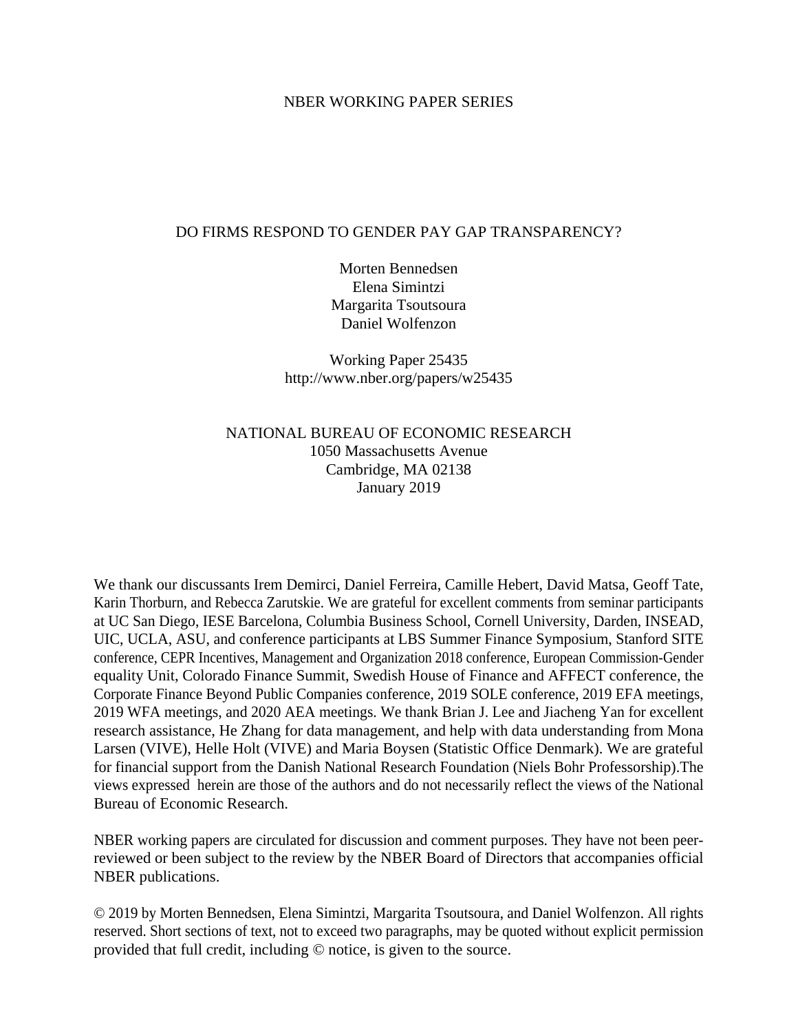NBER WORKING PAPER SERIES

# DO FIRMS RESPOND TO GENDER PAY GAP TRANSPARENCY?

Morten Bennedsen
Elena Simintzi
Margarita Tsoutsoura
Daniel Wolfenzon

Working Paper 25435
http://www.nber.org/papers/w25435

NATIONAL BUREAU OF ECONOMIC RESEARCH
1050 Massachusetts Avenue
Cambridge, MA 02138
January 2019

We thank our discussants Irem Demirci, Daniel Ferreira, Camille Hebert, David Matsa, Geoff Tate, Karin Thorburn, and Rebecca Zarutskie. We are grateful for excellent comments from seminar participants at UC San Diego, IESE Barcelona, Columbia Business School, Cornell University, Darden, INSEAD, UIC, UCLA, ASU, and conference participants at LBS Summer Finance Symposium, Stanford SITE conference, CEPR Incentives, Management and Organization 2018 conference, European Commission-Gender equality Unit, Colorado Finance Summit, Swedish House of Finance and AFFECT conference, the Corporate Finance Beyond Public Companies conference, 2019 SOLE conference, 2019 EFA meetings, 2019 WFA meetings, and 2020 AEA meetings. We thank Brian J. Lee and Jiacheng Yan for excellent research assistance, He Zhang for data management, and help with data understanding from Mona Larsen (VIVE), Helle Holt (VIVE) and Maria Boysen (Statistic Office Denmark). We are grateful for financial support from the Danish National Research Foundation (Niels Bohr Professorship).The views expressed herein are those of the authors and do not necessarily reflect the views of the National Bureau of Economic Research.

NBER working papers are circulated for discussion and comment purposes. They have not been peer-reviewed or been subject to the review by the NBER Board of Directors that accompanies official NBER publications.

© 2019 by Morten Bennedsen, Elena Simintzi, Margarita Tsoutsoura, and Daniel Wolfenzon. All rights reserved. Short sections of text, not to exceed two paragraphs, may be quoted without explicit permission provided that full credit, including © notice, is given to the source.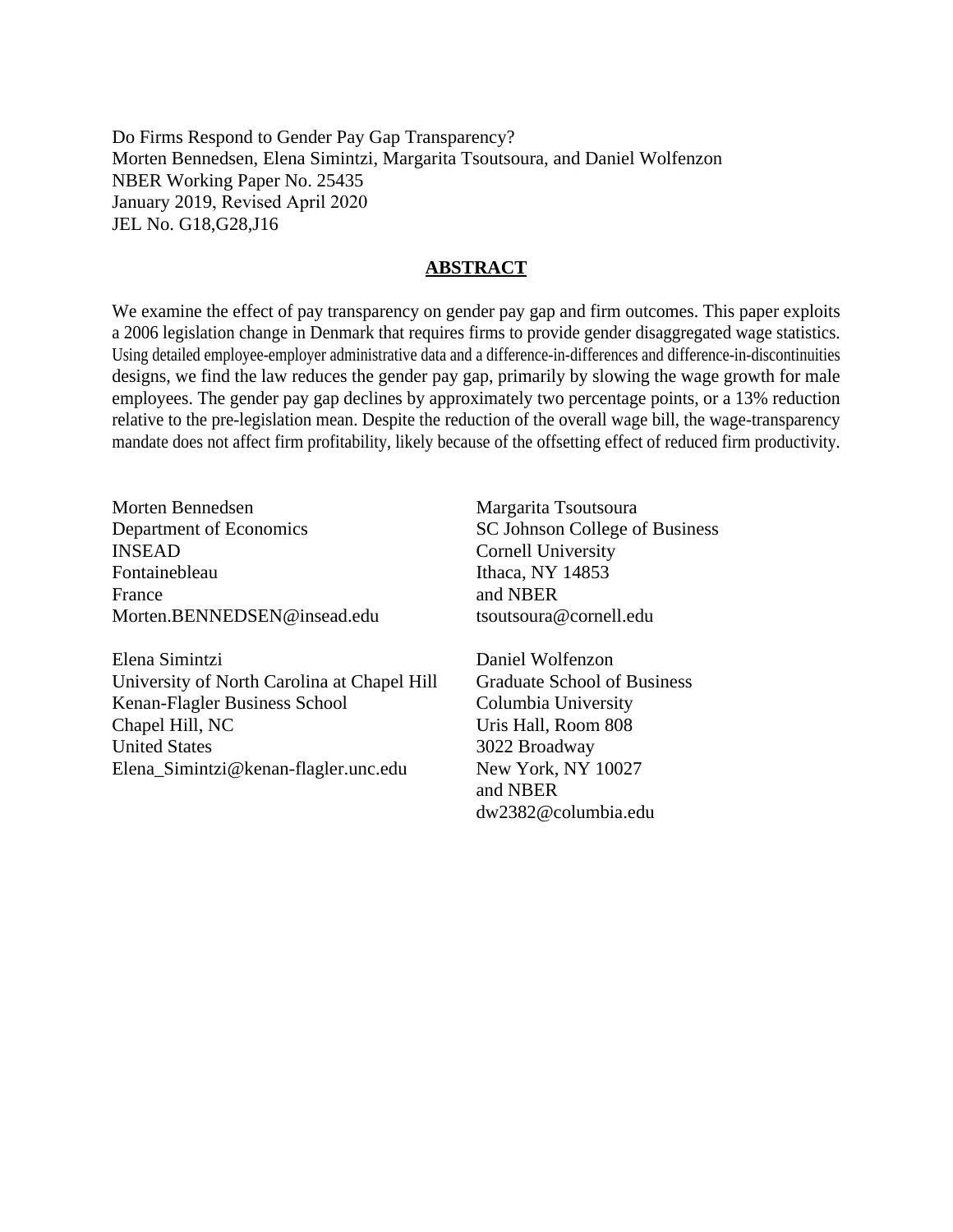Do Firms Respond to Gender Pay Gap Transparency?
Morten Bennedsen, Elena Simintzi, Margarita Tsoutsoura, and Daniel Wolfenzon
NBER Working Paper No. 25435
January 2019, Revised April 2020
JEL No. G18,G28,J16

## ABSTRACT

We examine the effect of pay transparency on gender pay gap and firm outcomes. This paper exploits a 2006 legislation change in Denmark that requires firms to provide gender disaggregated wage statistics. Using detailed employee-employer administrative data and a difference-in-differences and difference-in-discontinuities designs, we find the law reduces the gender pay gap, primarily by slowing the wage growth for male employees. The gender pay gap declines by approximately two percentage points, or a 13% reduction relative to the pre-legislation mean. Despite the reduction of the overall wage bill, the wage-transparency mandate does not affect firm profitability, likely because of the offsetting effect of reduced firm productivity.

Morten Bennedsen
Department of Economics
INSEAD
Fontainebleau
France
Morten.BENNEDSEN@insead.edu

Elena Simintzi
University of North Carolina at Chapel Hill
Kenan-Flagler Business School
Chapel Hill, NC
United States
Elena_Simintzi@kenan-flagler.unc.edu

Margarita Tsoutsoura
SC Johnson College of Business
Cornell University
Ithaca, NY 14853
and NBER
tsoutsoura@cornell.edu

Daniel Wolfenzon
Graduate School of Business
Columbia University
Uris Hall, Room 808
3022 Broadway
New York, NY 10027
and NBER
dw2382@columbia.edu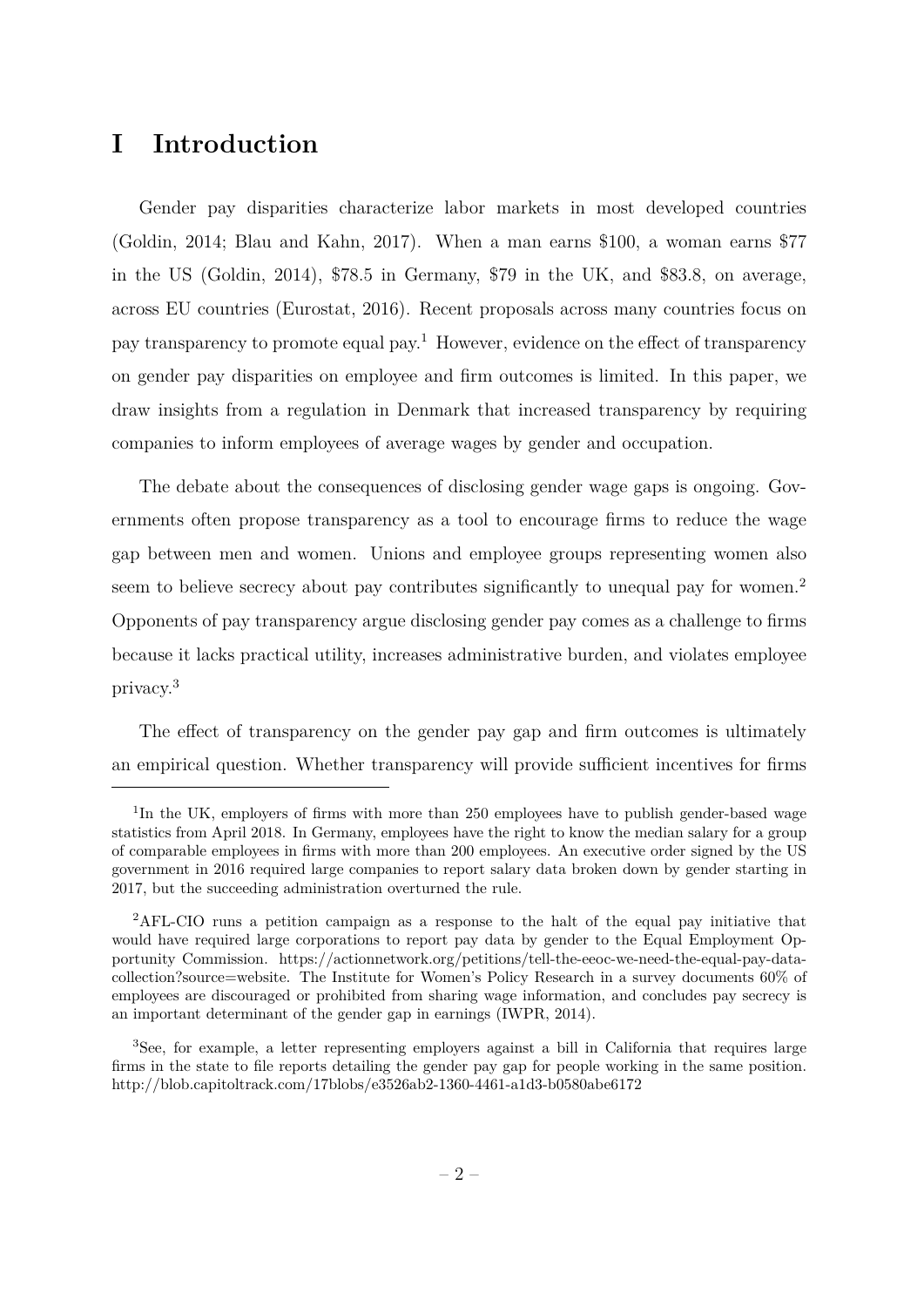# I Introduction

Gender pay disparities characterize labor markets in most developed countries (Goldin, 2014; Blau and Kahn, 2017). When a man earns $100, a woman earns $77 in the US (Goldin, 2014), $78.5 in Germany, $79 in the UK, and $83.8, on average, across EU countries (Eurostat, 2016). Recent proposals across many countries focus on pay transparency to promote equal pay.[1] However, evidence on the effect of transparency on gender pay disparities on employee and firm outcomes is limited. In this paper, we draw insights from a regulation in Denmark that increased transparency by requiring companies to inform employees of average wages by gender and occupation.

The debate about the consequences of disclosing gender wage gaps is ongoing. Governments often propose transparency as a tool to encourage firms to reduce the wage gap between men and women. Unions and employee groups representing women also seem to believe secrecy about pay contributes significantly to unequal pay for women.[2] Opponents of pay transparency argue disclosing gender pay comes as a challenge to firms because it lacks practical utility, increases administrative burden, and violates employee privacy.[3]

The effect of transparency on the gender pay gap and firm outcomes is ultimately an empirical question. Whether transparency will provide sufficient incentives for firms

[1] In the UK, employers of firms with more than 250 employees have to publish gender-based wage statistics from April 2018. In Germany, employees have the right to know the median salary for a group of comparable employees in firms with more than 200 employees. An executive order signed by the US government in 2016 required large companies to report salary data broken down by gender starting in 2017, but the succeeding administration overturned the rule.

[2] AFL-CIO runs a petition campaign as a response to the halt of the equal pay initiative that would have required large corporations to report pay data by gender to the Equal Employment Opportunity Commission. https://actionnetwork.org/petitions/tell-the-eeoc-we-need-the-equal-pay-data-collection?source=website. The Institute for Women's Policy Research in a survey documents 60% of employees are discouraged or prohibited from sharing wage information, and concludes pay secrecy is an important determinant of the gender gap in earnings (IWPR, 2014).

[3] See, for example, a letter representing employers against a bill in California that requires large firms in the state to file reports detailing the gender pay gap for people working in the same position. http://blob.capitoltrack.com/17blobs/e3526ab2-1360-4461-a1d3-b0580abe6172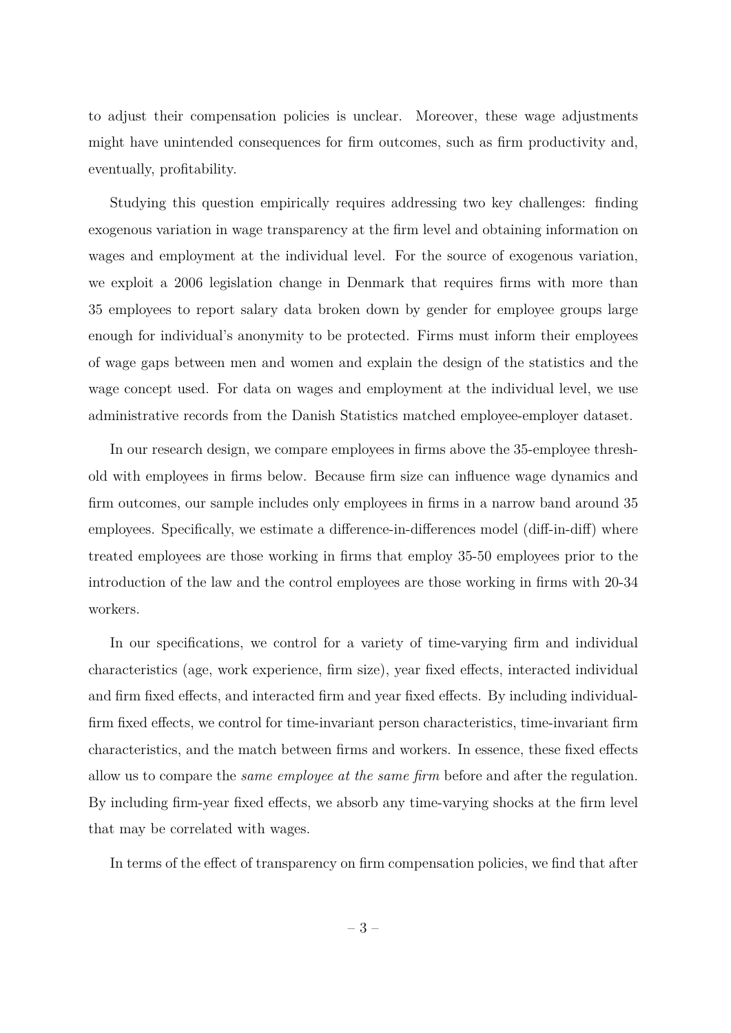to adjust their compensation policies is unclear. Moreover, these wage adjustments might have unintended consequences for firm outcomes, such as firm productivity and, eventually, profitability.

Studying this question empirically requires addressing two key challenges: finding exogenous variation in wage transparency at the firm level and obtaining information on wages and employment at the individual level. For the source of exogenous variation, we exploit a 2006 legislation change in Denmark that requires firms with more than 35 employees to report salary data broken down by gender for employee groups large enough for individual's anonymity to be protected. Firms must inform their employees of wage gaps between men and women and explain the design of the statistics and the wage concept used. For data on wages and employment at the individual level, we use administrative records from the Danish Statistics matched employee-employer dataset.

In our research design, we compare employees in firms above the 35-employee threshold with employees in firms below. Because firm size can influence wage dynamics and firm outcomes, our sample includes only employees in firms in a narrow band around 35 employees. Specifically, we estimate a difference-in-differences model (diff-in-diff) where treated employees are those working in firms that employ 35-50 employees prior to the introduction of the law and the control employees are those working in firms with 20-34 workers.

In our specifications, we control for a variety of time-varying firm and individual characteristics (age, work experience, firm size), year fixed effects, interacted individual and firm fixed effects, and interacted firm and year fixed effects. By including individual-firm fixed effects, we control for time-invariant person characteristics, time-invariant firm characteristics, and the match between firms and workers. In essence, these fixed effects allow us to compare the *same employee at the same firm* before and after the regulation. By including firm-year fixed effects, we absorb any time-varying shocks at the firm level that may be correlated with wages.

In terms of the effect of transparency on firm compensation policies, we find that after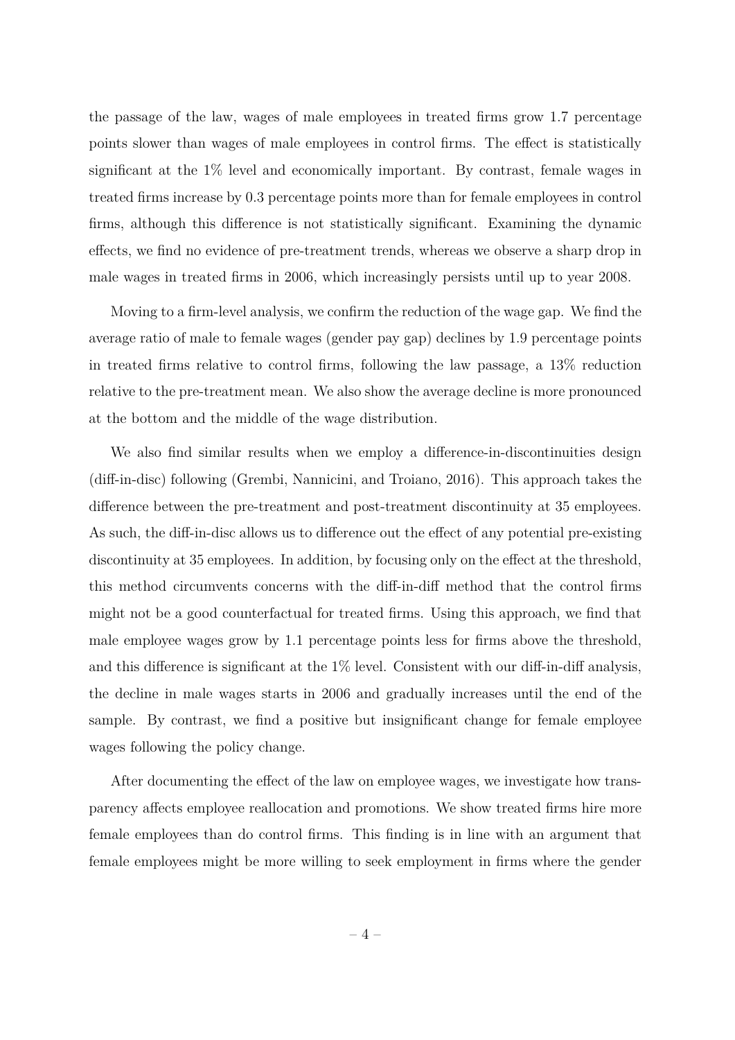the passage of the law, wages of male employees in treated firms grow 1.7 percentage points slower than wages of male employees in control firms. The effect is statistically significant at the 1% level and economically important. By contrast, female wages in treated firms increase by 0.3 percentage points more than for female employees in control firms, although this difference is not statistically significant. Examining the dynamic effects, we find no evidence of pre-treatment trends, whereas we observe a sharp drop in male wages in treated firms in 2006, which increasingly persists until up to year 2008.

Moving to a firm-level analysis, we confirm the reduction of the wage gap. We find the average ratio of male to female wages (gender pay gap) declines by 1.9 percentage points in treated firms relative to control firms, following the law passage, a 13% reduction relative to the pre-treatment mean. We also show the average decline is more pronounced at the bottom and the middle of the wage distribution.

We also find similar results when we employ a difference-in-discontinuities design (diff-in-disc) following (Grembi, Nannicini, and Troiano, 2016). This approach takes the difference between the pre-treatment and post-treatment discontinuity at 35 employees. As such, the diff-in-disc allows us to difference out the effect of any potential pre-existing discontinuity at 35 employees. In addition, by focusing only on the effect at the threshold, this method circumvents concerns with the diff-in-diff method that the control firms might not be a good counterfactual for treated firms. Using this approach, we find that male employee wages grow by 1.1 percentage points less for firms above the threshold, and this difference is significant at the 1% level. Consistent with our diff-in-diff analysis, the decline in male wages starts in 2006 and gradually increases until the end of the sample. By contrast, we find a positive but insignificant change for female employee wages following the policy change.

After documenting the effect of the law on employee wages, we investigate how transparency affects employee reallocation and promotions. We show treated firms hire more female employees than do control firms. This finding is in line with an argument that female employees might be more willing to seek employment in firms where the gender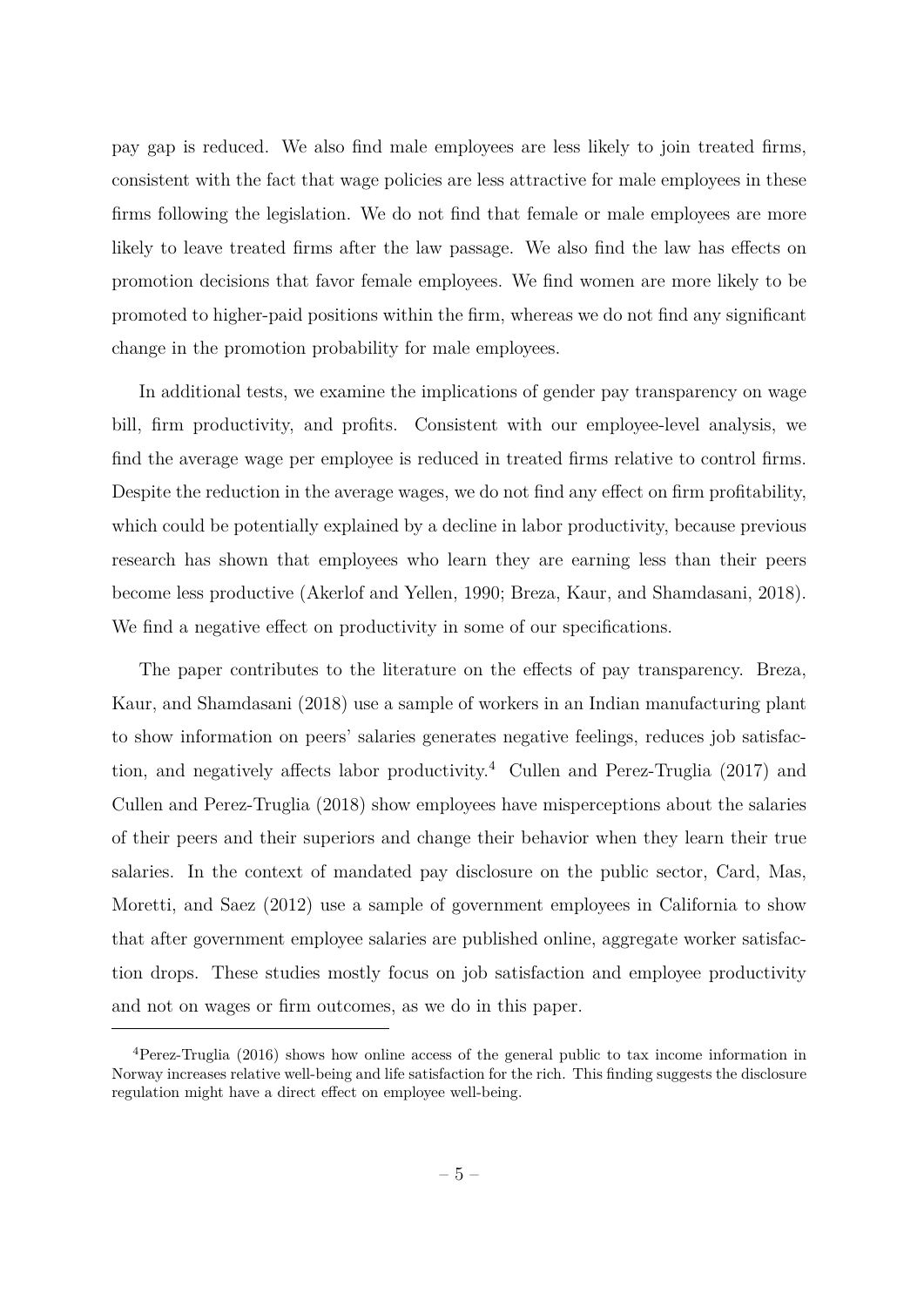pay gap is reduced. We also find male employees are less likely to join treated firms, consistent with the fact that wage policies are less attractive for male employees in these firms following the legislation. We do not find that female or male employees are more likely to leave treated firms after the law passage. We also find the law has effects on promotion decisions that favor female employees. We find women are more likely to be promoted to higher-paid positions within the firm, whereas we do not find any significant change in the promotion probability for male employees.

In additional tests, we examine the implications of gender pay transparency on wage bill, firm productivity, and profits. Consistent with our employee-level analysis, we find the average wage per employee is reduced in treated firms relative to control firms. Despite the reduction in the average wages, we do not find any effect on firm profitability, which could be potentially explained by a decline in labor productivity, because previous research has shown that employees who learn they are earning less than their peers become less productive (Akerlof and Yellen, 1990; Breza, Kaur, and Shamdasani, 2018). We find a negative effect on productivity in some of our specifications.

The paper contributes to the literature on the effects of pay transparency. Breza, Kaur, and Shamdasani (2018) use a sample of workers in an Indian manufacturing plant to show information on peers' salaries generates negative feelings, reduces job satisfaction, and negatively affects labor productivity.[4] Cullen and Perez-Truglia (2017) and Cullen and Perez-Truglia (2018) show employees have misperceptions about the salaries of their peers and their superiors and change their behavior when they learn their true salaries. In the context of mandated pay disclosure on the public sector, Card, Mas, Moretti, and Saez (2012) use a sample of government employees in California to show that after government employee salaries are published online, aggregate worker satisfaction drops. These studies mostly focus on job satisfaction and employee productivity and not on wages or firm outcomes, as we do in this paper.

[4]Perez-Truglia (2016) shows how online access of the general public to tax income information in Norway increases relative well-being and life satisfaction for the rich. This finding suggests the disclosure regulation might have a direct effect on employee well-being.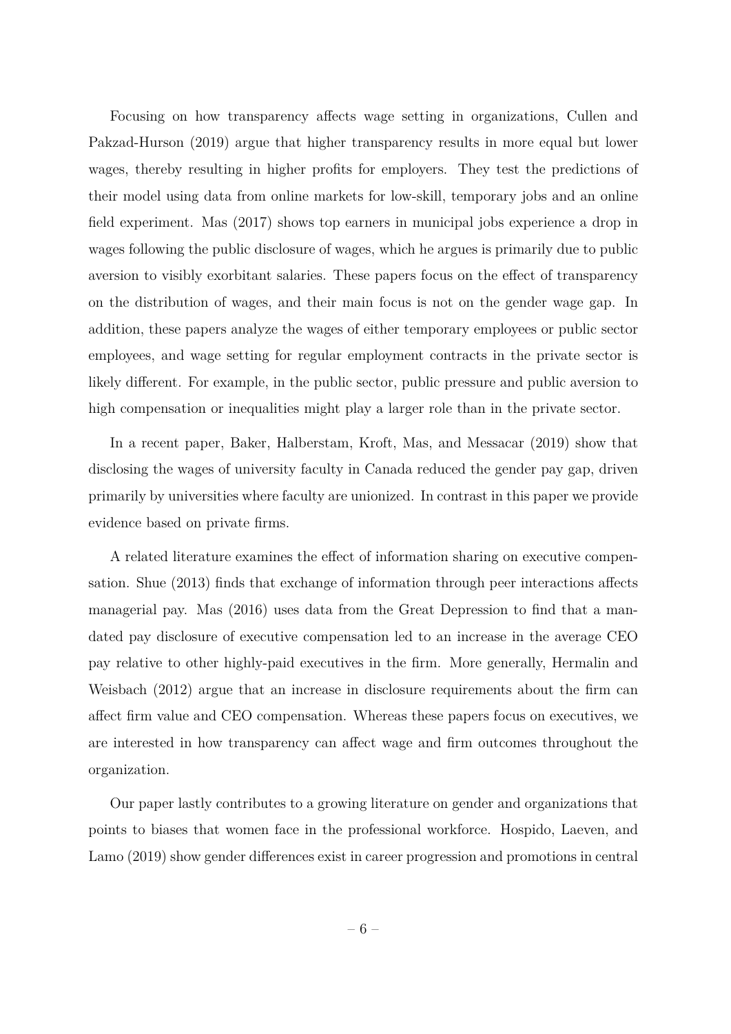Focusing on how transparency affects wage setting in organizations, Cullen and Pakzad-Hurson (2019) argue that higher transparency results in more equal but lower wages, thereby resulting in higher profits for employers. They test the predictions of their model using data from online markets for low-skill, temporary jobs and an online field experiment. Mas (2017) shows top earners in municipal jobs experience a drop in wages following the public disclosure of wages, which he argues is primarily due to public aversion to visibly exorbitant salaries. These papers focus on the effect of transparency on the distribution of wages, and their main focus is not on the gender wage gap. In addition, these papers analyze the wages of either temporary employees or public sector employees, and wage setting for regular employment contracts in the private sector is likely different. For example, in the public sector, public pressure and public aversion to high compensation or inequalities might play a larger role than in the private sector.

In a recent paper, Baker, Halberstam, Kroft, Mas, and Messacar (2019) show that disclosing the wages of university faculty in Canada reduced the gender pay gap, driven primarily by universities where faculty are unionized. In contrast in this paper we provide evidence based on private firms.

A related literature examines the effect of information sharing on executive compensation. Shue (2013) finds that exchange of information through peer interactions affects managerial pay. Mas (2016) uses data from the Great Depression to find that a mandated pay disclosure of executive compensation led to an increase in the average CEO pay relative to other highly-paid executives in the firm. More generally, Hermalin and Weisbach (2012) argue that an increase in disclosure requirements about the firm can affect firm value and CEO compensation. Whereas these papers focus on executives, we are interested in how transparency can affect wage and firm outcomes throughout the organization.

Our paper lastly contributes to a growing literature on gender and organizations that points to biases that women face in the professional workforce. Hospido, Laeven, and Lamo (2019) show gender differences exist in career progression and promotions in central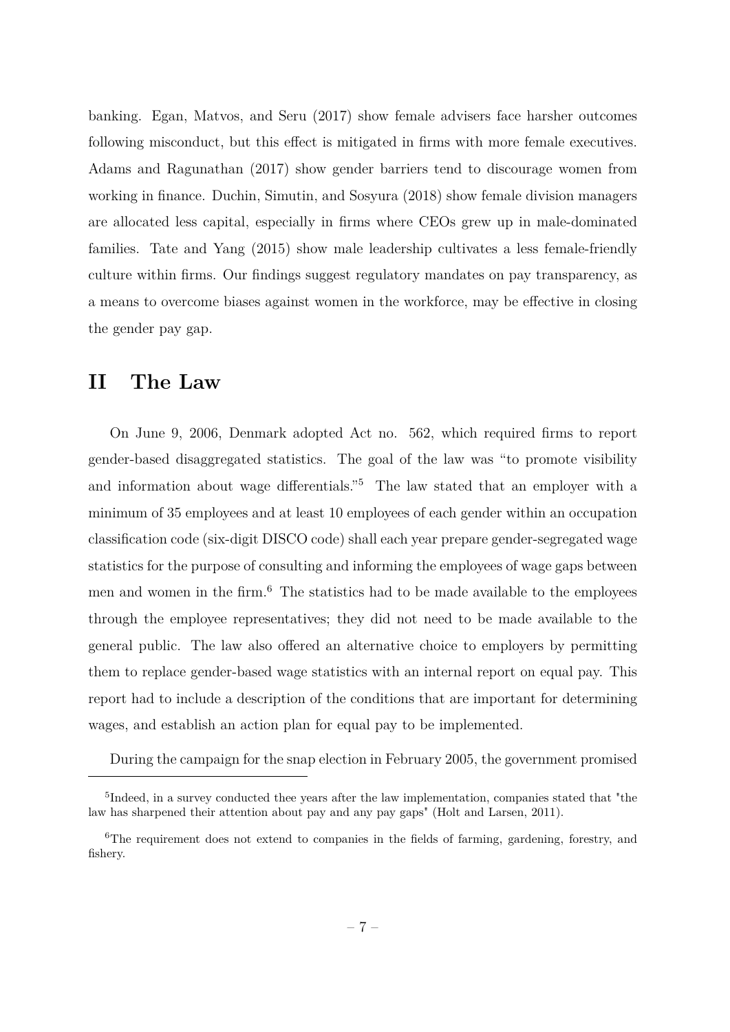banking. Egan, Matvos, and Seru (2017) show female advisers face harsher outcomes following misconduct, but this effect is mitigated in firms with more female executives. Adams and Ragunathan (2017) show gender barriers tend to discourage women from working in finance. Duchin, Simutin, and Sosyura (2018) show female division managers are allocated less capital, especially in firms where CEOs grew up in male-dominated families. Tate and Yang (2015) show male leadership cultivates a less female-friendly culture within firms. Our findings suggest regulatory mandates on pay transparency, as a means to overcome biases against women in the workforce, may be effective in closing the gender pay gap.

# II The Law

On June 9, 2006, Denmark adopted Act no. 562, which required firms to report gender-based disaggregated statistics. The goal of the law was "to promote visibility and information about wage differentials."[5] The law stated that an employer with a minimum of 35 employees and at least 10 employees of each gender within an occupation classification code (six-digit DISCO code) shall each year prepare gender-segregated wage statistics for the purpose of consulting and informing the employees of wage gaps between men and women in the firm.[6] The statistics had to be made available to the employees through the employee representatives; they did not need to be made available to the general public. The law also offered an alternative choice to employers by permitting them to replace gender-based wage statistics with an internal report on equal pay. This report had to include a description of the conditions that are important for determining wages, and establish an action plan for equal pay to be implemented.

During the campaign for the snap election in February 2005, the government promised

---

[5]Indeed, in a survey conducted thee years after the law implementation, companies stated that "the law has sharpened their attention about pay and any pay gaps" (Holt and Larsen, 2011).

[6]The requirement does not extend to companies in the fields of farming, gardening, forestry, and fishery.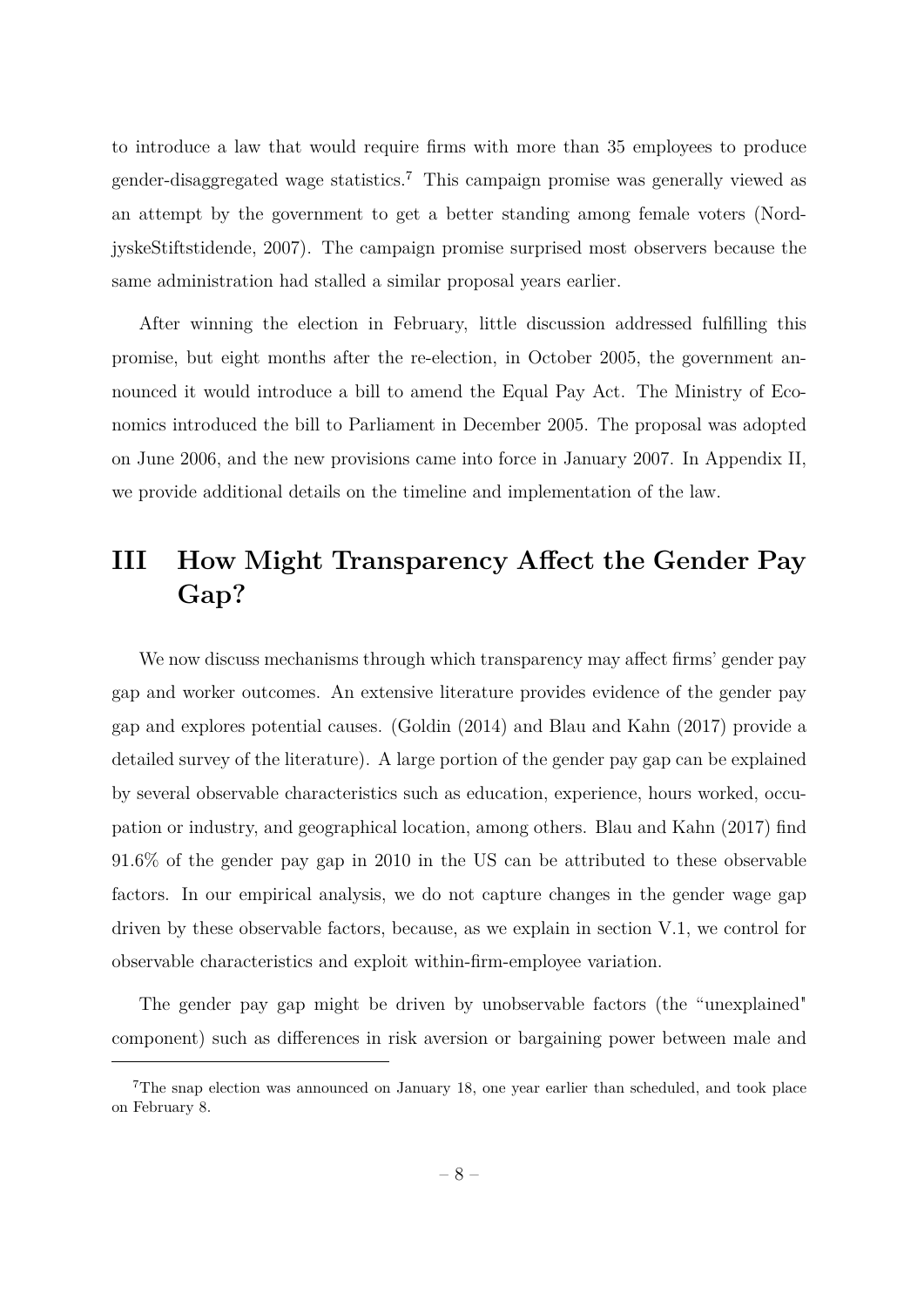to introduce a law that would require firms with more than 35 employees to produce gender-disaggregated wage statistics.[7] This campaign promise was generally viewed as an attempt by the government to get a better standing among female voters (NordjyskeStiftstidende, 2007). The campaign promise surprised most observers because the same administration had stalled a similar proposal years earlier.

After winning the election in February, little discussion addressed fulfilling this promise, but eight months after the re-election, in October 2005, the government announced it would introduce a bill to amend the Equal Pay Act. The Ministry of Economics introduced the bill to Parliament in December 2005. The proposal was adopted on June 2006, and the new provisions came into force in January 2007. In Appendix II, we provide additional details on the timeline and implementation of the law.

# III How Might Transparency Affect the Gender Pay Gap?

We now discuss mechanisms through which transparency may affect firms' gender pay gap and worker outcomes. An extensive literature provides evidence of the gender pay gap and explores potential causes. (Goldin (2014) and Blau and Kahn (2017) provide a detailed survey of the literature). A large portion of the gender pay gap can be explained by several observable characteristics such as education, experience, hours worked, occupation or industry, and geographical location, among others. Blau and Kahn (2017) find 91.6% of the gender pay gap in 2010 in the US can be attributed to these observable factors. In our empirical analysis, we do not capture changes in the gender wage gap driven by these observable factors, because, as we explain in section V.1, we control for observable characteristics and exploit within-firm-employee variation.

The gender pay gap might be driven by unobservable factors (the "unexplained" component) such as differences in risk aversion or bargaining power between male and

[7] The snap election was announced on January 18, one year earlier than scheduled, and took place on February 8.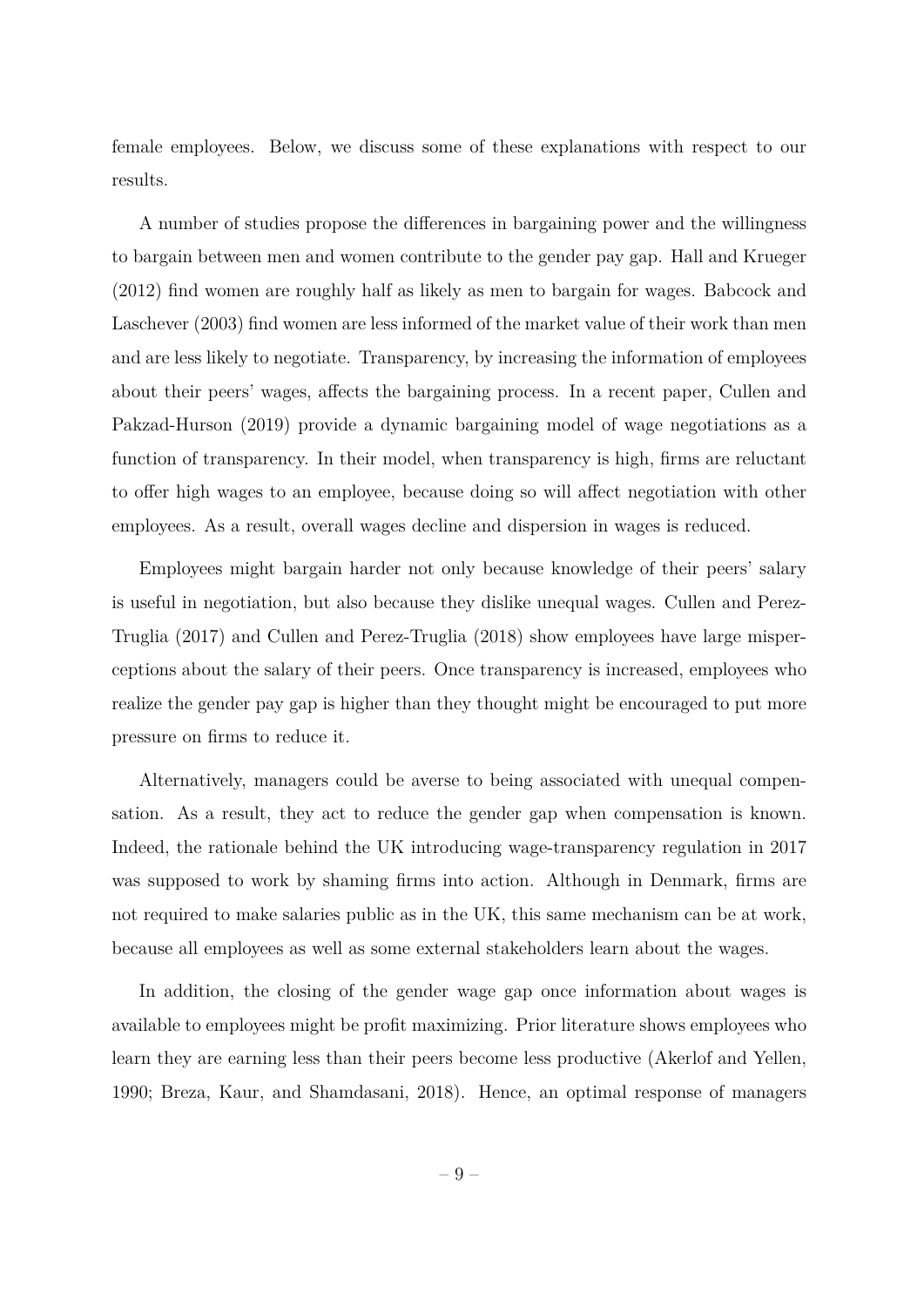female employees. Below, we discuss some of these explanations with respect to our results.

A number of studies propose the differences in bargaining power and the willingness to bargain between men and women contribute to the gender pay gap. Hall and Krueger (2012) find women are roughly half as likely as men to bargain for wages. Babcock and Laschever (2003) find women are less informed of the market value of their work than men and are less likely to negotiate. Transparency, by increasing the information of employees about their peers' wages, affects the bargaining process. In a recent paper, Cullen and Pakzad-Hurson (2019) provide a dynamic bargaining model of wage negotiations as a function of transparency. In their model, when transparency is high, firms are reluctant to offer high wages to an employee, because doing so will affect negotiation with other employees. As a result, overall wages decline and dispersion in wages is reduced.

Employees might bargain harder not only because knowledge of their peers' salary is useful in negotiation, but also because they dislike unequal wages. Cullen and Perez-Truglia (2017) and Cullen and Perez-Truglia (2018) show employees have large misperceptions about the salary of their peers. Once transparency is increased, employees who realize the gender pay gap is higher than they thought might be encouraged to put more pressure on firms to reduce it.

Alternatively, managers could be averse to being associated with unequal compensation. As a result, they act to reduce the gender gap when compensation is known. Indeed, the rationale behind the UK introducing wage-transparency regulation in 2017 was supposed to work by shaming firms into action. Although in Denmark, firms are not required to make salaries public as in the UK, this same mechanism can be at work, because all employees as well as some external stakeholders learn about the wages.

In addition, the closing of the gender wage gap once information about wages is available to employees might be profit maximizing. Prior literature shows employees who learn they are earning less than their peers become less productive (Akerlof and Yellen, 1990; Breza, Kaur, and Shamdasani, 2018). Hence, an optimal response of managers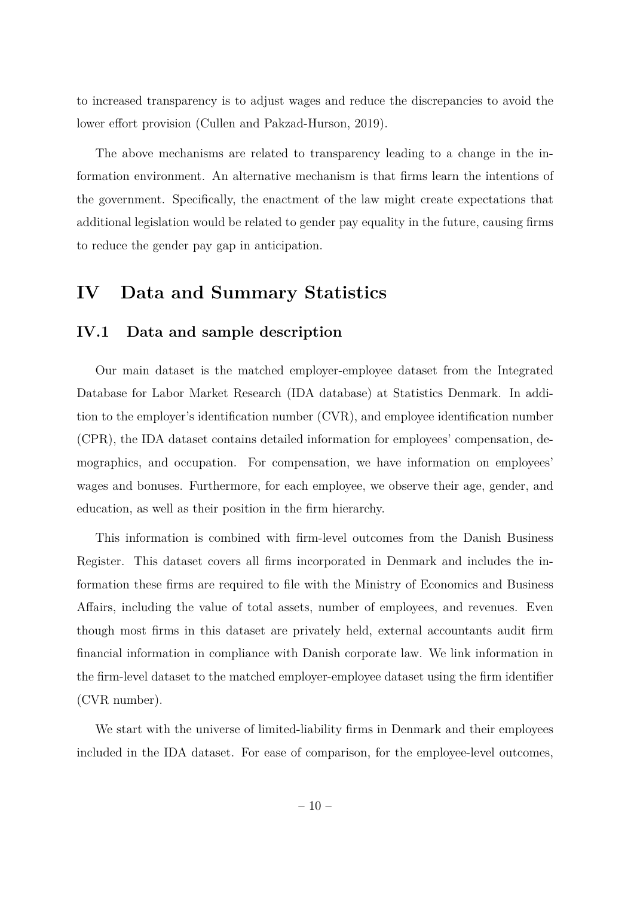to increased transparency is to adjust wages and reduce the discrepancies to avoid the lower effort provision (Cullen and Pakzad-Hurson, 2019).

The above mechanisms are related to transparency leading to a change in the information environment. An alternative mechanism is that firms learn the intentions of the government. Specifically, the enactment of the law might create expectations that additional legislation would be related to gender pay equality in the future, causing firms to reduce the gender pay gap in anticipation.

# IV Data and Summary Statistics

## IV.1 Data and sample description

Our main dataset is the matched employer-employee dataset from the Integrated Database for Labor Market Research (IDA database) at Statistics Denmark. In addition to the employer's identification number (CVR), and employee identification number (CPR), the IDA dataset contains detailed information for employees' compensation, demographics, and occupation. For compensation, we have information on employees' wages and bonuses. Furthermore, for each employee, we observe their age, gender, and education, as well as their position in the firm hierarchy.

This information is combined with firm-level outcomes from the Danish Business Register. This dataset covers all firms incorporated in Denmark and includes the information these firms are required to file with the Ministry of Economics and Business Affairs, including the value of total assets, number of employees, and revenues. Even though most firms in this dataset are privately held, external accountants audit firm financial information in compliance with Danish corporate law. We link information in the firm-level dataset to the matched employer-employee dataset using the firm identifier (CVR number).

We start with the universe of limited-liability firms in Denmark and their employees included in the IDA dataset. For ease of comparison, for the employee-level outcomes,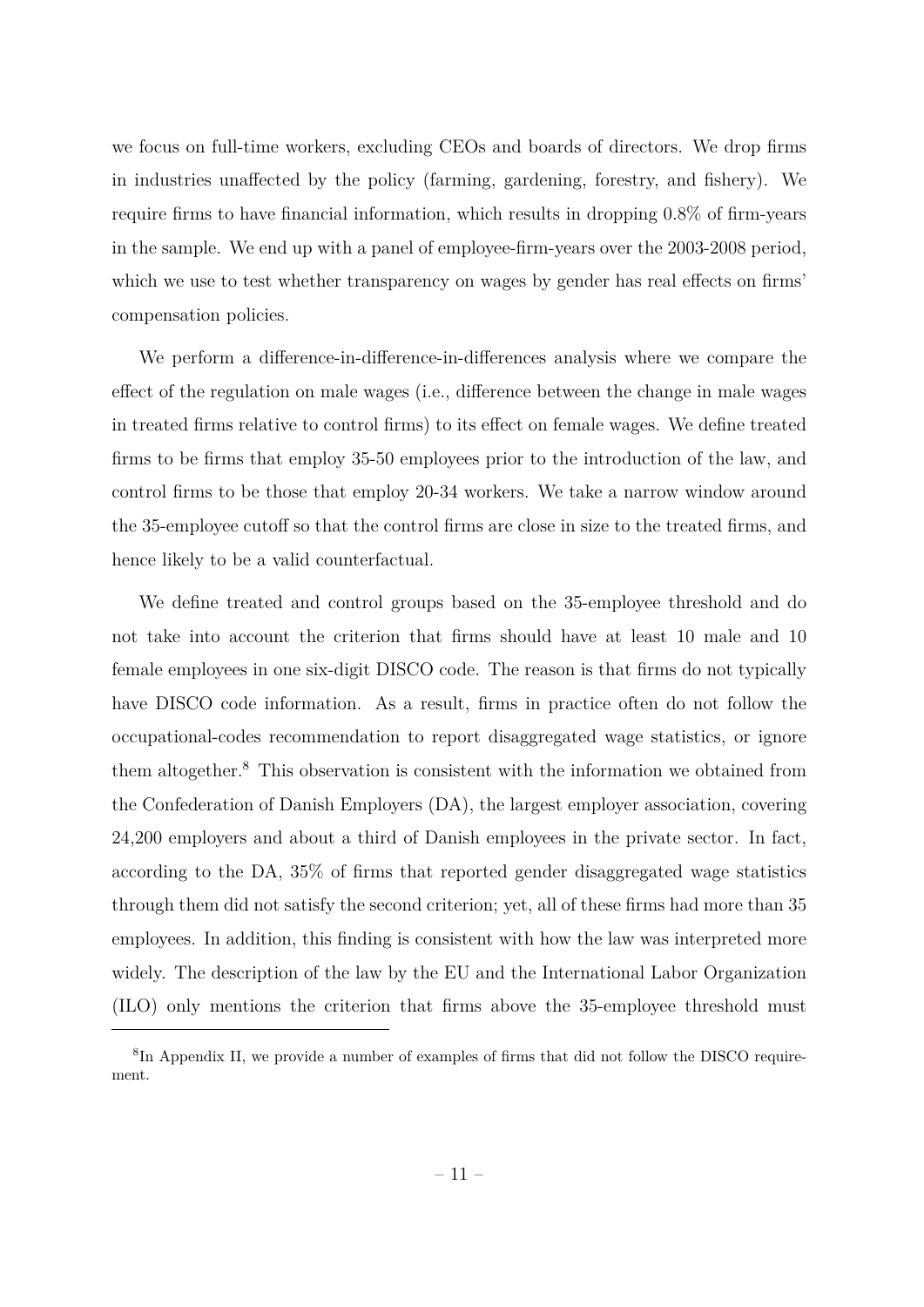we focus on full-time workers, excluding CEOs and boards of directors. We drop firms in industries unaffected by the policy (farming, gardening, forestry, and fishery). We require firms to have financial information, which results in dropping 0.8% of firm-years in the sample. We end up with a panel of employee-firm-years over the 2003-2008 period, which we use to test whether transparency on wages by gender has real effects on firms' compensation policies.

We perform a difference-in-difference-in-differences analysis where we compare the effect of the regulation on male wages (i.e., difference between the change in male wages in treated firms relative to control firms) to its effect on female wages. We define treated firms to be firms that employ 35-50 employees prior to the introduction of the law, and control firms to be those that employ 20-34 workers. We take a narrow window around the 35-employee cutoff so that the control firms are close in size to the treated firms, and hence likely to be a valid counterfactual.

We define treated and control groups based on the 35-employee threshold and do not take into account the criterion that firms should have at least 10 male and 10 female employees in one six-digit DISCO code. The reason is that firms do not typically have DISCO code information. As a result, firms in practice often do not follow the occupational-codes recommendation to report disaggregated wage statistics, or ignore them altogether.[8] This observation is consistent with the information we obtained from the Confederation of Danish Employers (DA), the largest employer association, covering 24,200 employers and about a third of Danish employees in the private sector. In fact, according to the DA, 35% of firms that reported gender disaggregated wage statistics through them did not satisfy the second criterion; yet, all of these firms had more than 35 employees. In addition, this finding is consistent with how the law was interpreted more widely. The description of the law by the EU and the International Labor Organization (ILO) only mentions the criterion that firms above the 35-employee threshold must

[8] In Appendix II, we provide a number of examples of firms that did not follow the DISCO requirement.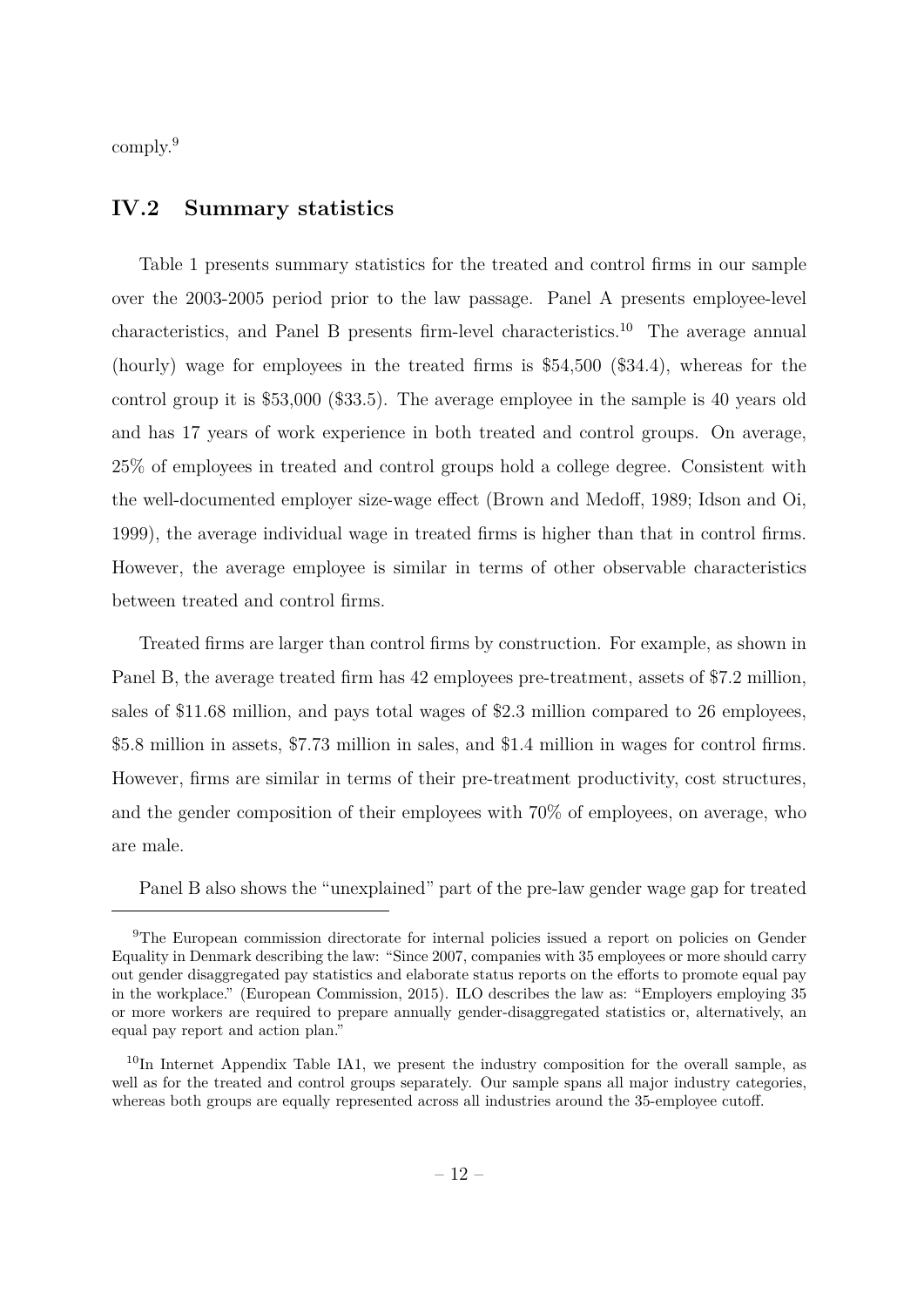comply.[9]

## IV.2 Summary statistics

Table 1 presents summary statistics for the treated and control firms in our sample over the 2003-2005 period prior to the law passage. Panel A presents employee-level characteristics, and Panel B presents firm-level characteristics.[10] The average annual (hourly) wage for employees in the treated firms is $54,500 ($34.4), whereas for the control group it is $53,000 ($33.5). The average employee in the sample is 40 years old and has 17 years of work experience in both treated and control groups. On average, 25% of employees in treated and control groups hold a college degree. Consistent with the well-documented employer size-wage effect (Brown and Medoff, 1989; Idson and Oi, 1999), the average individual wage in treated firms is higher than that in control firms. However, the average employee is similar in terms of other observable characteristics between treated and control firms.

Treated firms are larger than control firms by construction. For example, as shown in Panel B, the average treated firm has 42 employees pre-treatment, assets of $7.2 million, sales of $11.68 million, and pays total wages of $2.3 million compared to 26 employees, $5.8 million in assets, $7.73 million in sales, and $1.4 million in wages for control firms. However, firms are similar in terms of their pre-treatment productivity, cost structures, and the gender composition of their employees with 70% of employees, on average, who are male.

Panel B also shows the "unexplained" part of the pre-law gender wage gap for treated

---

[9] The European commission directorate for internal policies issued a report on policies on Gender Equality in Denmark describing the law: "Since 2007, companies with 35 employees or more should carry out gender disaggregated pay statistics and elaborate status reports on the efforts to promote equal pay in the workplace." (European Commission, 2015). ILO describes the law as: "Employers employing 35 or more workers are required to prepare annually gender-disaggregated statistics or, alternatively, an equal pay report and action plan."

[10] In Internet Appendix Table IA1, we present the industry composition for the overall sample, as well as for the treated and control groups separately. Our sample spans all major industry categories, whereas both groups are equally represented across all industries around the 35-employee cutoff.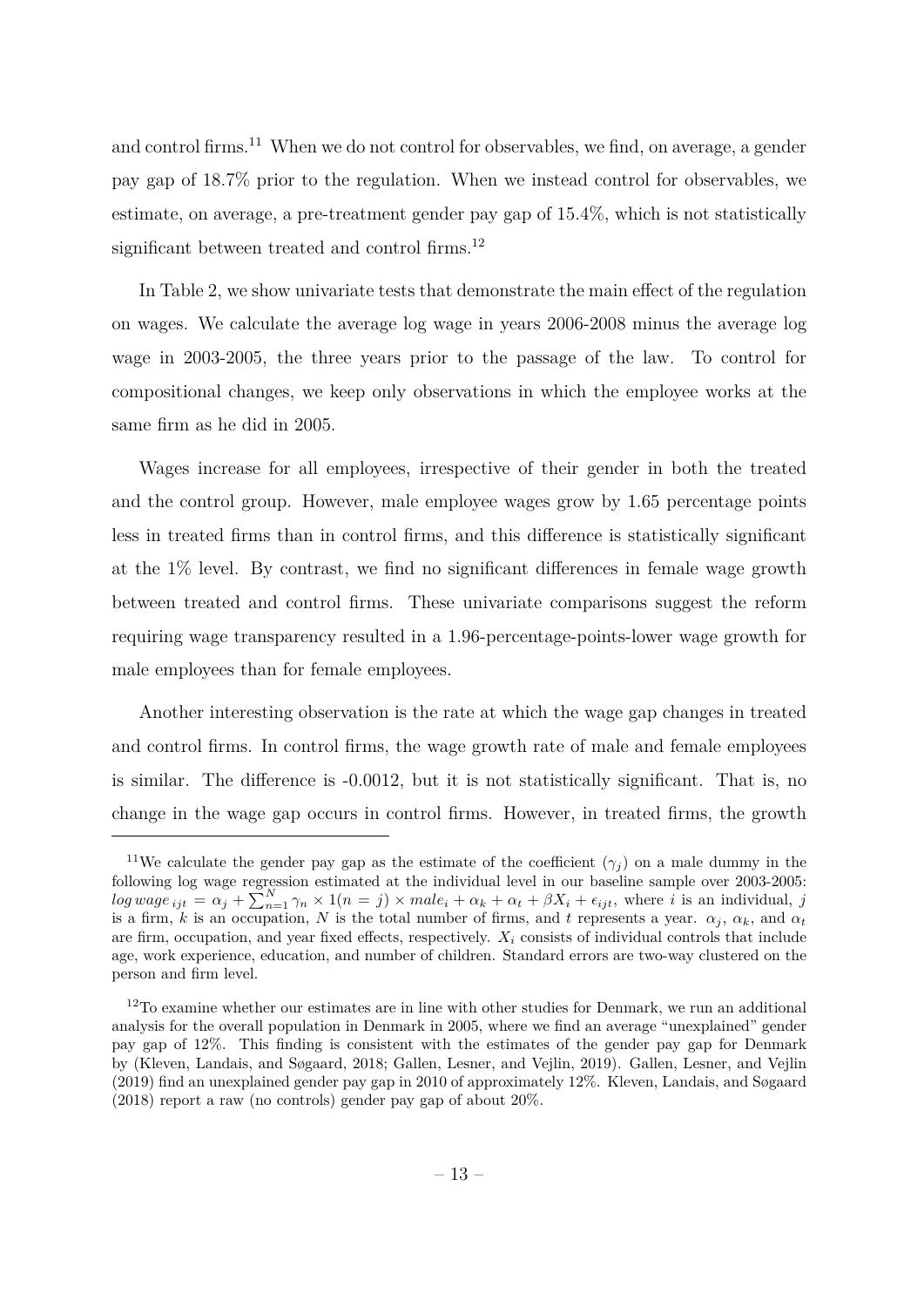and control firms.[11] When we do not control for observables, we find, on average, a gender pay gap of 18.7% prior to the regulation. When we instead control for observables, we estimate, on average, a pre-treatment gender pay gap of 15.4%, which is not statistically significant between treated and control firms.[12]

In Table 2, we show univariate tests that demonstrate the main effect of the regulation on wages. We calculate the average log wage in years 2006-2008 minus the average log wage in 2003-2005, the three years prior to the passage of the law. To control for compositional changes, we keep only observations in which the employee works at the same firm as he did in 2005.

Wages increase for all employees, irrespective of their gender in both the treated and the control group. However, male employee wages grow by 1.65 percentage points less in treated firms than in control firms, and this difference is statistically significant at the 1% level. By contrast, we find no significant differences in female wage growth between treated and control firms. These univariate comparisons suggest the reform requiring wage transparency resulted in a 1.96-percentage-points-lower wage growth for male employees than for female employees.

Another interesting observation is the rate at which the wage gap changes in treated and control firms. In control firms, the wage growth rate of male and female employees is similar. The difference is -0.0012, but it is not statistically significant. That is, no change in the wage gap occurs in control firms. However, in treated firms, the growth

---

[11] We calculate the gender pay gap as the estimate of the coefficient ($\gamma_j$) on a male dummy in the following log wage regression estimated at the individual level in our baseline sample over 2003-2005: $log\, wage_{ijt} = \alpha_j + \sum_{n=1}^{N} \gamma_n \times 1(n = j) \times male_i + \alpha_k + \alpha_t + \beta X_i + \epsilon_{ijt}$, where $i$ is an individual, $j$ is a firm, $k$ is an occupation, $N$ is the total number of firms, and $t$ represents a year. $\alpha_j$, $\alpha_k$, and $\alpha_t$ are firm, occupation, and year fixed effects, respectively. $X_i$ consists of individual controls that include age, work experience, education, and number of children. Standard errors are two-way clustered on the person and firm level.

[12] To examine whether our estimates are in line with other studies for Denmark, we run an additional analysis for the overall population in Denmark in 2005, where we find an average "unexplained" gender pay gap of 12%. This finding is consistent with the estimates of the gender pay gap for Denmark by (Kleven, Landais, and Søgaard, 2018; Gallen, Lesner, and Vejlin, 2019). Gallen, Lesner, and Vejlin (2019) find an unexplained gender pay gap in 2010 of approximately 12%. Kleven, Landais, and Søgaard (2018) report a raw (no controls) gender pay gap of about 20%.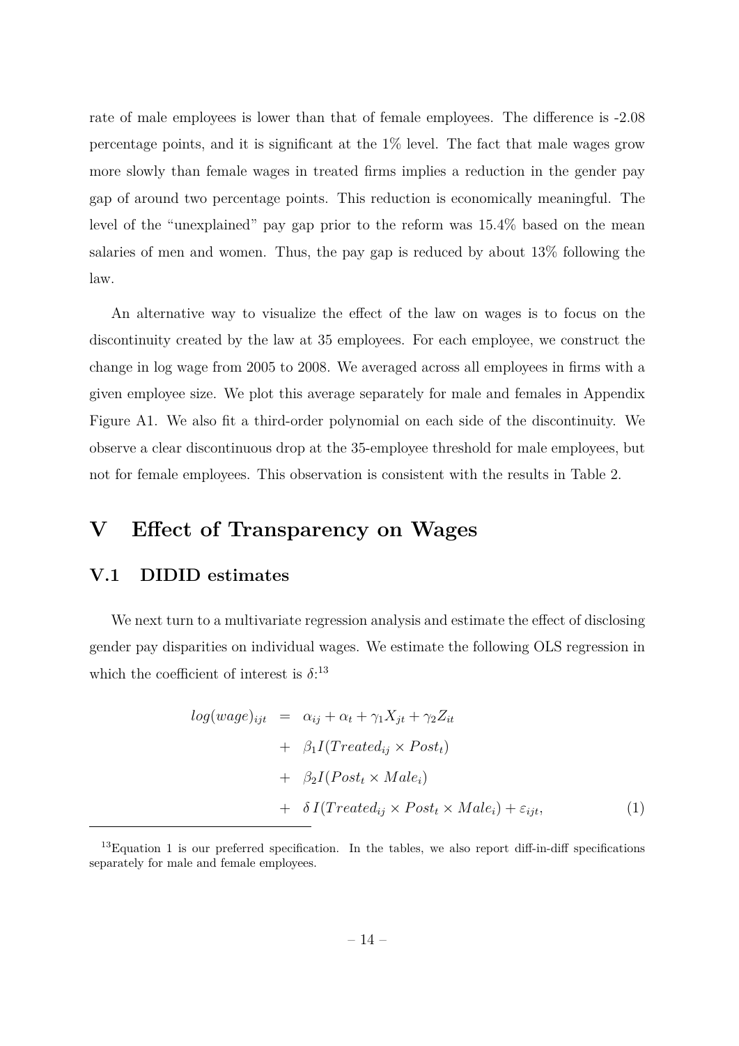rate of male employees is lower than that of female employees. The difference is -2.08 percentage points, and it is significant at the 1% level. The fact that male wages grow more slowly than female wages in treated firms implies a reduction in the gender pay gap of around two percentage points. This reduction is economically meaningful. The level of the "unexplained" pay gap prior to the reform was 15.4% based on the mean salaries of men and women. Thus, the pay gap is reduced by about 13% following the law.

An alternative way to visualize the effect of the law on wages is to focus on the discontinuity created by the law at 35 employees. For each employee, we construct the change in log wage from 2005 to 2008. We averaged across all employees in firms with a given employee size. We plot this average separately for male and females in Appendix Figure A1. We also fit a third-order polynomial on each side of the discontinuity. We observe a clear discontinuous drop at the 35-employee threshold for male employees, but not for female employees. This observation is consistent with the results in Table 2.

# V Effect of Transparency on Wages

## V.1 DIDID estimates

We next turn to a multivariate regression analysis and estimate the effect of disclosing gender pay disparities on individual wages. We estimate the following OLS regression in which the coefficient of interest is $\delta$:[13]

$$
\begin{aligned}
log(wage)_{ijt} &= \alpha_{ij} + \alpha_t + \gamma_1 X_{jt} + \gamma_2 Z_{it} \\
&+ \beta_1 I(Treated_{ij} \times Post_t) \\
&+ \beta_2 I(Post_t \times Male_i) \\
&+ \delta \, I(Treated_{ij} \times Post_t \times Male_i) + \varepsilon_{ijt}, \qquad (1)
\end{aligned}
$$

[13] Equation 1 is our preferred specification. In the tables, we also report diff-in-diff specifications separately for male and female employees.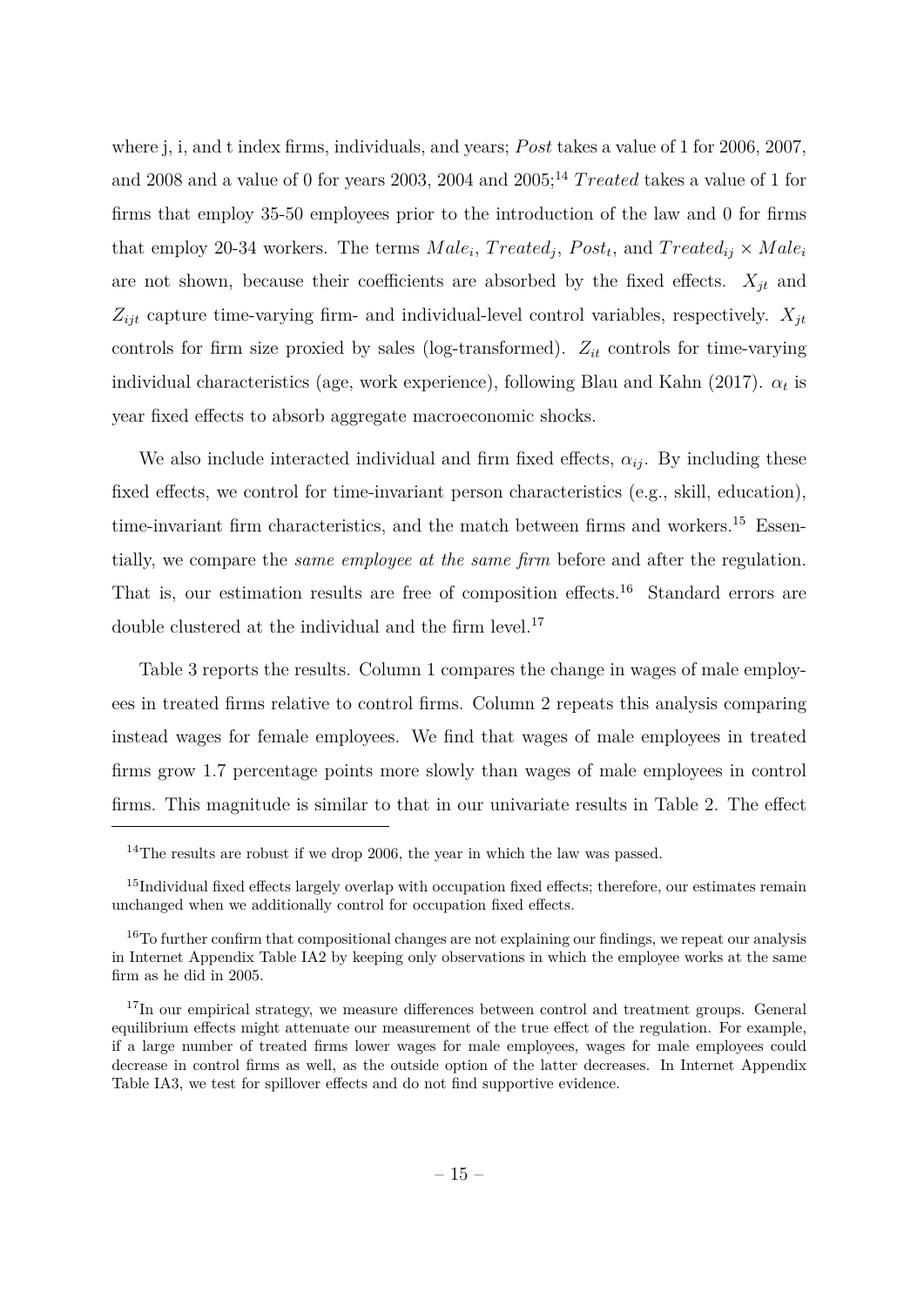where j, i, and t index firms, individuals, and years; *Post* takes a value of 1 for 2006, 2007, and 2008 and a value of 0 for years 2003, 2004 and 2005;[14] *Treated* takes a value of 1 for firms that employ 35-50 employees prior to the introduction of the law and 0 for firms that employ 20-34 workers. The terms $Male_i$, $Treated_j$, $Post_t$, and $Treated_{ij} \times Male_i$ are not shown, because their coefficients are absorbed by the fixed effects. $X_{jt}$ and $Z_{ijt}$ capture time-varying firm- and individual-level control variables, respectively. $X_{jt}$ controls for firm size proxied by sales (log-transformed). $Z_{it}$ controls for time-varying individual characteristics (age, work experience), following Blau and Kahn (2017). $\alpha_t$ is year fixed effects to absorb aggregate macroeconomic shocks.

We also include interacted individual and firm fixed effects, $\alpha_{ij}$. By including these fixed effects, we control for time-invariant person characteristics (e.g., skill, education), time-invariant firm characteristics, and the match between firms and workers.[15] Essentially, we compare the *same employee at the same firm* before and after the regulation. That is, our estimation results are free of composition effects.[16] Standard errors are double clustered at the individual and the firm level.[17]

Table 3 reports the results. Column 1 compares the change in wages of male employees in treated firms relative to control firms. Column 2 repeats this analysis comparing instead wages for female employees. We find that wages of male employees in treated firms grow 1.7 percentage points more slowly than wages of male employees in control firms. This magnitude is similar to that in our univariate results in Table 2. The effect

[14] The results are robust if we drop 2006, the year in which the law was passed.

[15] Individual fixed effects largely overlap with occupation fixed effects; therefore, our estimates remain unchanged when we additionally control for occupation fixed effects.

[16] To further confirm that compositional changes are not explaining our findings, we repeat our analysis in Internet Appendix Table IA2 by keeping only observations in which the employee works at the same firm as he did in 2005.

[17] In our empirical strategy, we measure differences between control and treatment groups. General equilibrium effects might attenuate our measurement of the true effect of the regulation. For example, if a large number of treated firms lower wages for male employees, wages for male employees could decrease in control firms as well, as the outside option of the latter decreases. In Internet Appendix Table IA3, we test for spillover effects and do not find supportive evidence.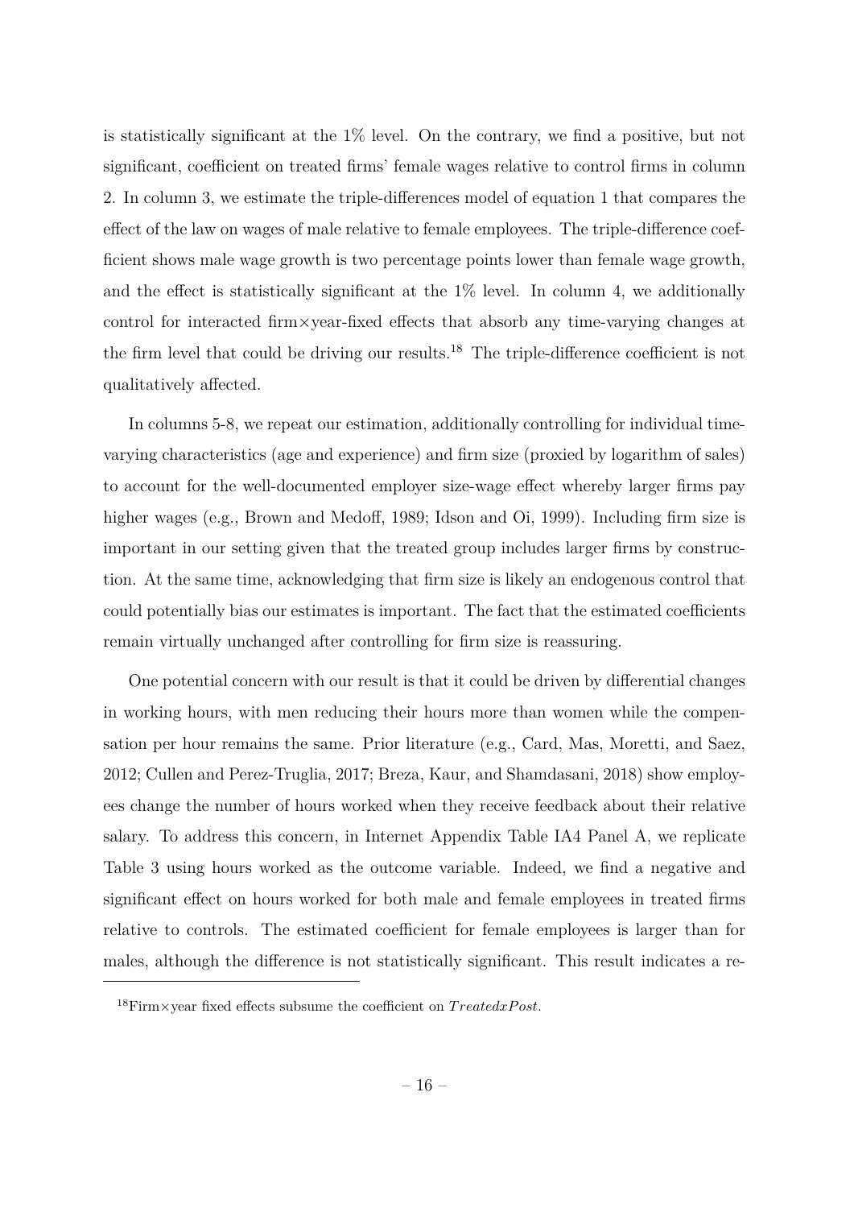is statistically significant at the 1% level. On the contrary, we find a positive, but not significant, coefficient on treated firms' female wages relative to control firms in column 2. In column 3, we estimate the triple-differences model of equation 1 that compares the effect of the law on wages of male relative to female employees. The triple-difference coefficient shows male wage growth is two percentage points lower than female wage growth, and the effect is statistically significant at the 1% level. In column 4, we additionally control for interacted firm×year-fixed effects that absorb any time-varying changes at the firm level that could be driving our results.[18] The triple-difference coefficient is not qualitatively affected.

In columns 5-8, we repeat our estimation, additionally controlling for individual time-varying characteristics (age and experience) and firm size (proxied by logarithm of sales) to account for the well-documented employer size-wage effect whereby larger firms pay higher wages (e.g., Brown and Medoff, 1989; Idson and Oi, 1999). Including firm size is important in our setting given that the treated group includes larger firms by construction. At the same time, acknowledging that firm size is likely an endogenous control that could potentially bias our estimates is important. The fact that the estimated coefficients remain virtually unchanged after controlling for firm size is reassuring.

One potential concern with our result is that it could be driven by differential changes in working hours, with men reducing their hours more than women while the compensation per hour remains the same. Prior literature (e.g., Card, Mas, Moretti, and Saez, 2012; Cullen and Perez-Truglia, 2017; Breza, Kaur, and Shamdasani, 2018) show employees change the number of hours worked when they receive feedback about their relative salary. To address this concern, in Internet Appendix Table IA4 Panel A, we replicate Table 3 using hours worked as the outcome variable. Indeed, we find a negative and significant effect on hours worked for both male and female employees in treated firms relative to controls. The estimated coefficient for female employees is larger than for males, although the difference is not statistically significant. This result indicates a re-

[18] Firm×year fixed effects subsume the coefficient on $TreatedxPost$.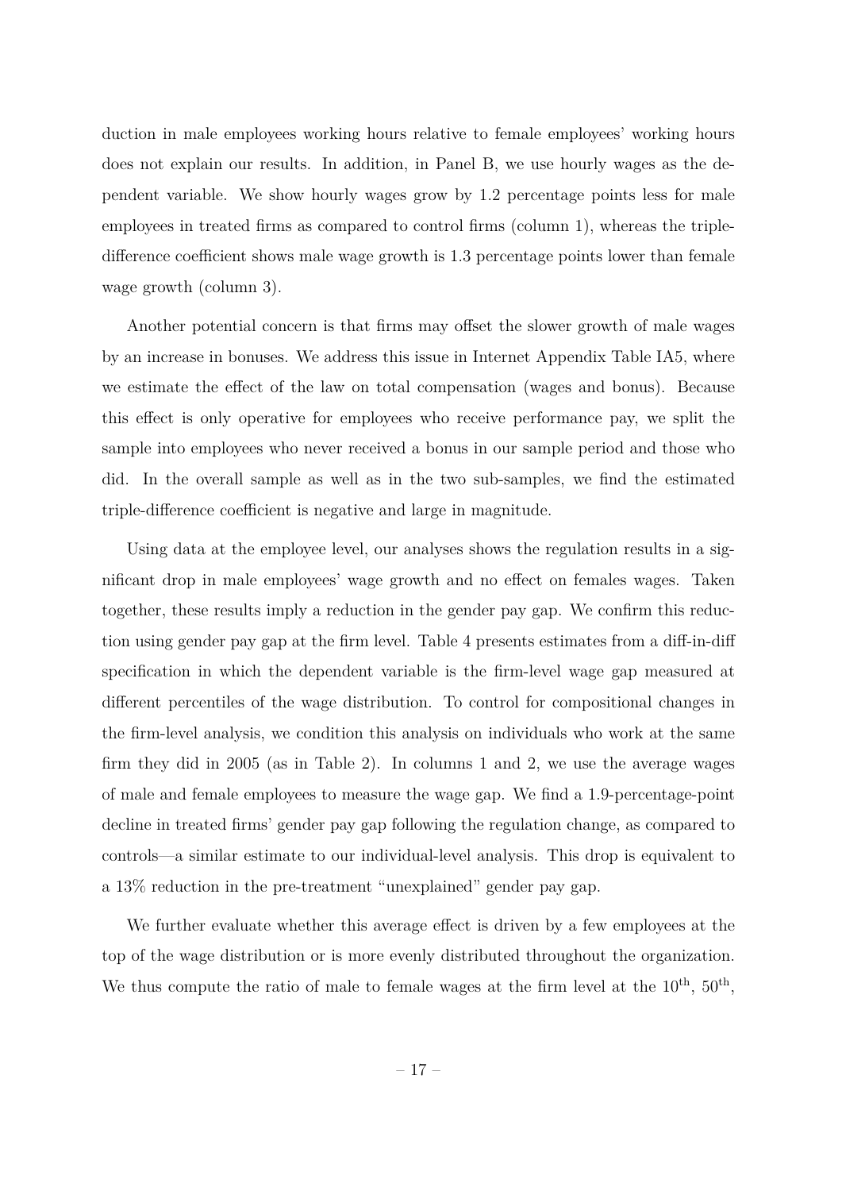duction in male employees working hours relative to female employees' working hours does not explain our results. In addition, in Panel B, we use hourly wages as the dependent variable. We show hourly wages grow by 1.2 percentage points less for male employees in treated firms as compared to control firms (column 1), whereas the triple-difference coefficient shows male wage growth is 1.3 percentage points lower than female wage growth (column 3).

Another potential concern is that firms may offset the slower growth of male wages by an increase in bonuses. We address this issue in Internet Appendix Table IA5, where we estimate the effect of the law on total compensation (wages and bonus). Because this effect is only operative for employees who receive performance pay, we split the sample into employees who never received a bonus in our sample period and those who did. In the overall sample as well as in the two sub-samples, we find the estimated triple-difference coefficient is negative and large in magnitude.

Using data at the employee level, our analyses shows the regulation results in a significant drop in male employees' wage growth and no effect on females wages. Taken together, these results imply a reduction in the gender pay gap. We confirm this reduction using gender pay gap at the firm level. Table 4 presents estimates from a diff-in-diff specification in which the dependent variable is the firm-level wage gap measured at different percentiles of the wage distribution. To control for compositional changes in the firm-level analysis, we condition this analysis on individuals who work at the same firm they did in 2005 (as in Table 2). In columns 1 and 2, we use the average wages of male and female employees to measure the wage gap. We find a 1.9-percentage-point decline in treated firms' gender pay gap following the regulation change, as compared to controls—a similar estimate to our individual-level analysis. This drop is equivalent to a 13% reduction in the pre-treatment "unexplained" gender pay gap.

We further evaluate whether this average effect is driven by a few employees at the top of the wage distribution or is more evenly distributed throughout the organization. We thus compute the ratio of male to female wages at the firm level at the $10^{\text{th}}$, $50^{\text{th}}$,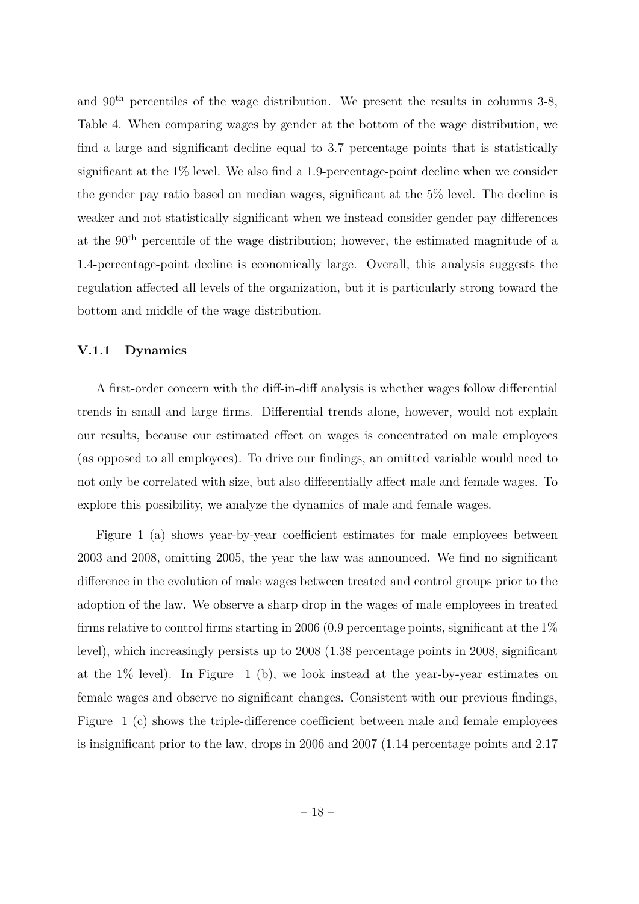and 90$^{\text{th}}$ percentiles of the wage distribution. We present the results in columns 3-8, Table 4. When comparing wages by gender at the bottom of the wage distribution, we find a large and significant decline equal to 3.7 percentage points that is statistically significant at the 1% level. We also find a 1.9-percentage-point decline when we consider the gender pay ratio based on median wages, significant at the 5% level. The decline is weaker and not statistically significant when we instead consider gender pay differences at the 90$^{\text{th}}$ percentile of the wage distribution; however, the estimated magnitude of a 1.4-percentage-point decline is economically large. Overall, this analysis suggests the regulation affected all levels of the organization, but it is particularly strong toward the bottom and middle of the wage distribution.

### V.1.1 Dynamics

A first-order concern with the diff-in-diff analysis is whether wages follow differential trends in small and large firms. Differential trends alone, however, would not explain our results, because our estimated effect on wages is concentrated on male employees (as opposed to all employees). To drive our findings, an omitted variable would need to not only be correlated with size, but also differentially affect male and female wages. To explore this possibility, we analyze the dynamics of male and female wages.

Figure 1 (a) shows year-by-year coefficient estimates for male employees between 2003 and 2008, omitting 2005, the year the law was announced. We find no significant difference in the evolution of male wages between treated and control groups prior to the adoption of the law. We observe a sharp drop in the wages of male employees in treated firms relative to control firms starting in 2006 (0.9 percentage points, significant at the 1% level), which increasingly persists up to 2008 (1.38 percentage points in 2008, significant at the 1% level). In Figure 1 (b), we look instead at the year-by-year estimates on female wages and observe no significant changes. Consistent with our previous findings, Figure 1 (c) shows the triple-difference coefficient between male and female employees is insignificant prior to the law, drops in 2006 and 2007 (1.14 percentage points and 2.17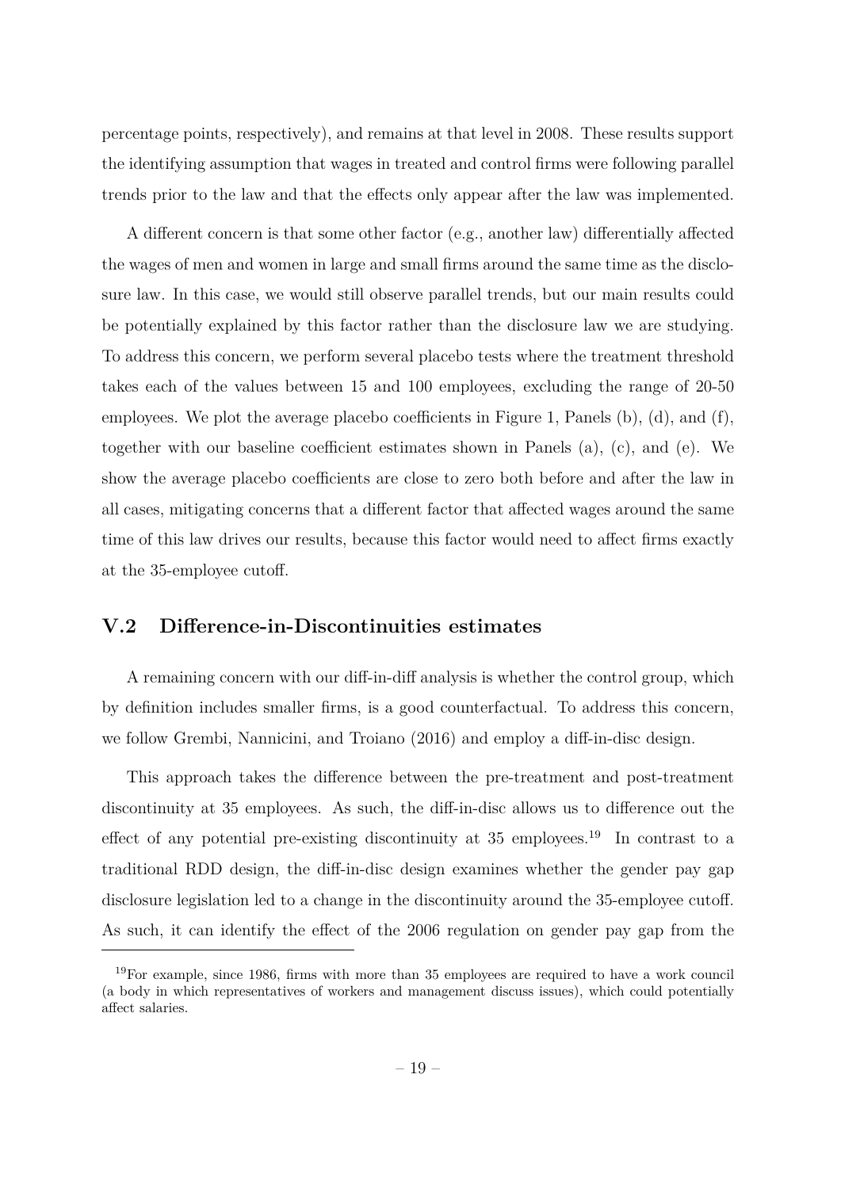percentage points, respectively), and remains at that level in 2008. These results support the identifying assumption that wages in treated and control firms were following parallel trends prior to the law and that the effects only appear after the law was implemented.

A different concern is that some other factor (e.g., another law) differentially affected the wages of men and women in large and small firms around the same time as the disclosure law. In this case, we would still observe parallel trends, but our main results could be potentially explained by this factor rather than the disclosure law we are studying. To address this concern, we perform several placebo tests where the treatment threshold takes each of the values between 15 and 100 employees, excluding the range of 20-50 employees. We plot the average placebo coefficients in Figure 1, Panels (b), (d), and (f), together with our baseline coefficient estimates shown in Panels (a), (c), and (e). We show the average placebo coefficients are close to zero both before and after the law in all cases, mitigating concerns that a different factor that affected wages around the same time of this law drives our results, because this factor would need to affect firms exactly at the 35-employee cutoff.

## V.2 Difference-in-Discontinuities estimates

A remaining concern with our diff-in-diff analysis is whether the control group, which by definition includes smaller firms, is a good counterfactual. To address this concern, we follow Grembi, Nannicini, and Troiano (2016) and employ a diff-in-disc design.

This approach takes the difference between the pre-treatment and post-treatment discontinuity at 35 employees. As such, the diff-in-disc allows us to difference out the effect of any potential pre-existing discontinuity at 35 employees.[19] In contrast to a traditional RDD design, the diff-in-disc design examines whether the gender pay gap disclosure legislation led to a change in the discontinuity around the 35-employee cutoff. As such, it can identify the effect of the 2006 regulation on gender pay gap from the

[19] For example, since 1986, firms with more than 35 employees are required to have a work council (a body in which representatives of workers and management discuss issues), which could potentially affect salaries.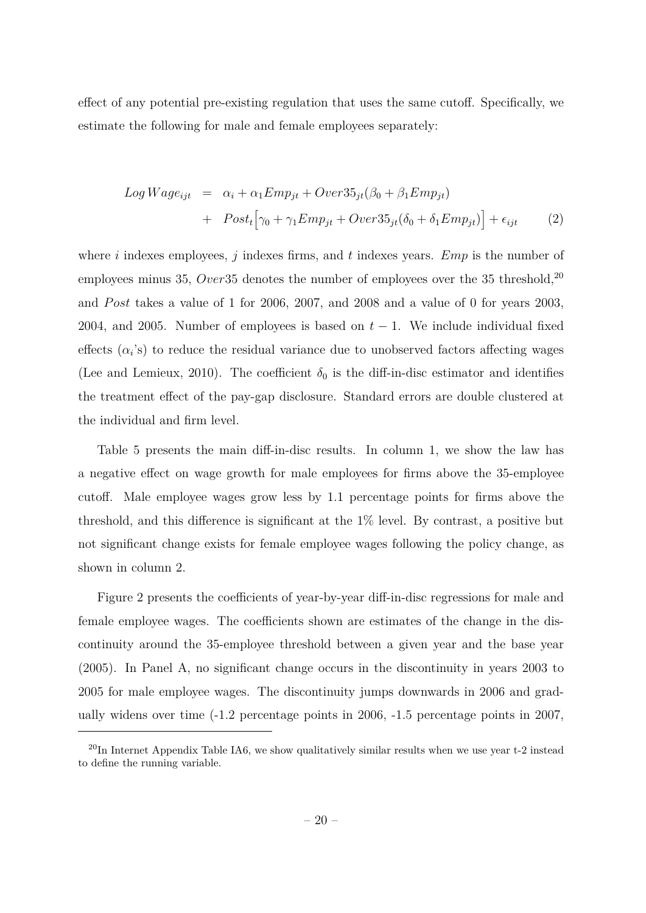effect of any potential pre-existing regulation that uses the same cutoff. Specifically, we estimate the following for male and female employees separately:

$$
\begin{aligned}
Log\,Wage_{ijt} &= \alpha_i + \alpha_1 Emp_{jt} + Over35_{jt}(\beta_0 + \beta_1 Emp_{jt}) \\
&+ Post_t\Big[\gamma_0 + \gamma_1 Emp_{jt} + Over35_{jt}(\delta_0 + \delta_1 Emp_{jt})\Big] + \epsilon_{ijt} \qquad (2)
\end{aligned}
$$

where $i$ indexes employees, $j$ indexes firms, and $t$ indexes years. $Emp$ is the number of employees minus 35, $Over35$ denotes the number of employees over the 35 threshold,[20] and $Post$ takes a value of 1 for 2006, 2007, and 2008 and a value of 0 for years 2003, 2004, and 2005. Number of employees is based on $t-1$. We include individual fixed effects ($\alpha_i$'s) to reduce the residual variance due to unobserved factors affecting wages (Lee and Lemieux, 2010). The coefficient $\delta_0$ is the diff-in-disc estimator and identifies the treatment effect of the pay-gap disclosure. Standard errors are double clustered at the individual and firm level.

Table 5 presents the main diff-in-disc results. In column 1, we show the law has a negative effect on wage growth for male employees for firms above the 35-employee cutoff. Male employee wages grow less by 1.1 percentage points for firms above the threshold, and this difference is significant at the 1% level. By contrast, a positive but not significant change exists for female employee wages following the policy change, as shown in column 2.

Figure 2 presents the coefficients of year-by-year diff-in-disc regressions for male and female employee wages. The coefficients shown are estimates of the change in the discontinuity around the 35-employee threshold between a given year and the base year (2005). In Panel A, no significant change occurs in the discontinuity in years 2003 to 2005 for male employee wages. The discontinuity jumps downwards in 2006 and gradually widens over time (-1.2 percentage points in 2006, -1.5 percentage points in 2007,

[20] In Internet Appendix Table IA6, we show qualitatively similar results when we use year t-2 instead to define the running variable.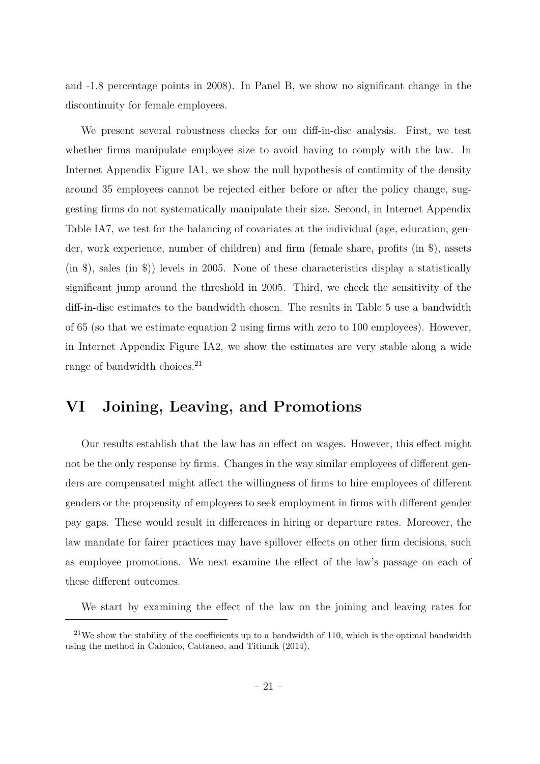and -1.8 percentage points in 2008). In Panel B, we show no significant change in the discontinuity for female employees.

We present several robustness checks for our diff-in-disc analysis. First, we test whether firms manipulate employee size to avoid having to comply with the law. In Internet Appendix Figure IA1, we show the null hypothesis of continuity of the density around 35 employees cannot be rejected either before or after the policy change, suggesting firms do not systematically manipulate their size. Second, in Internet Appendix Table IA7, we test for the balancing of covariates at the individual (age, education, gender, work experience, number of children) and firm (female share, profits (in \$), assets (in \$), sales (in \$)) levels in 2005. None of these characteristics display a statistically significant jump around the threshold in 2005. Third, we check the sensitivity of the diff-in-disc estimates to the bandwidth chosen. The results in Table 5 use a bandwidth of 65 (so that we estimate equation 2 using firms with zero to 100 employees). However, in Internet Appendix Figure IA2, we show the estimates are very stable along a wide range of bandwidth choices.[21]

# VI Joining, Leaving, and Promotions

Our results establish that the law has an effect on wages. However, this effect might not be the only response by firms. Changes in the way similar employees of different genders are compensated might affect the willingness of firms to hire employees of different genders or the propensity of employees to seek employment in firms with different gender pay gaps. These would result in differences in hiring or departure rates. Moreover, the law mandate for fairer practices may have spillover effects on other firm decisions, such as employee promotions. We next examine the effect of the law's passage on each of these different outcomes.

We start by examining the effect of the law on the joining and leaving rates for

[21] We show the stability of the coefficients up to a bandwidth of 110, which is the optimal bandwidth using the method in Calonico, Cattaneo, and Titiunik (2014).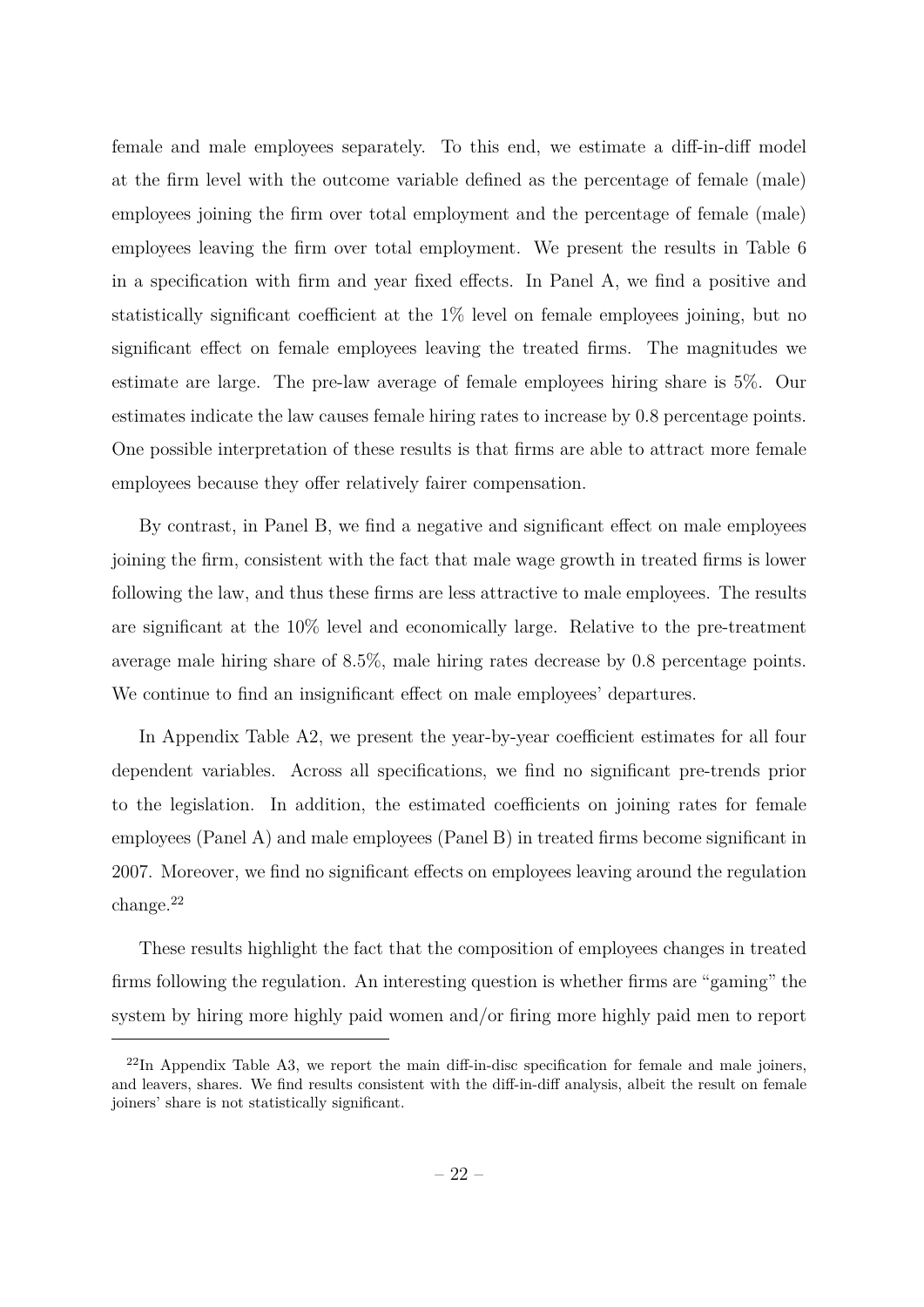female and male employees separately. To this end, we estimate a diff-in-diff model at the firm level with the outcome variable defined as the percentage of female (male) employees joining the firm over total employment and the percentage of female (male) employees leaving the firm over total employment. We present the results in Table 6 in a specification with firm and year fixed effects. In Panel A, we find a positive and statistically significant coefficient at the 1% level on female employees joining, but no significant effect on female employees leaving the treated firms. The magnitudes we estimate are large. The pre-law average of female employees hiring share is 5%. Our estimates indicate the law causes female hiring rates to increase by 0.8 percentage points. One possible interpretation of these results is that firms are able to attract more female employees because they offer relatively fairer compensation.

By contrast, in Panel B, we find a negative and significant effect on male employees joining the firm, consistent with the fact that male wage growth in treated firms is lower following the law, and thus these firms are less attractive to male employees. The results are significant at the 10% level and economically large. Relative to the pre-treatment average male hiring share of 8.5%, male hiring rates decrease by 0.8 percentage points. We continue to find an insignificant effect on male employees' departures.

In Appendix Table A2, we present the year-by-year coefficient estimates for all four dependent variables. Across all specifications, we find no significant pre-trends prior to the legislation. In addition, the estimated coefficients on joining rates for female employees (Panel A) and male employees (Panel B) in treated firms become significant in 2007. Moreover, we find no significant effects on employees leaving around the regulation change.[22]

These results highlight the fact that the composition of employees changes in treated firms following the regulation. An interesting question is whether firms are "gaming" the system by hiring more highly paid women and/or firing more highly paid men to report

[22] In Appendix Table A3, we report the main diff-in-disc specification for female and male joiners, and leavers, shares. We find results consistent with the diff-in-diff analysis, albeit the result on female joiners' share is not statistically significant.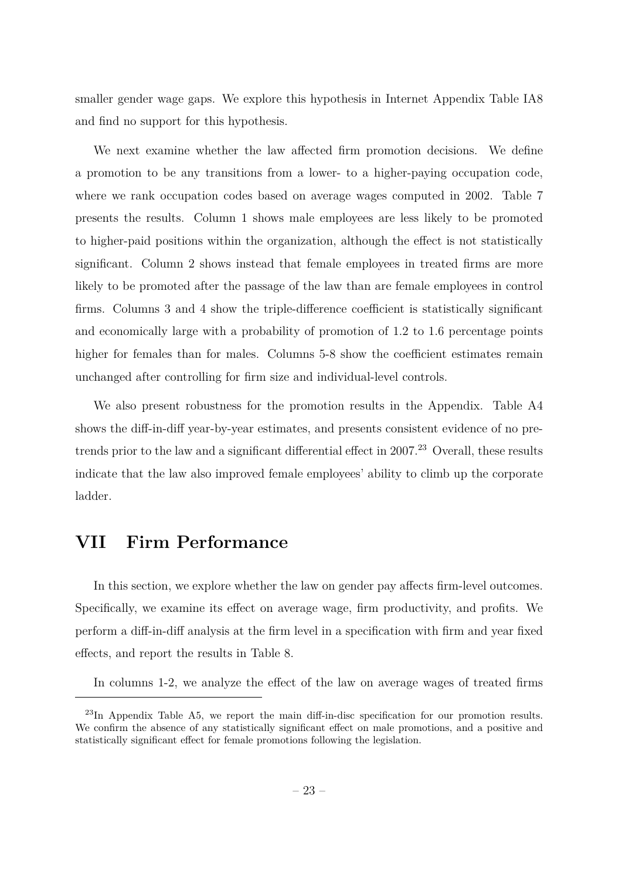smaller gender wage gaps. We explore this hypothesis in Internet Appendix Table IA8 and find no support for this hypothesis.

We next examine whether the law affected firm promotion decisions. We define a promotion to be any transitions from a lower- to a higher-paying occupation code, where we rank occupation codes based on average wages computed in 2002. Table 7 presents the results. Column 1 shows male employees are less likely to be promoted to higher-paid positions within the organization, although the effect is not statistically significant. Column 2 shows instead that female employees in treated firms are more likely to be promoted after the passage of the law than are female employees in control firms. Columns 3 and 4 show the triple-difference coefficient is statistically significant and economically large with a probability of promotion of 1.2 to 1.6 percentage points higher for females than for males. Columns 5-8 show the coefficient estimates remain unchanged after controlling for firm size and individual-level controls.

We also present robustness for the promotion results in the Appendix. Table A4 shows the diff-in-diff year-by-year estimates, and presents consistent evidence of no pre-trends prior to the law and a significant differential effect in 2007.[23] Overall, these results indicate that the law also improved female employees' ability to climb up the corporate ladder.

# VII Firm Performance

In this section, we explore whether the law on gender pay affects firm-level outcomes. Specifically, we examine its effect on average wage, firm productivity, and profits. We perform a diff-in-diff analysis at the firm level in a specification with firm and year fixed effects, and report the results in Table 8.

In columns 1-2, we analyze the effect of the law on average wages of treated firms

[23] In Appendix Table A5, we report the main diff-in-disc specification for our promotion results. We confirm the absence of any statistically significant effect on male promotions, and a positive and statistically significant effect for female promotions following the legislation.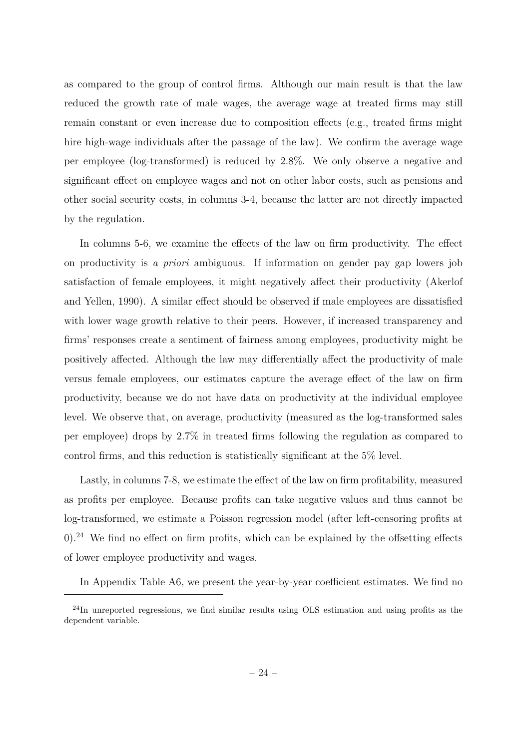as compared to the group of control firms. Although our main result is that the law reduced the growth rate of male wages, the average wage at treated firms may still remain constant or even increase due to composition effects (e.g., treated firms might hire high-wage individuals after the passage of the law). We confirm the average wage per employee (log-transformed) is reduced by 2.8%. We only observe a negative and significant effect on employee wages and not on other labor costs, such as pensions and other social security costs, in columns 3-4, because the latter are not directly impacted by the regulation.

In columns 5-6, we examine the effects of the law on firm productivity. The effect on productivity is *a priori* ambiguous. If information on gender pay gap lowers job satisfaction of female employees, it might negatively affect their productivity (Akerlof and Yellen, 1990). A similar effect should be observed if male employees are dissatisfied with lower wage growth relative to their peers. However, if increased transparency and firms' responses create a sentiment of fairness among employees, productivity might be positively affected. Although the law may differentially affect the productivity of male versus female employees, our estimates capture the average effect of the law on firm productivity, because we do not have data on productivity at the individual employee level. We observe that, on average, productivity (measured as the log-transformed sales per employee) drops by 2.7% in treated firms following the regulation as compared to control firms, and this reduction is statistically significant at the 5% level.

Lastly, in columns 7-8, we estimate the effect of the law on firm profitability, measured as profits per employee. Because profits can take negative values and thus cannot be log-transformed, we estimate a Poisson regression model (after left-censoring profits at 0).[24] We find no effect on firm profits, which can be explained by the offsetting effects of lower employee productivity and wages.

In Appendix Table A6, we present the year-by-year coefficient estimates. We find no

[24] In unreported regressions, we find similar results using OLS estimation and using profits as the dependent variable.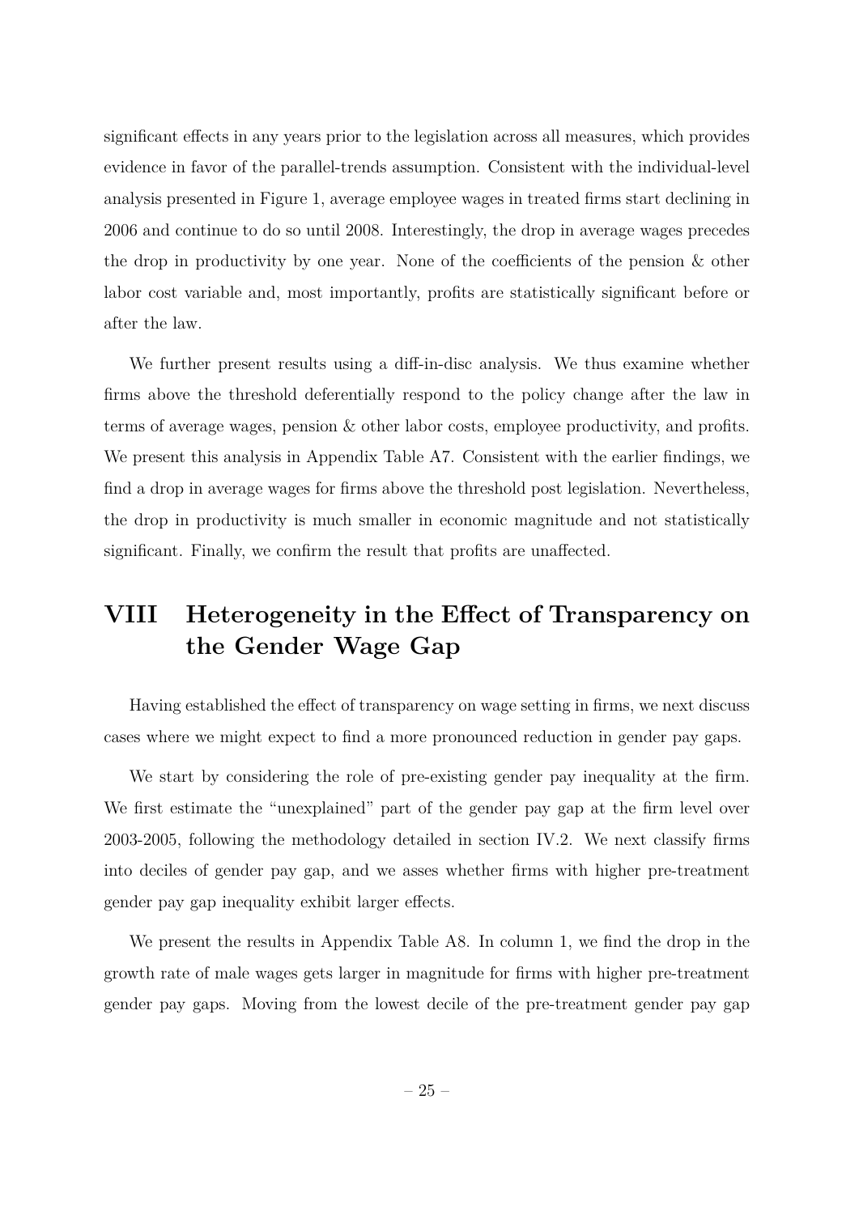significant effects in any years prior to the legislation across all measures, which provides evidence in favor of the parallel-trends assumption. Consistent with the individual-level analysis presented in Figure 1, average employee wages in treated firms start declining in 2006 and continue to do so until 2008. Interestingly, the drop in average wages precedes the drop in productivity by one year. None of the coefficients of the pension & other labor cost variable and, most importantly, profits are statistically significant before or after the law.

We further present results using a diff-in-disc analysis. We thus examine whether firms above the threshold deferentially respond to the policy change after the law in terms of average wages, pension & other labor costs, employee productivity, and profits. We present this analysis in Appendix Table A7. Consistent with the earlier findings, we find a drop in average wages for firms above the threshold post legislation. Nevertheless, the drop in productivity is much smaller in economic magnitude and not statistically significant. Finally, we confirm the result that profits are unaffected.

# VIII Heterogeneity in the Effect of Transparency on the Gender Wage Gap

Having established the effect of transparency on wage setting in firms, we next discuss cases where we might expect to find a more pronounced reduction in gender pay gaps.

We start by considering the role of pre-existing gender pay inequality at the firm. We first estimate the "unexplained" part of the gender pay gap at the firm level over 2003-2005, following the methodology detailed in section IV.2. We next classify firms into deciles of gender pay gap, and we asses whether firms with higher pre-treatment gender pay gap inequality exhibit larger effects.

We present the results in Appendix Table A8. In column 1, we find the drop in the growth rate of male wages gets larger in magnitude for firms with higher pre-treatment gender pay gaps. Moving from the lowest decile of the pre-treatment gender pay gap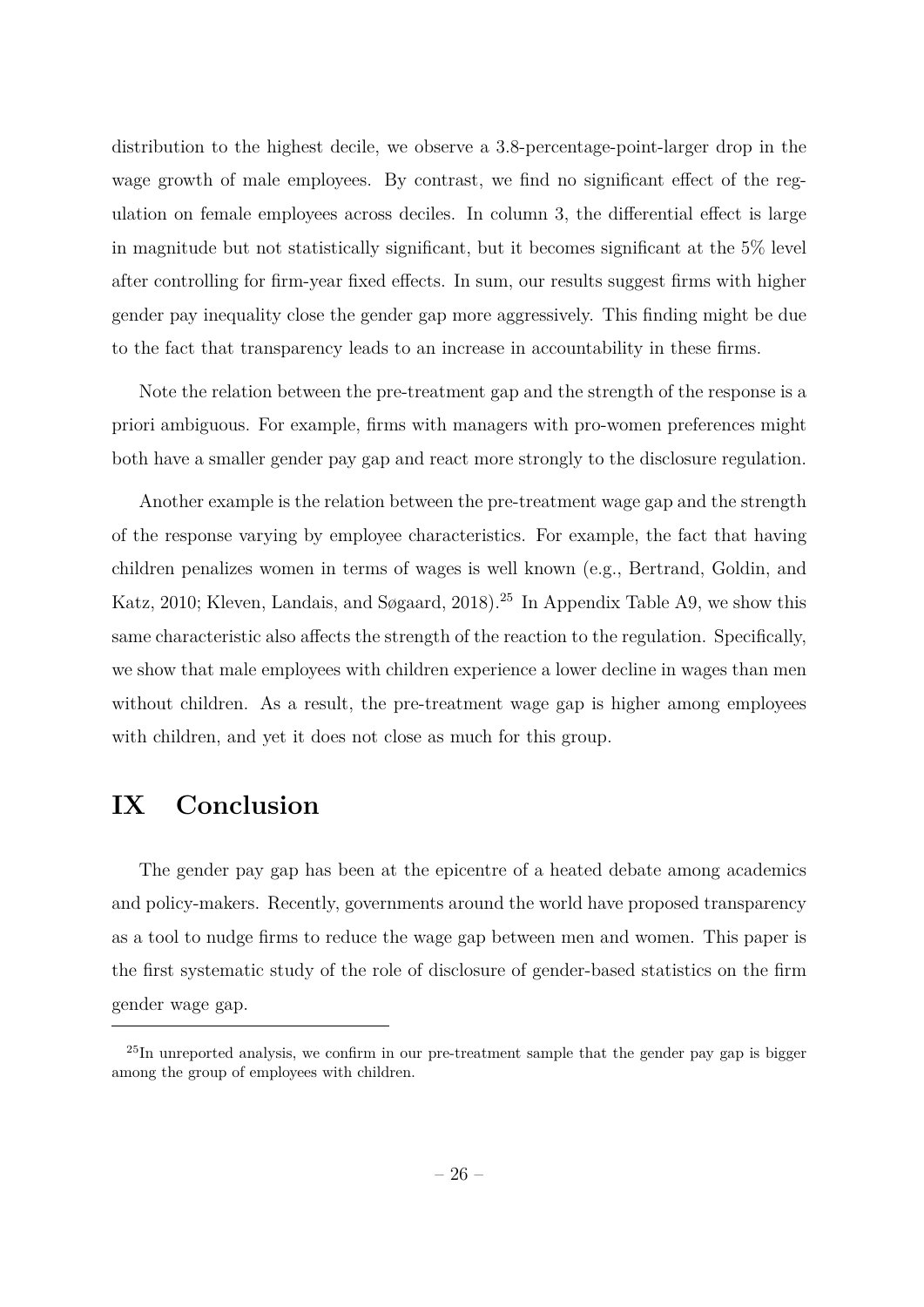distribution to the highest decile, we observe a 3.8-percentage-point-larger drop in the wage growth of male employees. By contrast, we find no significant effect of the regulation on female employees across deciles. In column 3, the differential effect is large in magnitude but not statistically significant, but it becomes significant at the 5% level after controlling for firm-year fixed effects. In sum, our results suggest firms with higher gender pay inequality close the gender gap more aggressively. This finding might be due to the fact that transparency leads to an increase in accountability in these firms.

Note the relation between the pre-treatment gap and the strength of the response is a priori ambiguous. For example, firms with managers with pro-women preferences might both have a smaller gender pay gap and react more strongly to the disclosure regulation.

Another example is the relation between the pre-treatment wage gap and the strength of the response varying by employee characteristics. For example, the fact that having children penalizes women in terms of wages is well known (e.g., Bertrand, Goldin, and Katz, 2010; Kleven, Landais, and Søgaard, 2018).[25] In Appendix Table A9, we show this same characteristic also affects the strength of the reaction to the regulation. Specifically, we show that male employees with children experience a lower decline in wages than men without children. As a result, the pre-treatment wage gap is higher among employees with children, and yet it does not close as much for this group.

# IX Conclusion

The gender pay gap has been at the epicentre of a heated debate among academics and policy-makers. Recently, governments around the world have proposed transparency as a tool to nudge firms to reduce the wage gap between men and women. This paper is the first systematic study of the role of disclosure of gender-based statistics on the firm gender wage gap.

[25] In unreported analysis, we confirm in our pre-treatment sample that the gender pay gap is bigger among the group of employees with children.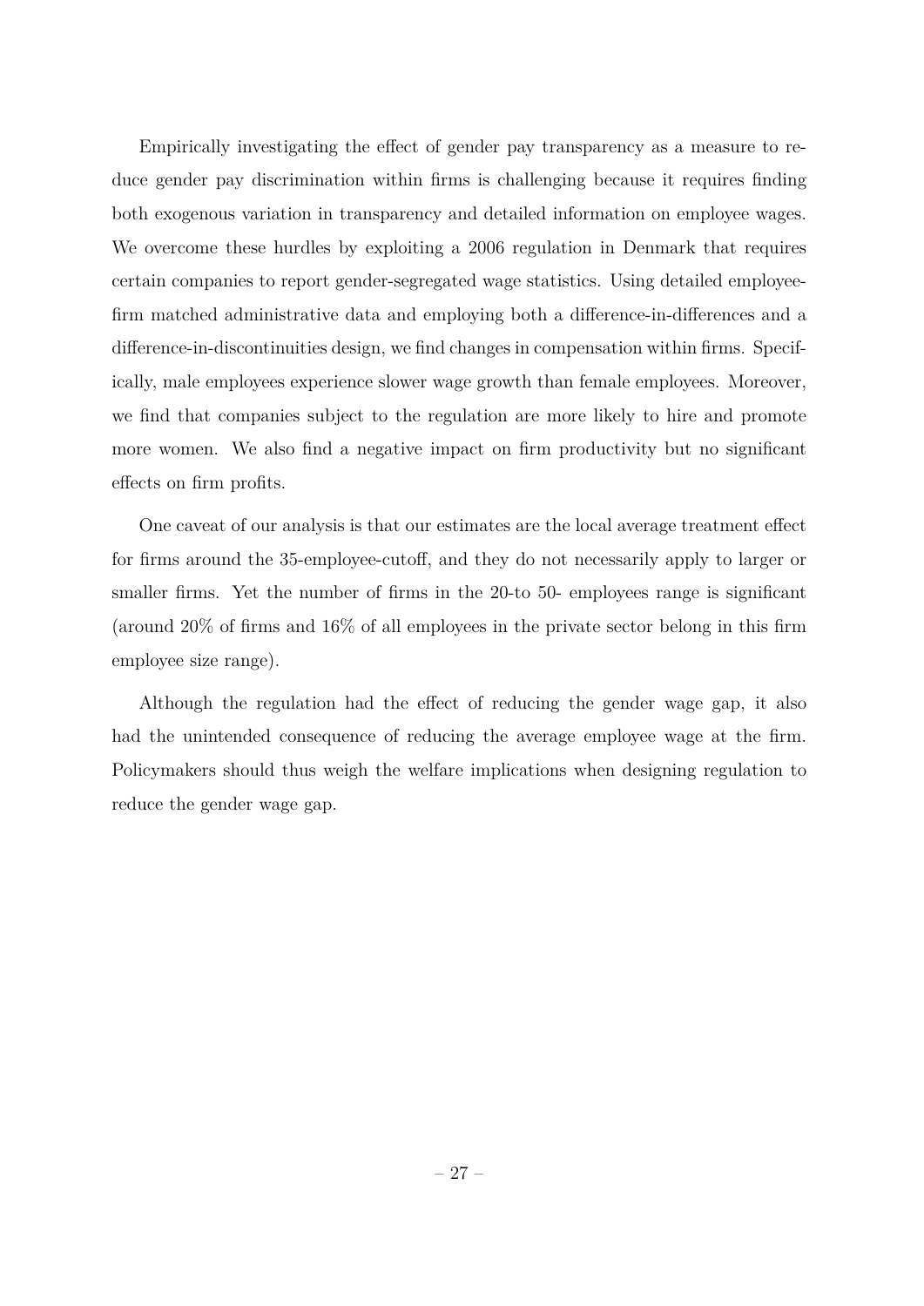Empirically investigating the effect of gender pay transparency as a measure to reduce gender pay discrimination within firms is challenging because it requires finding both exogenous variation in transparency and detailed information on employee wages. We overcome these hurdles by exploiting a 2006 regulation in Denmark that requires certain companies to report gender-segregated wage statistics. Using detailed employee-firm matched administrative data and employing both a difference-in-differences and a difference-in-discontinuities design, we find changes in compensation within firms. Specifically, male employees experience slower wage growth than female employees. Moreover, we find that companies subject to the regulation are more likely to hire and promote more women. We also find a negative impact on firm productivity but no significant effects on firm profits.

One caveat of our analysis is that our estimates are the local average treatment effect for firms around the 35-employee-cutoff, and they do not necessarily apply to larger or smaller firms. Yet the number of firms in the 20-to 50- employees range is significant (around 20% of firms and 16% of all employees in the private sector belong in this firm employee size range).

Although the regulation had the effect of reducing the gender wage gap, it also had the unintended consequence of reducing the average employee wage at the firm. Policymakers should thus weigh the welfare implications when designing regulation to reduce the gender wage gap.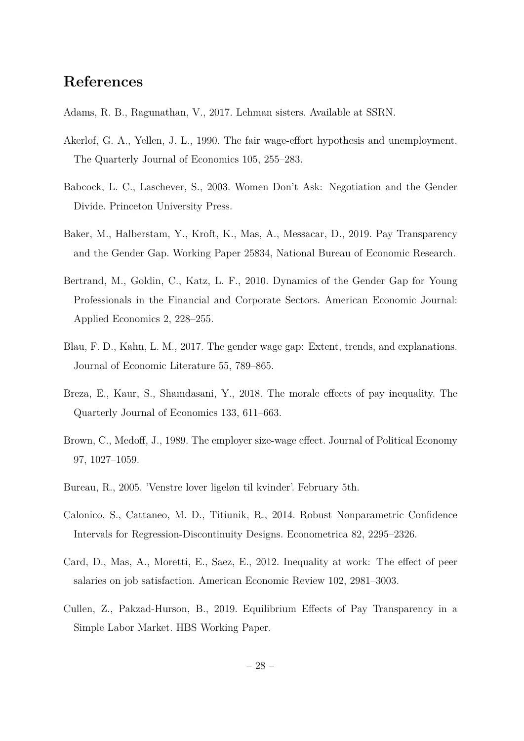# References

Adams, R. B., Ragunathan, V., 2017. Lehman sisters. Available at SSRN.

Akerlof, G. A., Yellen, J. L., 1990. The fair wage-effort hypothesis and unemployment. The Quarterly Journal of Economics 105, 255–283.

Babcock, L. C., Laschever, S., 2003. Women Don't Ask: Negotiation and the Gender Divide. Princeton University Press.

Baker, M., Halberstam, Y., Kroft, K., Mas, A., Messacar, D., 2019. Pay Transparency and the Gender Gap. Working Paper 25834, National Bureau of Economic Research.

Bertrand, M., Goldin, C., Katz, L. F., 2010. Dynamics of the Gender Gap for Young Professionals in the Financial and Corporate Sectors. American Economic Journal: Applied Economics 2, 228–255.

Blau, F. D., Kahn, L. M., 2017. The gender wage gap: Extent, trends, and explanations. Journal of Economic Literature 55, 789–865.

Breza, E., Kaur, S., Shamdasani, Y., 2018. The morale effects of pay inequality. The Quarterly Journal of Economics 133, 611–663.

Brown, C., Medoff, J., 1989. The employer size-wage effect. Journal of Political Economy 97, 1027–1059.

Bureau, R., 2005. 'Venstre lover ligeløn til kvinder'. February 5th.

Calonico, S., Cattaneo, M. D., Titiunik, R., 2014. Robust Nonparametric Confidence Intervals for Regression-Discontinuity Designs. Econometrica 82, 2295–2326.

Card, D., Mas, A., Moretti, E., Saez, E., 2012. Inequality at work: The effect of peer salaries on job satisfaction. American Economic Review 102, 2981–3003.

Cullen, Z., Pakzad-Hurson, B., 2019. Equilibrium Effects of Pay Transparency in a Simple Labor Market. HBS Working Paper.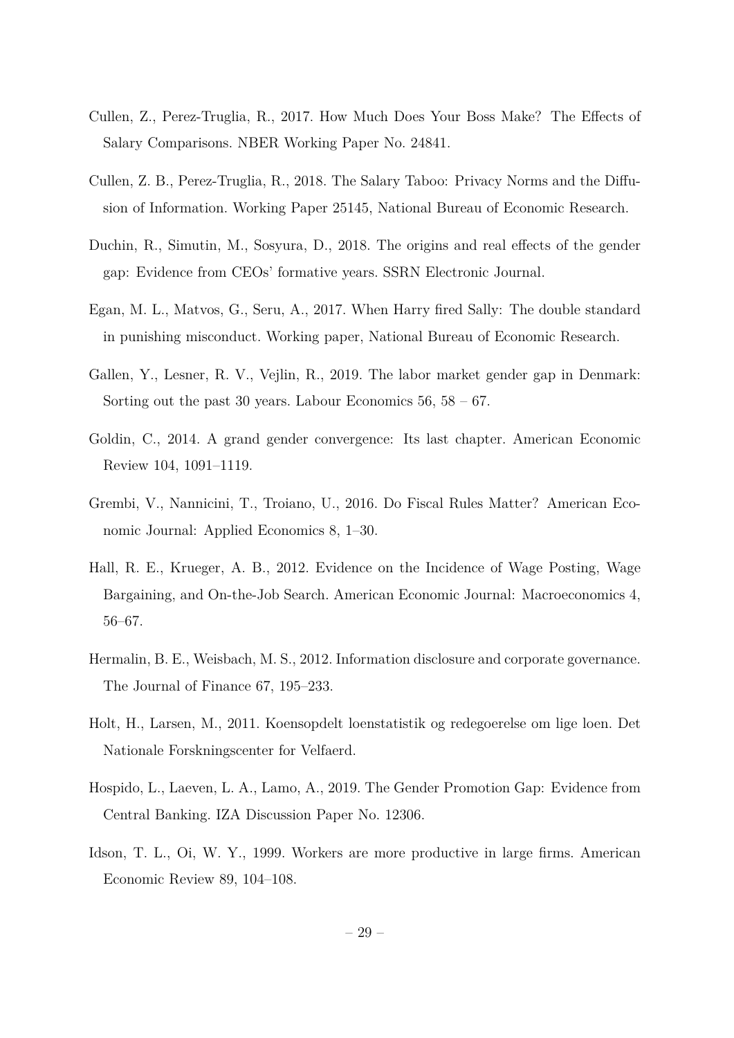Cullen, Z., Perez-Truglia, R., 2017. How Much Does Your Boss Make? The Effects of Salary Comparisons. NBER Working Paper No. 24841.

Cullen, Z. B., Perez-Truglia, R., 2018. The Salary Taboo: Privacy Norms and the Diffusion of Information. Working Paper 25145, National Bureau of Economic Research.

Duchin, R., Simutin, M., Sosyura, D., 2018. The origins and real effects of the gender gap: Evidence from CEOs' formative years. SSRN Electronic Journal.

Egan, M. L., Matvos, G., Seru, A., 2017. When Harry fired Sally: The double standard in punishing misconduct. Working paper, National Bureau of Economic Research.

Gallen, Y., Lesner, R. V., Vejlin, R., 2019. The labor market gender gap in Denmark: Sorting out the past 30 years. Labour Economics 56, 58 – 67.

Goldin, C., 2014. A grand gender convergence: Its last chapter. American Economic Review 104, 1091–1119.

Grembi, V., Nannicini, T., Troiano, U., 2016. Do Fiscal Rules Matter? American Economic Journal: Applied Economics 8, 1–30.

Hall, R. E., Krueger, A. B., 2012. Evidence on the Incidence of Wage Posting, Wage Bargaining, and On-the-Job Search. American Economic Journal: Macroeconomics 4, 56–67.

Hermalin, B. E., Weisbach, M. S., 2012. Information disclosure and corporate governance. The Journal of Finance 67, 195–233.

Holt, H., Larsen, M., 2011. Koensopdelt loenstatistik og redegoerelse om lige loen. Det Nationale Forskningscenter for Velfaerd.

Hospido, L., Laeven, L. A., Lamo, A., 2019. The Gender Promotion Gap: Evidence from Central Banking. IZA Discussion Paper No. 12306.

Idson, T. L., Oi, W. Y., 1999. Workers are more productive in large firms. American Economic Review 89, 104–108.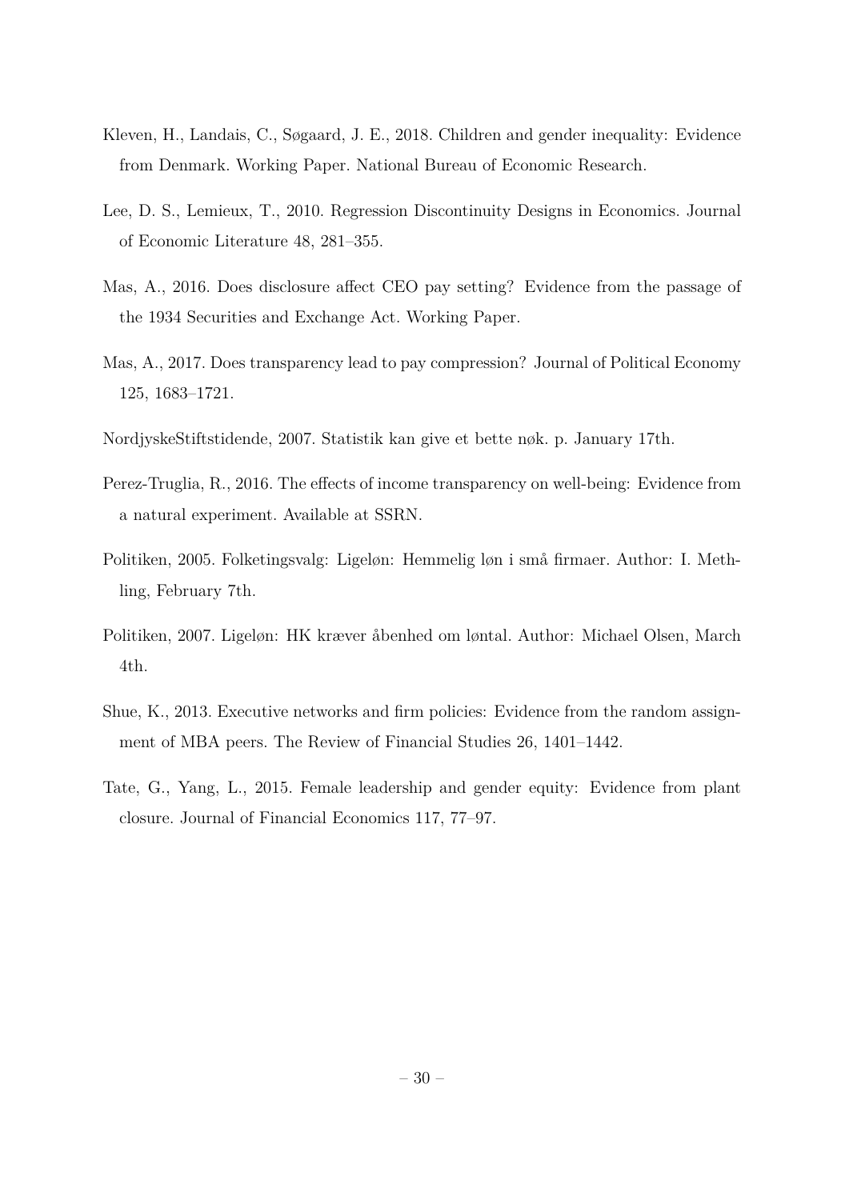Kleven, H., Landais, C., Søgaard, J. E., 2018. Children and gender inequality: Evidence from Denmark. Working Paper. National Bureau of Economic Research.

Lee, D. S., Lemieux, T., 2010. Regression Discontinuity Designs in Economics. Journal of Economic Literature 48, 281–355.

Mas, A., 2016. Does disclosure affect CEO pay setting? Evidence from the passage of the 1934 Securities and Exchange Act. Working Paper.

Mas, A., 2017. Does transparency lead to pay compression? Journal of Political Economy 125, 1683–1721.

NordjyskeStiftstidende, 2007. Statistik kan give et bette nøk. p. January 17th.

Perez-Truglia, R., 2016. The effects of income transparency on well-being: Evidence from a natural experiment. Available at SSRN.

Politiken, 2005. Folketingsvalg: Ligeløn: Hemmelig løn i små firmaer. Author: I. Methling, February 7th.

Politiken, 2007. Ligeløn: HK kræver åbenhed om løntal. Author: Michael Olsen, March 4th.

Shue, K., 2013. Executive networks and firm policies: Evidence from the random assignment of MBA peers. The Review of Financial Studies 26, 1401–1442.

Tate, G., Yang, L., 2015. Female leadership and gender equity: Evidence from plant closure. Journal of Financial Economics 117, 77–97.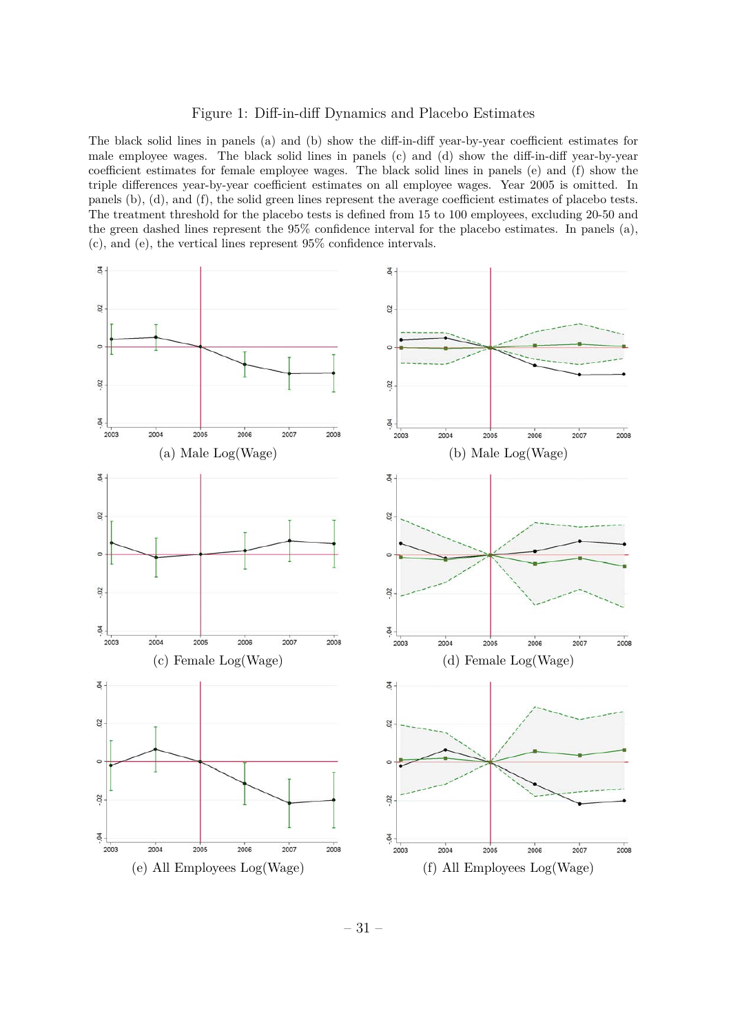Figure 1: Diff-in-diff Dynamics and Placebo Estimates

The black solid lines in panels (a) and (b) show the diff-in-diff year-by-year coefficient estimates for male employee wages. The black solid lines in panels (c) and (d) show the diff-in-diff year-by-year coefficient estimates for female employee wages. The black solid lines in panels (e) and (f) show the triple differences year-by-year coefficient estimates on all employee wages. Year 2005 is omitted. In panels (b), (d), and (f), the solid green lines represent the average coefficient estimates of placebo tests. The treatment threshold for the placebo tests is defined from 15 to 100 employees, excluding 20-50 and the green dashed lines represent the 95% confidence interval for the placebo estimates. In panels (a), (c), and (e), the vertical lines represent 95% confidence intervals.

(a) Male Log(Wage)

(b) Male Log(Wage)

(c) Female Log(Wage)

(d) Female Log(Wage)

(e) All Employees Log(Wage)

(f) All Employees Log(Wage)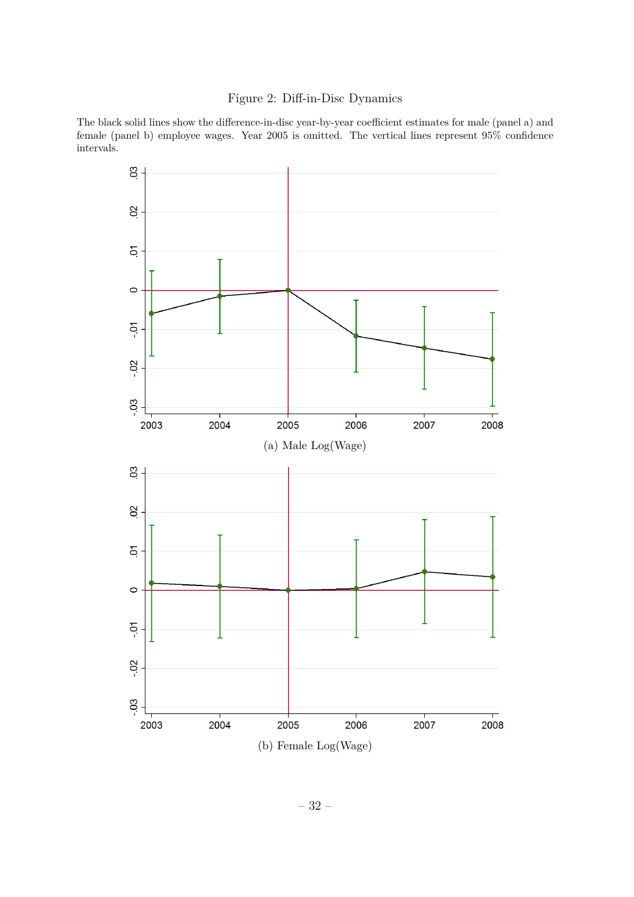Figure 2: Diff-in-Disc Dynamics

The black solid lines show the difference-in-disc year-by-year coefficient estimates for male (panel a) and female (panel b) employee wages. Year 2005 is omitted. The vertical lines represent 95% confidence intervals.

(a) Male Log(Wage)

(b) Female Log(Wage)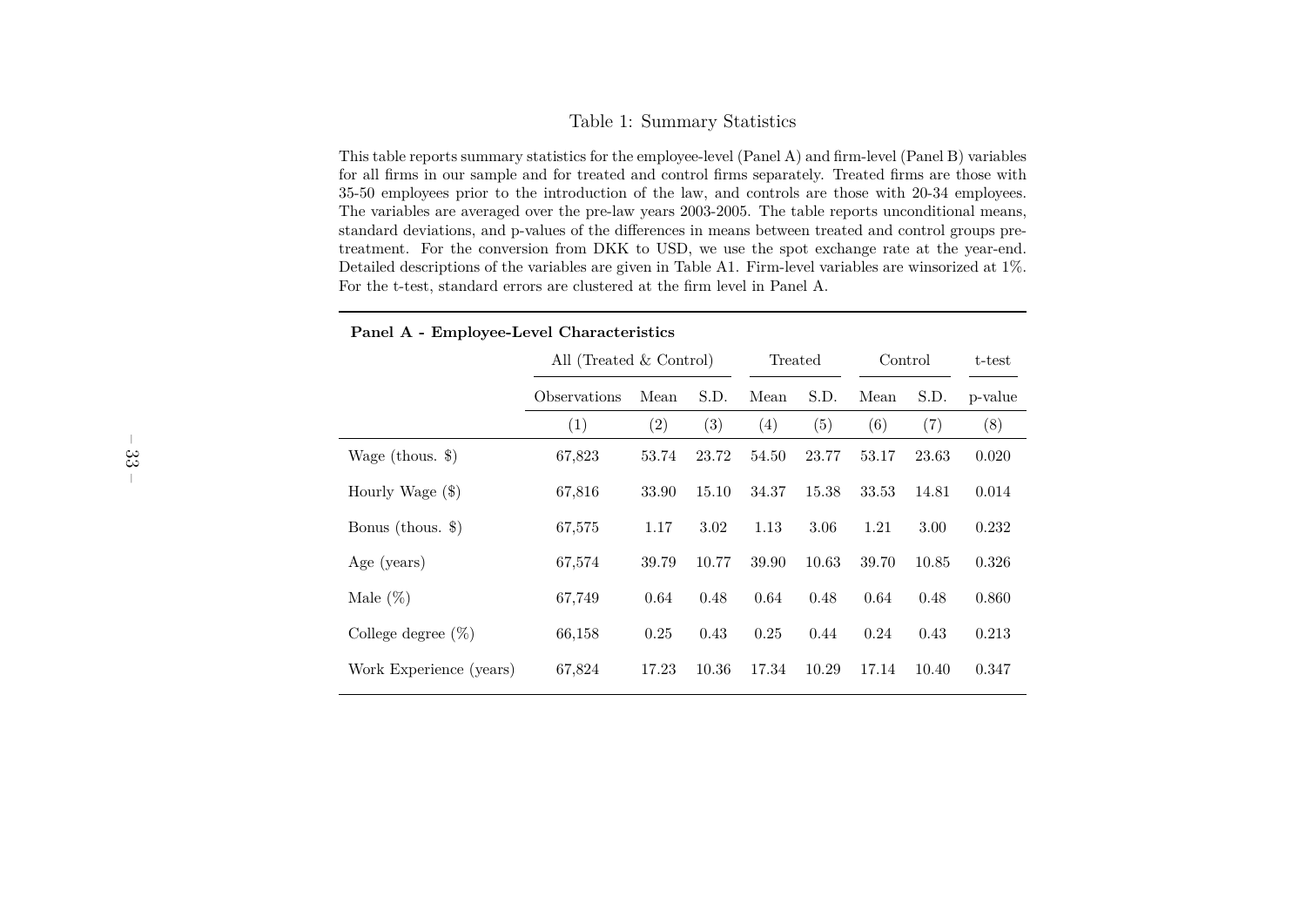Table 1: Summary Statistics

This table reports summary statistics for the employee-level (Panel A) and firm-level (Panel B) variables for all firms in our sample and for treated and control firms separately. Treated firms are those with 35-50 employees prior to the introduction of the law, and controls are those with 20-34 employees. The variables are averaged over the pre-law years 2003-2005. The table reports unconditional means, standard deviations, and p-values of the differences in means between treated and control groups pre-treatment. For the conversion from DKK to USD, we use the spot exchange rate at the year-end. Detailed descriptions of the variables are given in Table A1. Firm-level variables are winsorized at 1%. For the t-test, standard errors are clustered at the firm level in Panel A.

**Panel A - Employee-Level Characteristics**

| | All (Treated & Control) | | | Treated | | Control | | t-test |
|---|---|---|---|---|---|---|---|---|
| | Observations | Mean | S.D. | Mean | S.D. | Mean | S.D. | p-value |
| | (1) | (2) | (3) | (4) | (5) | (6) | (7) | (8) |
| Wage (thous. $) | 67,823 | 53.74 | 23.72 | 54.50 | 23.77 | 53.17 | 23.63 | 0.020 |
| Hourly Wage ($) | 67,816 | 33.90 | 15.10 | 34.37 | 15.38 | 33.53 | 14.81 | 0.014 |
| Bonus (thous. $) | 67,575 | 1.17 | 3.02 | 1.13 | 3.06 | 1.21 | 3.00 | 0.232 |
| Age (years) | 67,574 | 39.79 | 10.77 | 39.90 | 10.63 | 39.70 | 10.85 | 0.326 |
| Male (%) | 67,749 | 0.64 | 0.48 | 0.64 | 0.48 | 0.64 | 0.48 | 0.860 |
| College degree (%) | 66,158 | 0.25 | 0.43 | 0.25 | 0.44 | 0.24 | 0.43 | 0.213 |
| Work Experience (years) | 67,824 | 17.23 | 10.36 | 17.34 | 10.29 | 17.14 | 10.40 | 0.347 |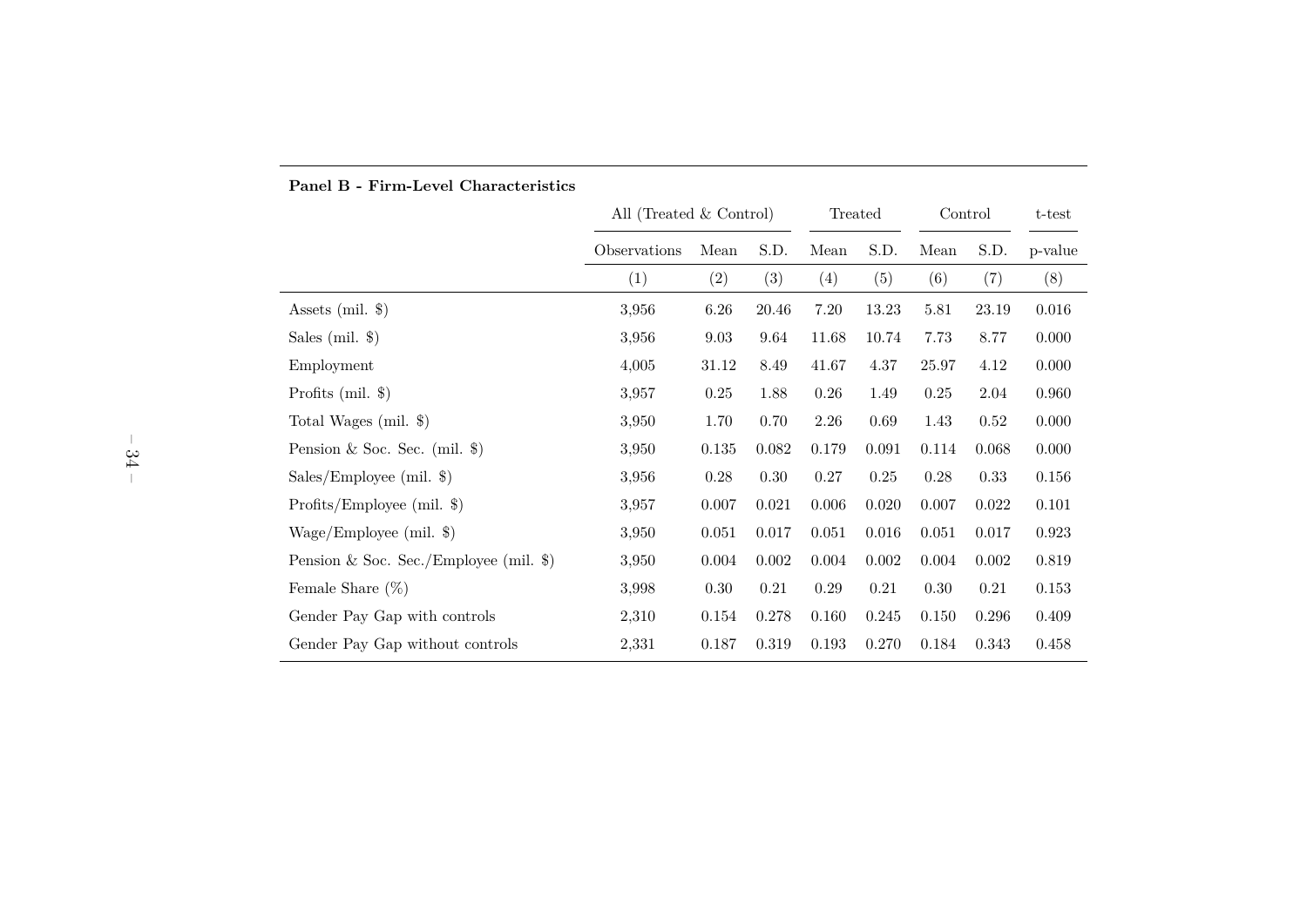**Panel B - Firm-Level Characteristics**

| | All (Treated & Control) | | | Treated | | Control | | t-test |
|---|---|---|---|---|---|---|---|---|
| | Observations | Mean | S.D. | Mean | S.D. | Mean | S.D. | p-value |
| | (1) | (2) | (3) | (4) | (5) | (6) | (7) | (8) |
| Assets (mil. $) | 3,956 | 6.26 | 20.46 | 7.20 | 13.23 | 5.81 | 23.19 | 0.016 |
| Sales (mil. $) | 3,956 | 9.03 | 9.64 | 11.68 | 10.74 | 7.73 | 8.77 | 0.000 |
| Employment | 4,005 | 31.12 | 8.49 | 41.67 | 4.37 | 25.97 | 4.12 | 0.000 |
| Profits (mil. $) | 3,957 | 0.25 | 1.88 | 0.26 | 1.49 | 0.25 | 2.04 | 0.960 |
| Total Wages (mil. $) | 3,950 | 1.70 | 0.70 | 2.26 | 0.69 | 1.43 | 0.52 | 0.000 |
| Pension & Soc. Sec. (mil. $) | 3,950 | 0.135 | 0.082 | 0.179 | 0.091 | 0.114 | 0.068 | 0.000 |
| Sales/Employee (mil. $) | 3,956 | 0.28 | 0.30 | 0.27 | 0.25 | 0.28 | 0.33 | 0.156 |
| Profits/Employee (mil. $) | 3,957 | 0.007 | 0.021 | 0.006 | 0.020 | 0.007 | 0.022 | 0.101 |
| Wage/Employee (mil. $) | 3,950 | 0.051 | 0.017 | 0.051 | 0.016 | 0.051 | 0.017 | 0.923 |
| Pension & Soc. Sec./Employee (mil. $) | 3,950 | 0.004 | 0.002 | 0.004 | 0.002 | 0.004 | 0.002 | 0.819 |
| Female Share (%) | 3,998 | 0.30 | 0.21 | 0.29 | 0.21 | 0.30 | 0.21 | 0.153 |
| Gender Pay Gap with controls | 2,310 | 0.154 | 0.278 | 0.160 | 0.245 | 0.150 | 0.296 | 0.409 |
| Gender Pay Gap without controls | 2,331 | 0.187 | 0.319 | 0.193 | 0.270 | 0.184 | 0.343 | 0.458 |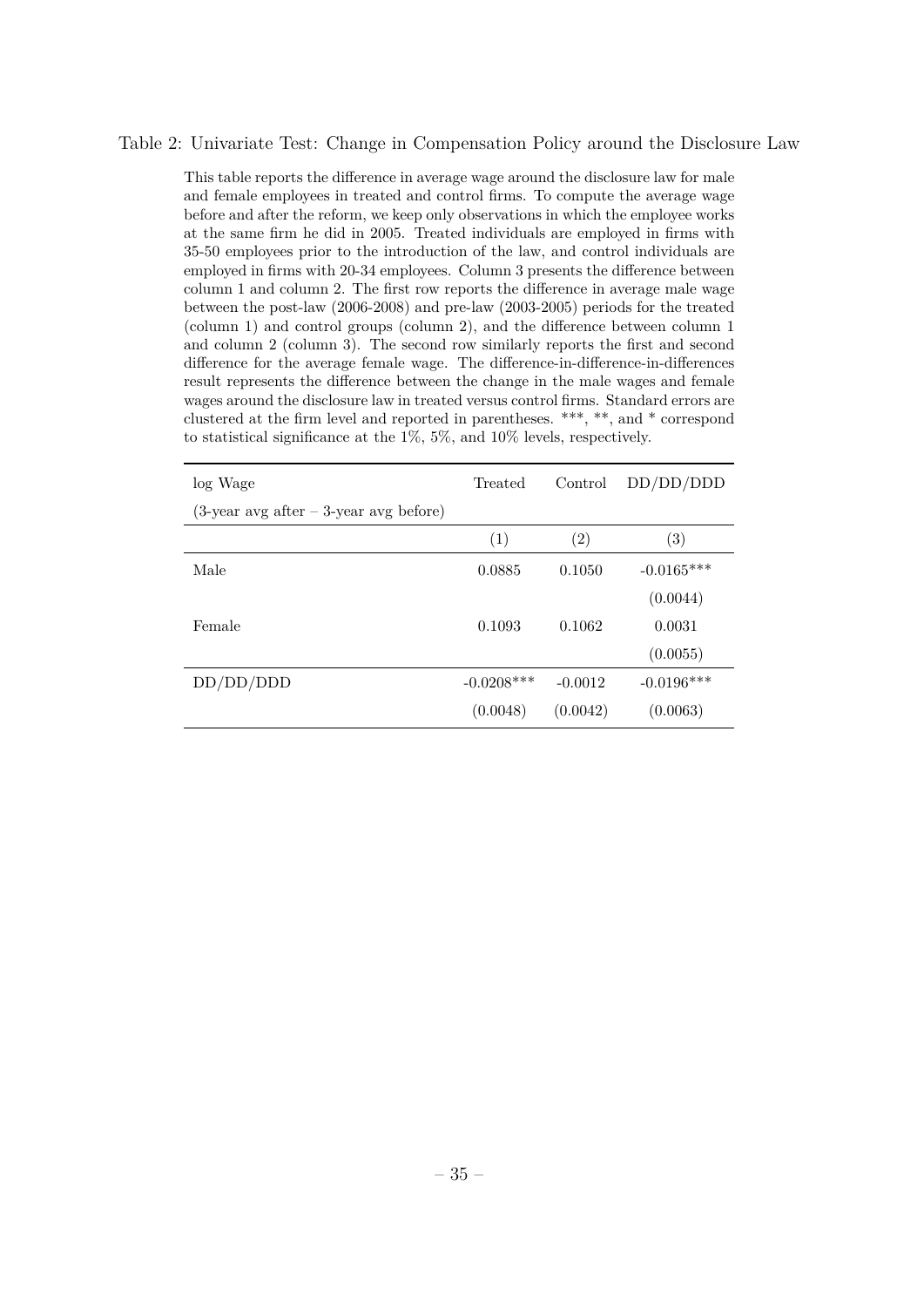Table 2: Univariate Test: Change in Compensation Policy around the Disclosure Law

This table reports the difference in average wage around the disclosure law for male and female employees in treated and control firms. To compute the average wage before and after the reform, we keep only observations in which the employee works at the same firm he did in 2005. Treated individuals are employed in firms with 35-50 employees prior to the introduction of the law, and control individuals are employed in firms with 20-34 employees. Column 3 presents the difference between column 1 and column 2. The first row reports the difference in average male wage between the post-law (2006-2008) and pre-law (2003-2005) periods for the treated (column 1) and control groups (column 2), and the difference between column 1 and column 2 (column 3). The second row similarly reports the first and second difference for the average female wage. The difference-in-difference-in-differences result represents the difference between the change in the male wages and female wages around the disclosure law in treated versus control firms. Standard errors are clustered at the firm level and reported in parentheses. ***, **, and * correspond to statistical significance at the 1%, 5%, and 10% levels, respectively.

| log Wage<br>(3-year avg after – 3-year avg before) | Treated | Control | DD/DD/DDD |
|---|---|---|---|
| | (1) | (2) | (3) |
| Male | 0.0885 | 0.1050 | -0.0165*** |
| | | | (0.0044) |
| Female | 0.1093 | 0.1062 | 0.0031 |
| | | | (0.0055) |
| DD/DD/DDD | -0.0208*** | -0.0012 | -0.0196*** |
| | (0.0048) | (0.0042) | (0.0063) |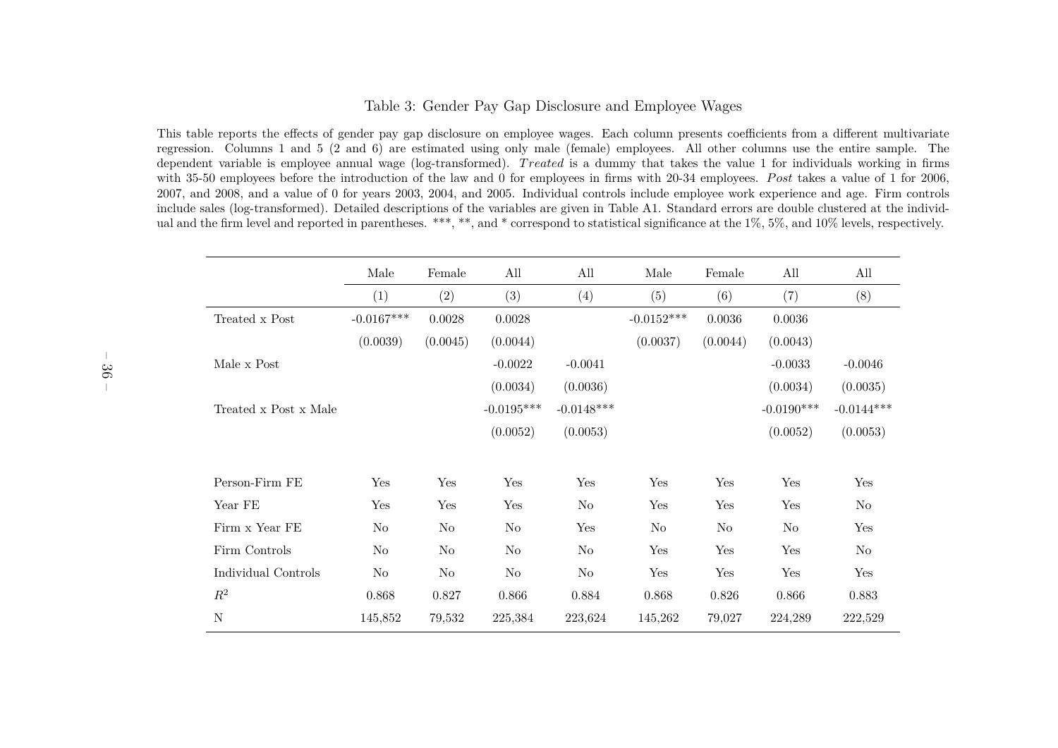Table 3: Gender Pay Gap Disclosure and Employee Wages

This table reports the effects of gender pay gap disclosure on employee wages. Each column presents coefficients from a different multivariate regression. Columns 1 and 5 (2 and 6) are estimated using only male (female) employees. All other columns use the entire sample. The dependent variable is employee annual wage (log-transformed). *Treated* is a dummy that takes the value 1 for individuals working in firms with 35-50 employees before the introduction of the law and 0 for employees in firms with 20-34 employees. *Post* takes a value of 1 for 2006, 2007, and 2008, and a value of 0 for years 2003, 2004, and 2005. Individual controls include employee work experience and age. Firm controls include sales (log-transformed). Detailed descriptions of the variables are given in Table A1. Standard errors are double clustered at the individual and the firm level and reported in parentheses. ***, **, and * correspond to statistical significance at the 1%, 5%, and 10% levels, respectively.

| | Male | Female | All | All | Male | Female | All | All |
|---|---|---|---|---|---|---|---|---|
| | (1) | (2) | (3) | (4) | (5) | (6) | (7) | (8) |
| Treated x Post | -0.0167*** | 0.0028 | 0.0028 | | -0.0152*** | 0.0036 | 0.0036 | |
| | (0.0039) | (0.0045) | (0.0044) | | (0.0037) | (0.0044) | (0.0043) | |
| Male x Post | | | -0.0022 | -0.0041 | | | -0.0033 | -0.0046 |
| | | | (0.0034) | (0.0036) | | | (0.0034) | (0.0035) |
| Treated x Post x Male | | | -0.0195*** | -0.0148*** | | | -0.0190*** | -0.0144*** |
| | | | (0.0052) | (0.0053) | | | (0.0052) | (0.0053) |
| Person-Firm FE | Yes | Yes | Yes | Yes | Yes | Yes | Yes | Yes |
| Year FE | Yes | Yes | Yes | No | Yes | Yes | Yes | No |
| Firm x Year FE | No | No | No | Yes | No | No | No | Yes |
| Firm Controls | No | No | No | No | Yes | Yes | Yes | No |
| Individual Controls | No | No | No | No | Yes | Yes | Yes | Yes |
| $R^2$ | 0.868 | 0.827 | 0.866 | 0.884 | 0.868 | 0.826 | 0.866 | 0.883 |
| N | 145,852 | 79,532 | 225,384 | 223,624 | 145,262 | 79,027 | 224,289 | 222,529 |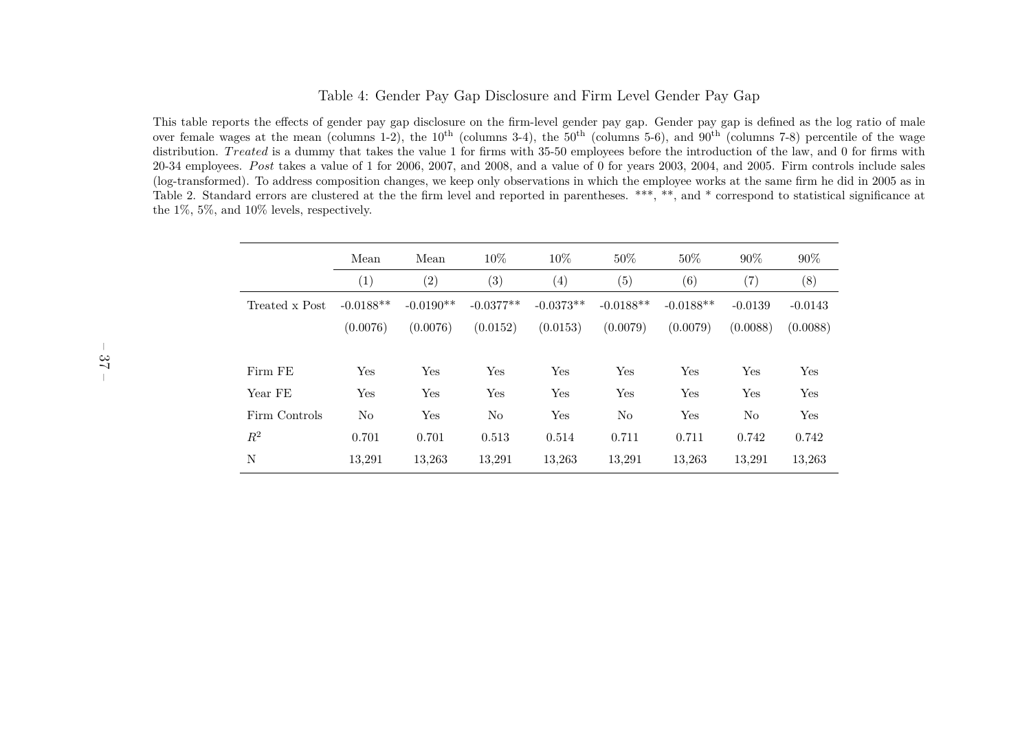Table 4: Gender Pay Gap Disclosure and Firm Level Gender Pay Gap

This table reports the effects of gender pay gap disclosure on the firm-level gender pay gap. Gender pay gap is defined as the log ratio of male over female wages at the mean (columns 1-2), the 10[th] (columns 3-4), the 50[th] (columns 5-6), and 90[th] (columns 7-8) percentile of the wage distribution. *Treated* is a dummy that takes the value 1 for firms with 35-50 employees before the introduction of the law, and 0 for firms with 20-34 employees. *Post* takes a value of 1 for 2006, 2007, and 2008, and a value of 0 for years 2003, 2004, and 2005. Firm controls include sales (log-transformed). To address composition changes, we keep only observations in which the employee works at the same firm he did in 2005 as in Table 2. Standard errors are clustered at the the firm level and reported in parentheses. \*\*\*, \*\*, and \* correspond to statistical significance at the 1%, 5%, and 10% levels, respectively.

| | Mean | Mean | 10% | 10% | 50% | 50% | 90% | 90% |
|---|---|---|---|---|---|---|---|---|
| | (1) | (2) | (3) | (4) | (5) | (6) | (7) | (8) |
| Treated x Post | -0.0188** | -0.0190** | -0.0377** | -0.0373** | -0.0188** | -0.0188** | -0.0139 | -0.0143 |
| | (0.0076) | (0.0076) | (0.0152) | (0.0153) | (0.0079) | (0.0079) | (0.0088) | (0.0088) |
| Firm FE | Yes | Yes | Yes | Yes | Yes | Yes | Yes | Yes |
| Year FE | Yes | Yes | Yes | Yes | Yes | Yes | Yes | Yes |
| Firm Controls | No | Yes | No | Yes | No | Yes | No | Yes |
| $R^2$ | 0.701 | 0.701 | 0.513 | 0.514 | 0.711 | 0.711 | 0.742 | 0.742 |
| N | 13,291 | 13,263 | 13,291 | 13,263 | 13,291 | 13,263 | 13,291 | 13,263 |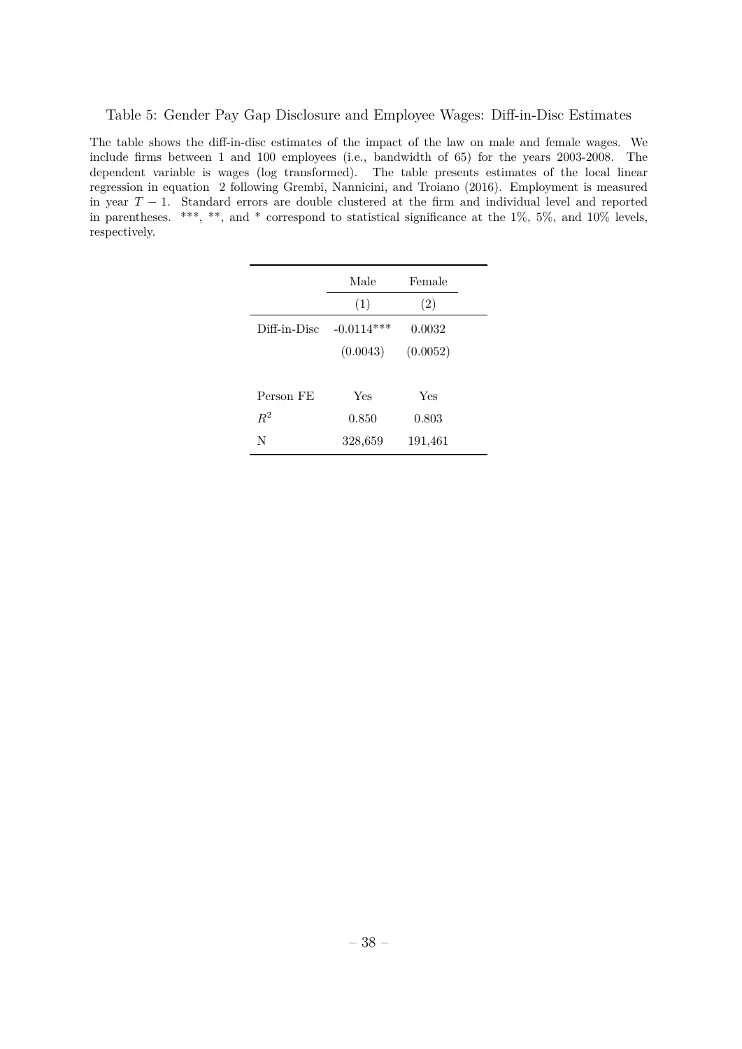Table 5: Gender Pay Gap Disclosure and Employee Wages: Diff-in-Disc Estimates

The table shows the diff-in-disc estimates of the impact of the law on male and female wages. We include firms between 1 and 100 employees (i.e., bandwidth of 65) for the years 2003-2008. The dependent variable is wages (log transformed). The table presents estimates of the local linear regression in equation 2 following Grembi, Nannicini, and Troiano (2016). Employment is measured in year $T-1$. Standard errors are double clustered at the firm and individual level and reported in parentheses. ***, **, and * correspond to statistical significance at the 1%, 5%, and 10% levels, respectively.

| | Male | Female |
|---|---|---|
| | (1) | (2) |
| Diff-in-Disc | -0.0114*** | 0.0032 |
| | (0.0043) | (0.0052) |
| | | |
| Person FE | Yes | Yes |
| $R^2$ | 0.850 | 0.803 |
| N | 328,659 | 191,461 |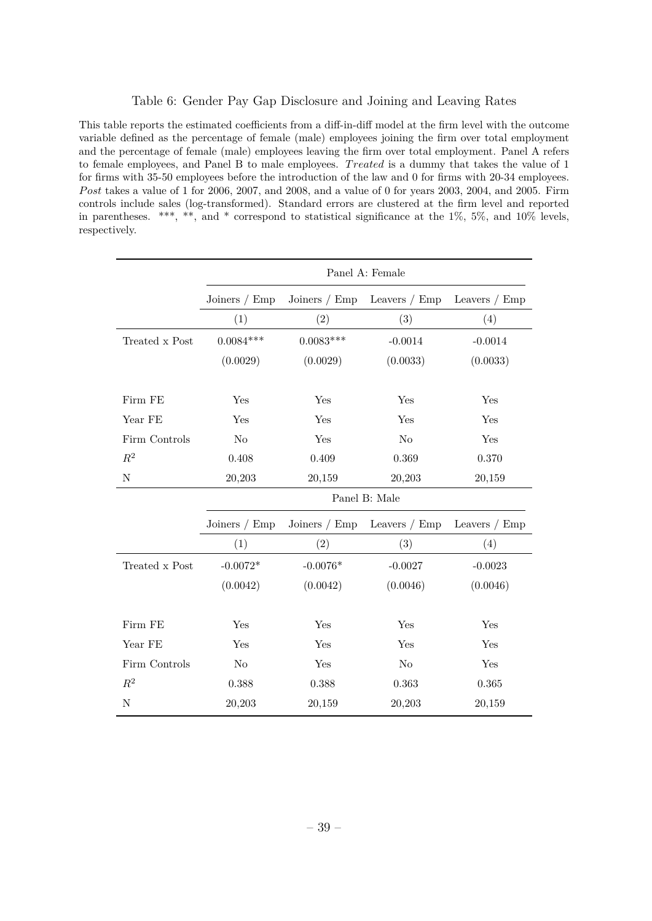Table 6: Gender Pay Gap Disclosure and Joining and Leaving Rates

This table reports the estimated coefficients from a diff-in-diff model at the firm level with the outcome variable defined as the percentage of female (male) employees joining the firm over total employment and the percentage of female (male) employees leaving the firm over total employment. Panel A refers to female employees, and Panel B to male employees. *Treated* is a dummy that takes the value of 1 for firms with 35-50 employees before the introduction of the law and 0 for firms with 20-34 employees. *Post* takes a value of 1 for 2006, 2007, and 2008, and a value of 0 for years 2003, 2004, and 2005. Firm controls include sales (log-transformed). Standard errors are clustered at the firm level and reported in parentheses. \*\*\*, \*\*, and \* correspond to statistical significance at the 1%, 5%, and 10% levels, respectively.

| | Panel A: Female | | | |
|---|---|---|---|---|
| | Joiners / Emp | Joiners / Emp | Leavers / Emp | Leavers / Emp |
| | (1) | (2) | (3) | (4) |
| Treated x Post | 0.0084*** | 0.0083*** | -0.0014 | -0.0014 |
| | (0.0029) | (0.0029) | (0.0033) | (0.0033) |
| Firm FE | Yes | Yes | Yes | Yes |
| Year FE | Yes | Yes | Yes | Yes |
| Firm Controls | No | Yes | No | Yes |
| $R^2$ | 0.408 | 0.409 | 0.369 | 0.370 |
| N | 20,203 | 20,159 | 20,203 | 20,159 |
| | Panel B: Male | | | |
| | Joiners / Emp | Joiners / Emp | Leavers / Emp | Leavers / Emp |
| | (1) | (2) | (3) | (4) |
| Treated x Post | -0.0072* | -0.0076* | -0.0027 | -0.0023 |
| | (0.0042) | (0.0042) | (0.0046) | (0.0046) |
| Firm FE | Yes | Yes | Yes | Yes |
| Year FE | Yes | Yes | Yes | Yes |
| Firm Controls | No | Yes | No | Yes |
| $R^2$ | 0.388 | 0.388 | 0.363 | 0.365 |
| N | 20,203 | 20,159 | 20,203 | 20,159 |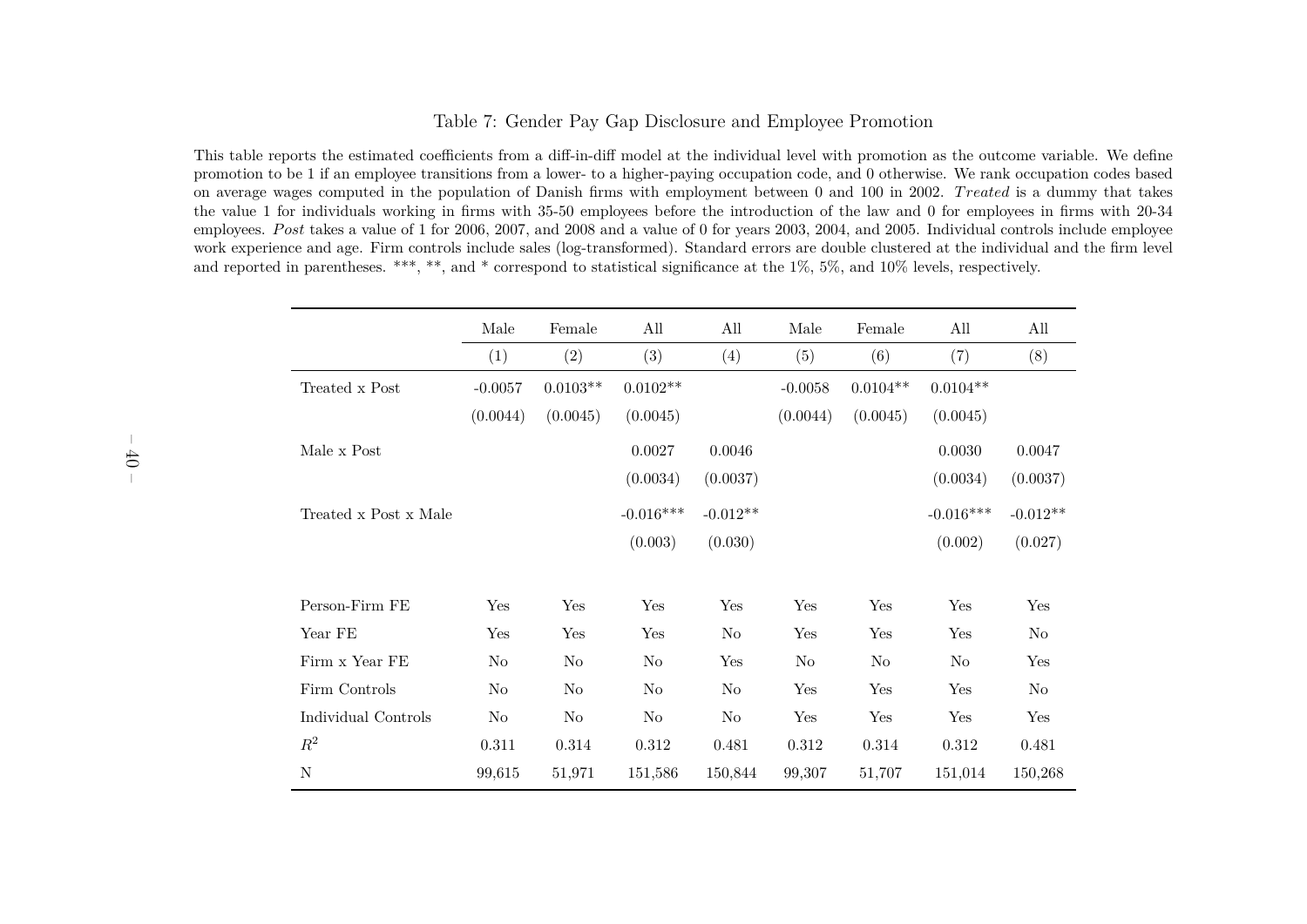Table 7: Gender Pay Gap Disclosure and Employee Promotion

This table reports the estimated coefficients from a diff-in-diff model at the individual level with promotion as the outcome variable. We define promotion to be 1 if an employee transitions from a lower- to a higher-paying occupation code, and 0 otherwise. We rank occupation codes based on average wages computed in the population of Danish firms with employment between 0 and 100 in 2002. *Treated* is a dummy that takes the value 1 for individuals working in firms with 35-50 employees before the introduction of the law and 0 for employees in firms with 20-34 employees. *Post* takes a value of 1 for 2006, 2007, and 2008 and a value of 0 for years 2003, 2004, and 2005. Individual controls include employee work experience and age. Firm controls include sales (log-transformed). Standard errors are double clustered at the individual and the firm level and reported in parentheses. ***, **, and * correspond to statistical significance at the 1%, 5%, and 10% levels, respectively.

| | Male | Female | All | All | Male | Female | All | All |
|---|---|---|---|---|---|---|---|---|
| | (1) | (2) | (3) | (4) | (5) | (6) | (7) | (8) |
| Treated x Post | -0.0057 | 0.0103** | 0.0102** | | -0.0058 | 0.0104** | 0.0104** | |
| | (0.0044) | (0.0045) | (0.0045) | | (0.0044) | (0.0045) | (0.0045) | |
| Male x Post | | | 0.0027 | 0.0046 | | | 0.0030 | 0.0047 |
| | | | (0.0034) | (0.0037) | | | (0.0034) | (0.0037) |
| Treated x Post x Male | | | -0.016*** | -0.012** | | | -0.016*** | -0.012** |
| | | | (0.003) | (0.030) | | | (0.002) | (0.027) |
| Person-Firm FE | Yes | Yes | Yes | Yes | Yes | Yes | Yes | Yes |
| Year FE | Yes | Yes | Yes | No | Yes | Yes | Yes | No |
| Firm x Year FE | No | No | No | Yes | No | No | No | Yes |
| Firm Controls | No | No | No | No | Yes | Yes | Yes | No |
| Individual Controls | No | No | No | No | Yes | Yes | Yes | Yes |
| $R^2$ | 0.311 | 0.314 | 0.312 | 0.481 | 0.312 | 0.314 | 0.312 | 0.481 |
| N | 99,615 | 51,971 | 151,586 | 150,844 | 99,307 | 51,707 | 151,014 | 150,268 |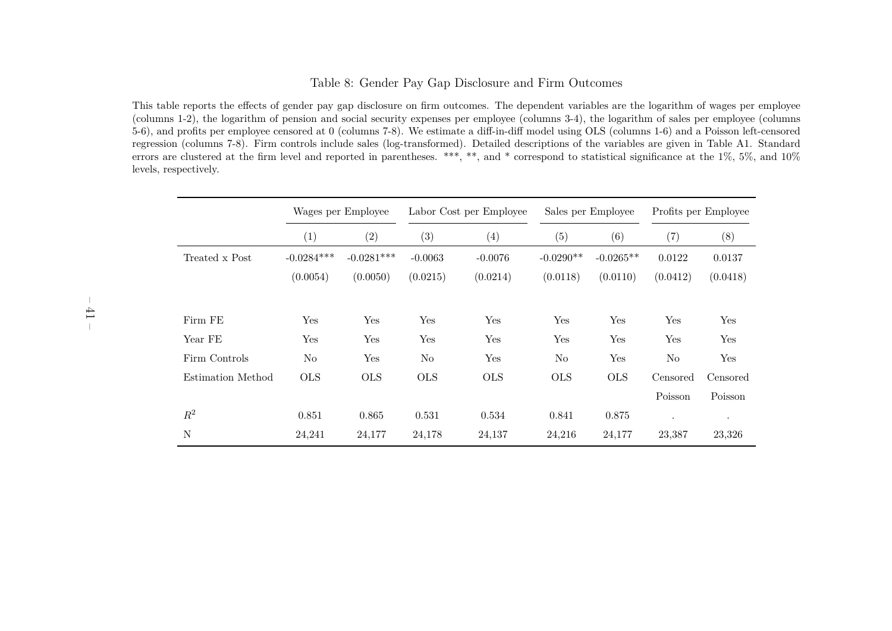# Table 8: Gender Pay Gap Disclosure and Firm Outcomes

This table reports the effects of gender pay gap disclosure on firm outcomes. The dependent variables are the logarithm of wages per employee (columns 1-2), the logarithm of pension and social security expenses per employee (columns 3-4), the logarithm of sales per employee (columns 5-6), and profits per employee censored at 0 (columns 7-8). We estimate a diff-in-diff model using OLS (columns 1-6) and a Poisson left-censored regression (columns 7-8). Firm controls include sales (log-transformed). Detailed descriptions of the variables are given in Table A1. Standard errors are clustered at the firm level and reported in parentheses. ***, **, and * correspond to statistical significance at the 1%, 5%, and 10% levels, respectively.

| | Wages per Employee | | Labor Cost per Employee | | Sales per Employee | | Profits per Employee | |
|---|---|---|---|---|---|---|---|---|
| | (1) | (2) | (3) | (4) | (5) | (6) | (7) | (8) |
| Treated x Post | -0.0284*** | -0.0281*** | -0.0063 | -0.0076 | -0.0290** | -0.0265** | 0.0122 | 0.0137 |
| | (0.0054) | (0.0050) | (0.0215) | (0.0214) | (0.0118) | (0.0110) | (0.0412) | (0.0418) |
| Firm FE | Yes | Yes | Yes | Yes | Yes | Yes | Yes | Yes |
| Year FE | Yes | Yes | Yes | Yes | Yes | Yes | Yes | Yes |
| Firm Controls | No | Yes | No | Yes | No | Yes | No | Yes |
| Estimation Method | OLS | OLS | OLS | OLS | OLS | OLS | Censored Poisson | Censored Poisson |
| $R^2$ | 0.851 | 0.865 | 0.531 | 0.534 | 0.841 | 0.875 | . | . |
| N | 24,241 | 24,177 | 24,178 | 24,137 | 24,216 | 24,177 | 23,387 | 23,326 |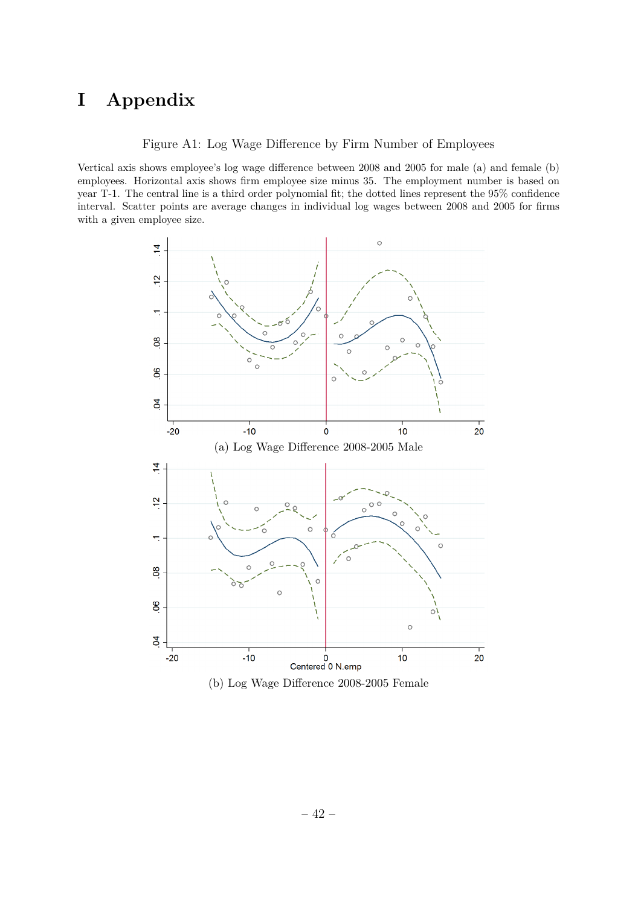# I Appendix

Figure A1: Log Wage Difference by Firm Number of Employees

Vertical axis shows employee's log wage difference between 2008 and 2005 for male (a) and female (b) employees. Horizontal axis shows firm employee size minus 35. The employment number is based on year T-1. The central line is a third order polynomial fit; the dotted lines represent the 95% confidence interval. Scatter points are average changes in individual log wages between 2008 and 2005 for firms with a given employee size.

(a) Log Wage Difference 2008-2005 Male

(b) Log Wage Difference 2008-2005 Female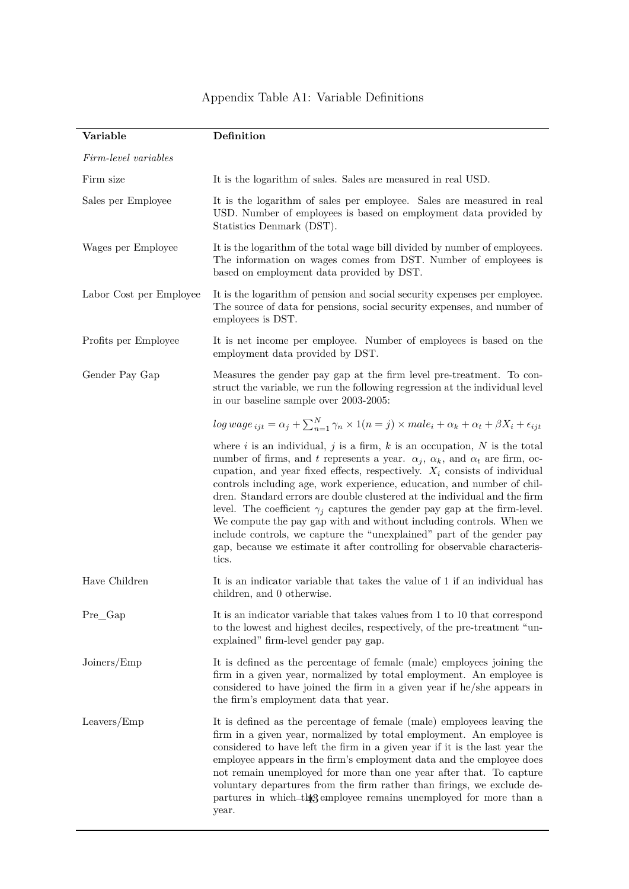Appendix Table A1: Variable Definitions

| Variable | Definition |
|---|---|
| *Firm-level variables* | |
| Firm size | It is the logarithm of sales. Sales are measured in real USD. |
| Sales per Employee | It is the logarithm of sales per employee. Sales are measured in real USD. Number of employees is based on employment data provided by Statistics Denmark (DST). |
| Wages per Employee | It is the logarithm of the total wage bill divided by number of employees. The information on wages comes from DST. Number of employees is based on employment data provided by DST. |
| Labor Cost per Employee | It is the logarithm of pension and social security expenses per employee. The source of data for pensions, social security expenses, and number of employees is DST. |
| Profits per Employee | It is net income per employee. Number of employees is based on the employment data provided by DST. |
| Gender Pay Gap | Measures the gender pay gap at the firm level pre-treatment. To construct the variable, we run the following regression at the individual level in our baseline sample over 2003-2005: $$log\,wage_{ijt} = \alpha_j + \sum_{n=1}^{N} \gamma_n \times 1(n=j) \times male_i + \alpha_k + \alpha_t + \beta X_i + \epsilon_{ijt}$$ where $i$ is an individual, $j$ is a firm, $k$ is an occupation, $N$ is the total number of firms, and $t$ represents a year. $\alpha_j$, $\alpha_k$, and $\alpha_t$ are firm, occupation, and year fixed effects, respectively. $X_i$ consists of individual controls including age, work experience, education, and number of children. Standard errors are double clustered at the individual and the firm level. The coefficient $\gamma_j$ captures the gender pay gap at the firm-level. We compute the pay gap with and without including controls. When we include controls, we capture the "unexplained" part of the gender pay gap, because we estimate it after controlling for observable characteristics. |
| Have Children | It is an indicator variable that takes the value of 1 if an individual has children, and 0 otherwise. |
| Pre_Gap | It is an indicator variable that takes values from 1 to 10 that correspond to the lowest and highest deciles, respectively, of the pre-treatment "unexplained" firm-level gender pay gap. |
| Joiners/Emp | It is defined as the percentage of female (male) employees joining the firm in a given year, normalized by total employment. An employee is considered to have joined the firm in a given year if he/she appears in the firm's employment data that year. |
| Leavers/Emp | It is defined as the percentage of female (male) employees leaving the firm in a given year, normalized by total employment. An employee is considered to have left the firm in a given year if it is the last year the employee appears in the firm's employment data and the employee does not remain unemployed for more than one year after that. To capture voluntary departures from the firm rather than firings, we exclude departures in which the employee remains unemployed for more than a year. |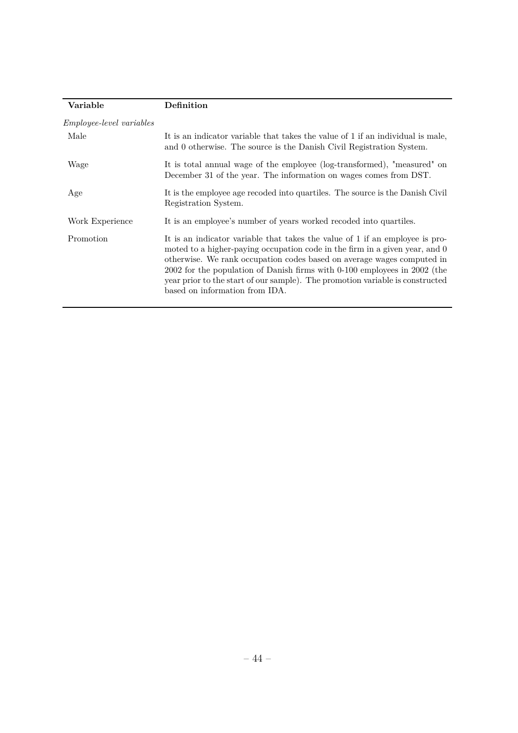| Variable | Definition |
|---|---|
| *Employee-level variables* | |
| Male | It is an indicator variable that takes the value of 1 if an individual is male, and 0 otherwise. The source is the Danish Civil Registration System. |
| Wage | It is total annual wage of the employee (log-transformed), "measured" on December 31 of the year. The information on wages comes from DST. |
| Age | It is the employee age recoded into quartiles. The source is the Danish Civil Registration System. |
| Work Experience | It is an employee's number of years worked recoded into quartiles. |
| Promotion | It is an indicator variable that takes the value of 1 if an employee is promoted to a higher-paying occupation code in the firm in a given year, and 0 otherwise. We rank occupation codes based on average wages computed in 2002 for the population of Danish firms with 0-100 employees in 2002 (the year prior to the start of our sample). The promotion variable is constructed based on information from IDA. |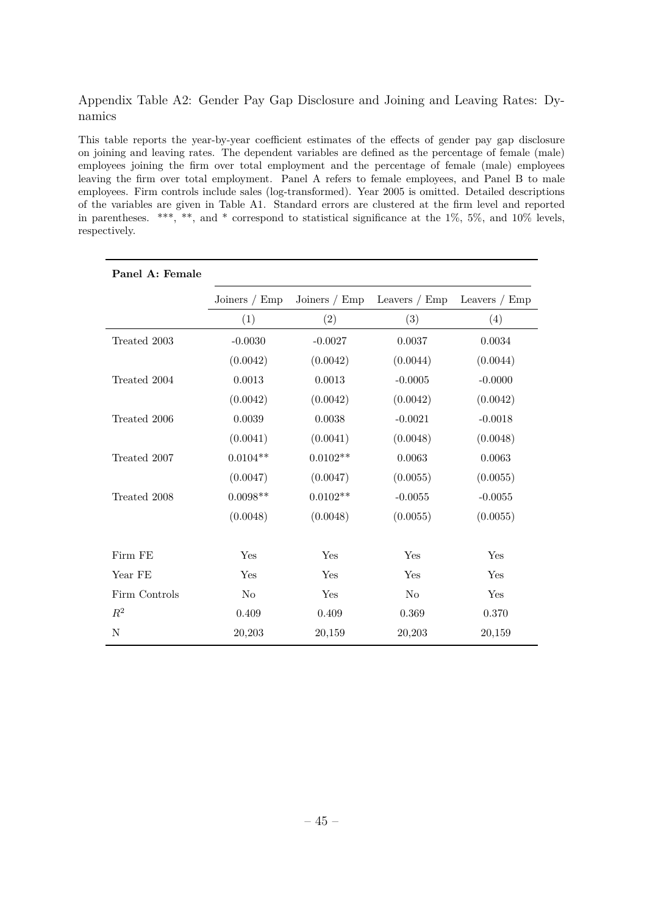Appendix Table A2: Gender Pay Gap Disclosure and Joining and Leaving Rates: Dynamics

This table reports the year-by-year coefficient estimates of the effects of gender pay gap disclosure on joining and leaving rates. The dependent variables are defined as the percentage of female (male) employees joining the firm over total employment and the percentage of female (male) employees leaving the firm over total employment. Panel A refers to female employees, and Panel B to male employees. Firm controls include sales (log-transformed). Year 2005 is omitted. Detailed descriptions of the variables are given in Table A1. Standard errors are clustered at the firm level and reported in parentheses. ***, **, and * correspond to statistical significance at the 1%, 5%, and 10% levels, respectively.

| **Panel A: Female** | | | | |
|---|---|---|---|---|
| | Joiners / Emp | Joiners / Emp | Leavers / Emp | Leavers / Emp |
| | (1) | (2) | (3) | (4) |
| Treated 2003 | -0.0030 | -0.0027 | 0.0037 | 0.0034 |
| | (0.0042) | (0.0042) | (0.0044) | (0.0044) |
| Treated 2004 | 0.0013 | 0.0013 | -0.0005 | -0.0000 |
| | (0.0042) | (0.0042) | (0.0042) | (0.0042) |
| Treated 2006 | 0.0039 | 0.0038 | -0.0021 | -0.0018 |
| | (0.0041) | (0.0041) | (0.0048) | (0.0048) |
| Treated 2007 | 0.0104** | 0.0102** | 0.0063 | 0.0063 |
| | (0.0047) | (0.0047) | (0.0055) | (0.0055) |
| Treated 2008 | 0.0098** | 0.0102** | -0.0055 | -0.0055 |
| | (0.0048) | (0.0048) | (0.0055) | (0.0055) |
| Firm FE | Yes | Yes | Yes | Yes |
| Year FE | Yes | Yes | Yes | Yes |
| Firm Controls | No | Yes | No | Yes |
| $R^2$ | 0.409 | 0.409 | 0.369 | 0.370 |
| N | 20,203 | 20,159 | 20,203 | 20,159 |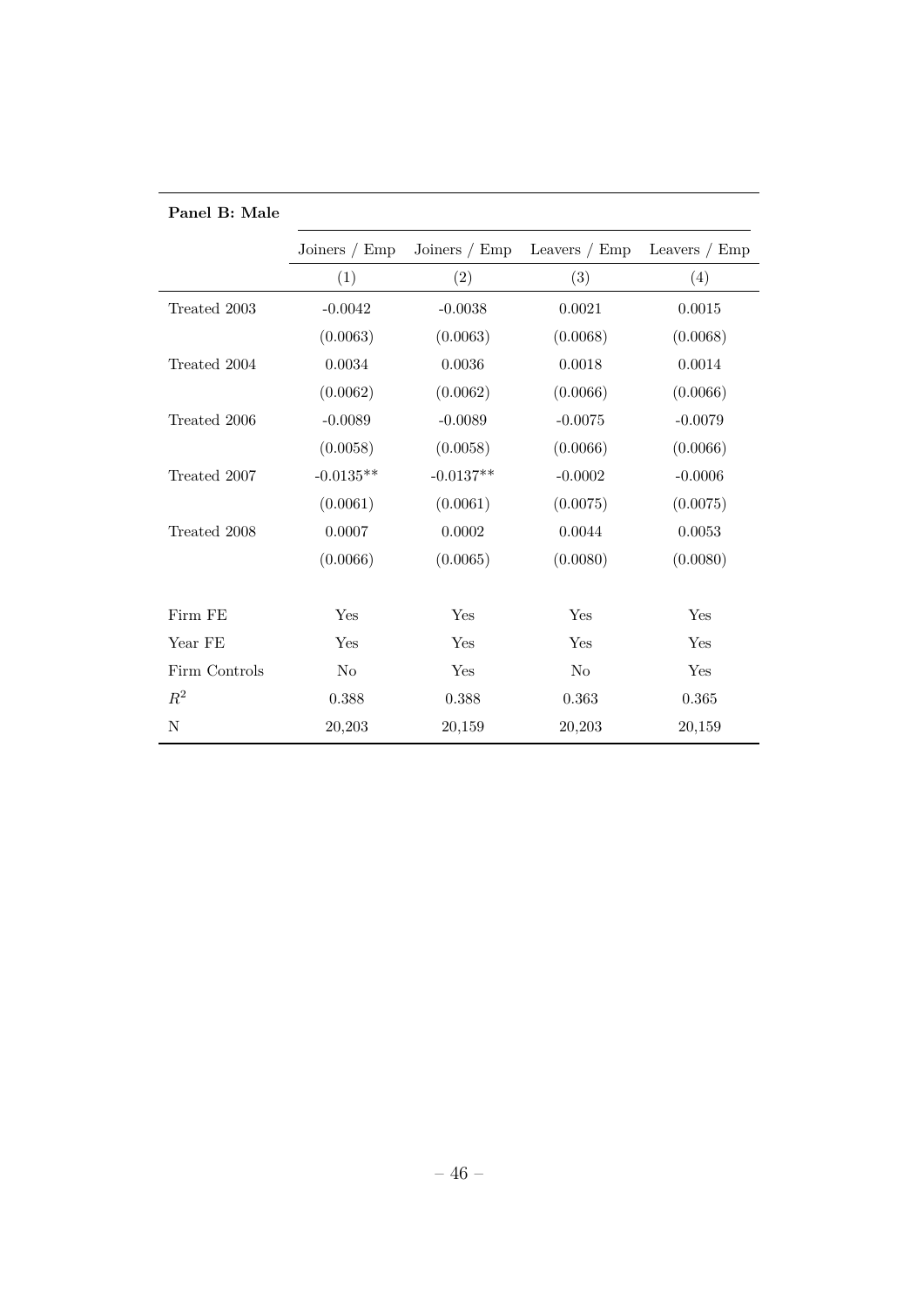**Panel B: Male**

| | Joiners / Emp | Joiners / Emp | Leavers / Emp | Leavers / Emp |
|---|---|---|---|---|
| | (1) | (2) | (3) | (4) |
| Treated 2003 | -0.0042 | -0.0038 | 0.0021 | 0.0015 |
| | (0.0063) | (0.0063) | (0.0068) | (0.0068) |
| Treated 2004 | 0.0034 | 0.0036 | 0.0018 | 0.0014 |
| | (0.0062) | (0.0062) | (0.0066) | (0.0066) |
| Treated 2006 | -0.0089 | -0.0089 | -0.0075 | -0.0079 |
| | (0.0058) | (0.0058) | (0.0066) | (0.0066) |
| Treated 2007 | -0.0135** | -0.0137** | -0.0002 | -0.0006 |
| | (0.0061) | (0.0061) | (0.0075) | (0.0075) |
| Treated 2008 | 0.0007 | 0.0002 | 0.0044 | 0.0053 |
| | (0.0066) | (0.0065) | (0.0080) | (0.0080) |
| | | | | |
| Firm FE | Yes | Yes | Yes | Yes |
| Year FE | Yes | Yes | Yes | Yes |
| Firm Controls | No | Yes | No | Yes |
| $R^2$ | 0.388 | 0.388 | 0.363 | 0.365 |
| N | 20,203 | 20,159 | 20,203 | 20,159 |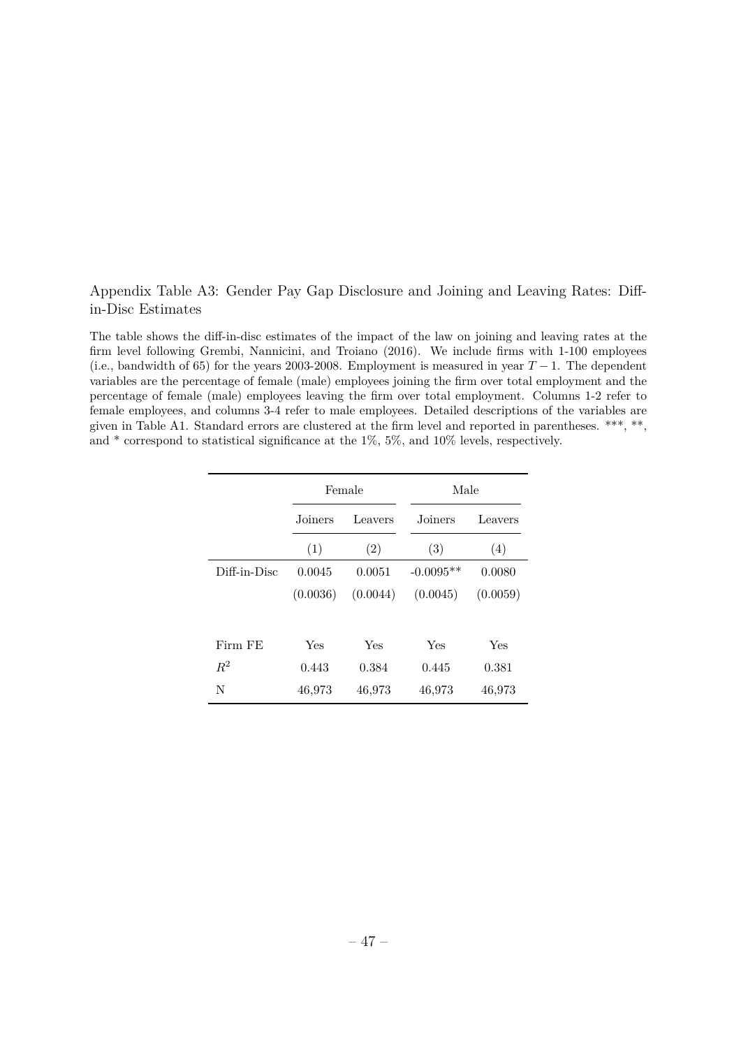Appendix Table A3: Gender Pay Gap Disclosure and Joining and Leaving Rates: Diff-in-Disc Estimates

The table shows the diff-in-disc estimates of the impact of the law on joining and leaving rates at the firm level following Grembi, Nannicini, and Troiano (2016). We include firms with 1-100 employees (i.e., bandwidth of 65) for the years 2003-2008. Employment is measured in year $T-1$. The dependent variables are the percentage of female (male) employees joining the firm over total employment and the percentage of female (male) employees leaving the firm over total employment. Columns 1-2 refer to female employees, and columns 3-4 refer to male employees. Detailed descriptions of the variables are given in Table A1. Standard errors are clustered at the firm level and reported in parentheses. ***, **, and * correspond to statistical significance at the 1%, 5%, and 10% levels, respectively.

| | Female | | Male | |
|---|---|---|---|---|
| | Joiners | Leavers | Joiners | Leavers |
| | (1) | (2) | (3) | (4) |
| Diff-in-Disc | 0.0045 | 0.0051 | -0.0095** | 0.0080 |
| | (0.0036) | (0.0044) | (0.0045) | (0.0059) |
| Firm FE | Yes | Yes | Yes | Yes |
| $R^2$ | 0.443 | 0.384 | 0.445 | 0.381 |
| N | 46,973 | 46,973 | 46,973 | 46,973 |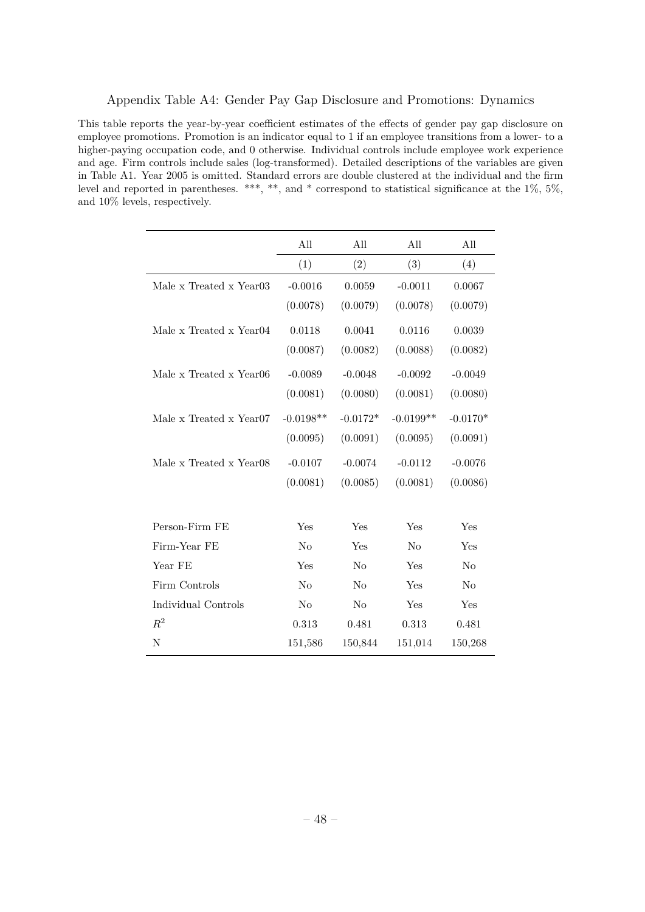Appendix Table A4: Gender Pay Gap Disclosure and Promotions: Dynamics

This table reports the year-by-year coefficient estimates of the effects of gender pay gap disclosure on employee promotions. Promotion is an indicator equal to 1 if an employee transitions from a lower- to a higher-paying occupation code, and 0 otherwise. Individual controls include employee work experience and age. Firm controls include sales (log-transformed). Detailed descriptions of the variables are given in Table A1. Year 2005 is omitted. Standard errors are double clustered at the individual and the firm level and reported in parentheses. ***, **, and * correspond to statistical significance at the 1%, 5%, and 10% levels, respectively.

| | All | All | All | All |
|---|---|---|---|---|
| | (1) | (2) | (3) | (4) |
| Male x Treated x Year03 | -0.0016 | 0.0059 | -0.0011 | 0.0067 |
| | (0.0078) | (0.0079) | (0.0078) | (0.0079) |
| Male x Treated x Year04 | 0.0118 | 0.0041 | 0.0116 | 0.0039 |
| | (0.0087) | (0.0082) | (0.0088) | (0.0082) |
| Male x Treated x Year06 | -0.0089 | -0.0048 | -0.0092 | -0.0049 |
| | (0.0081) | (0.0080) | (0.0081) | (0.0080) |
| Male x Treated x Year07 | -0.0198** | -0.0172* | -0.0199** | -0.0170* |
| | (0.0095) | (0.0091) | (0.0095) | (0.0091) |
| Male x Treated x Year08 | -0.0107 | -0.0074 | -0.0112 | -0.0076 |
| | (0.0081) | (0.0085) | (0.0081) | (0.0086) |
| Person-Firm FE | Yes | Yes | Yes | Yes |
| Firm-Year FE | No | Yes | No | Yes |
| Year FE | Yes | No | Yes | No |
| Firm Controls | No | No | Yes | No |
| Individual Controls | No | No | Yes | Yes |
| $R^2$ | 0.313 | 0.481 | 0.313 | 0.481 |
| N | 151,586 | 150,844 | 151,014 | 150,268 |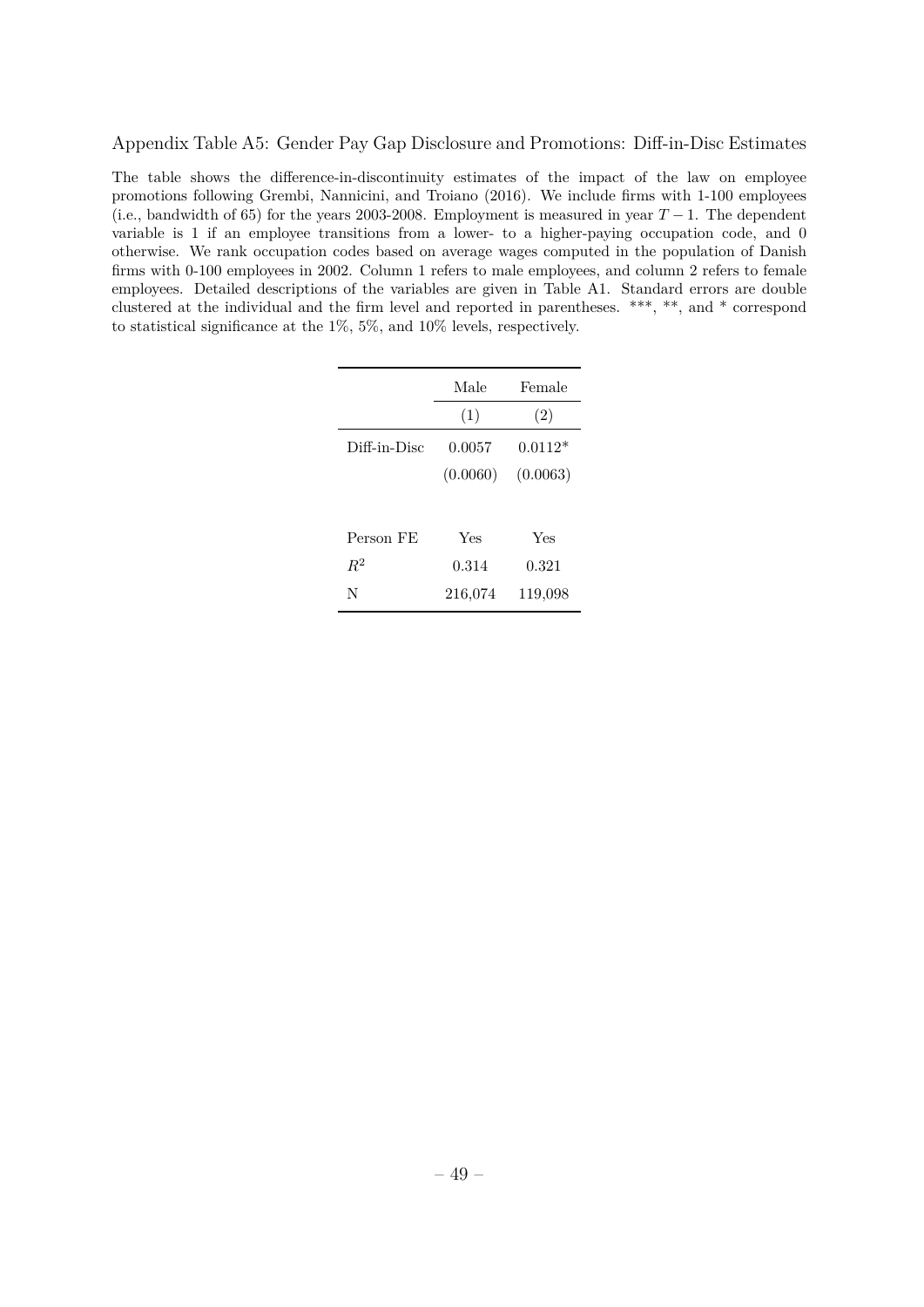Appendix Table A5: Gender Pay Gap Disclosure and Promotions: Diff-in-Disc Estimates

The table shows the difference-in-discontinuity estimates of the impact of the law on employee promotions following Grembi, Nannicini, and Troiano (2016). We include firms with 1-100 employees (i.e., bandwidth of 65) for the years 2003-2008. Employment is measured in year $T-1$. The dependent variable is 1 if an employee transitions from a lower- to a higher-paying occupation code, and 0 otherwise. We rank occupation codes based on average wages computed in the population of Danish firms with 0-100 employees in 2002. Column 1 refers to male employees, and column 2 refers to female employees. Detailed descriptions of the variables are given in Table A1. Standard errors are double clustered at the individual and the firm level and reported in parentheses. ***, **, and * correspond to statistical significance at the 1%, 5%, and 10% levels, respectively.

| | Male | Female |
|---|---|---|
| | (1) | (2) |
| Diff-in-Disc | 0.0057 | 0.0112* |
| | (0.0060) | (0.0063) |
| | | |
| Person FE | Yes | Yes |
| $R^2$ | 0.314 | 0.321 |
| N | 216,074 | 119,098 |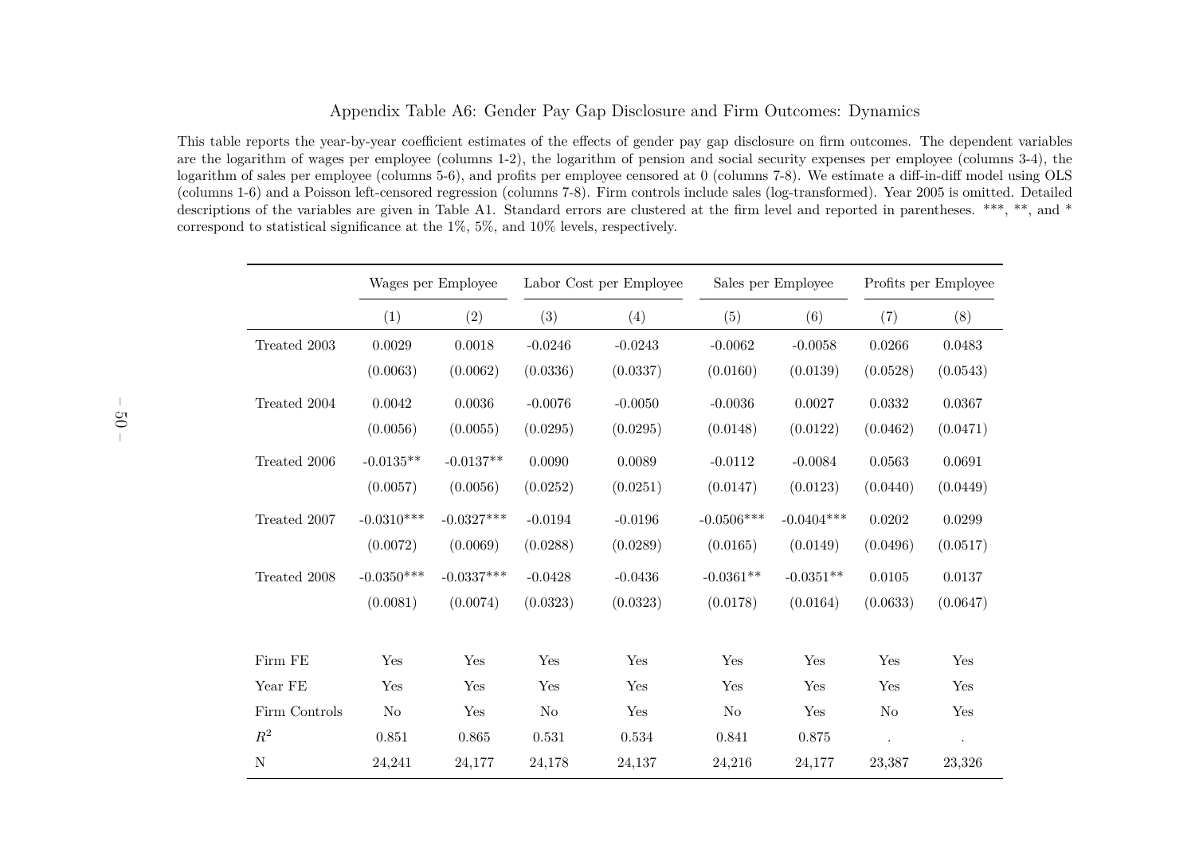# Appendix Table A6: Gender Pay Gap Disclosure and Firm Outcomes: Dynamics

This table reports the year-by-year coefficient estimates of the effects of gender pay gap disclosure on firm outcomes. The dependent variables are the logarithm of wages per employee (columns 1-2), the logarithm of pension and social security expenses per employee (columns 3-4), the logarithm of sales per employee (columns 5-6), and profits per employee censored at 0 (columns 7-8). We estimate a diff-in-diff model using OLS (columns 1-6) and a Poisson left-censored regression (columns 7-8). Firm controls include sales (log-transformed). Year 2005 is omitted. Detailed descriptions of the variables are given in Table A1. Standard errors are clustered at the firm level and reported in parentheses. ***, **, and * correspond to statistical significance at the 1%, 5%, and 10% levels, respectively.

| | Wages per Employee | | Labor Cost per Employee | | Sales per Employee | | Profits per Employee | |
|---|---|---|---|---|---|---|---|---|
| | (1) | (2) | (3) | (4) | (5) | (6) | (7) | (8) |
| Treated 2003 | 0.0029 | 0.0018 | -0.0246 | -0.0243 | -0.0062 | -0.0058 | 0.0266 | 0.0483 |
| | (0.0063) | (0.0062) | (0.0336) | (0.0337) | (0.0160) | (0.0139) | (0.0528) | (0.0543) |
| Treated 2004 | 0.0042 | 0.0036 | -0.0076 | -0.0050 | -0.0036 | 0.0027 | 0.0332 | 0.0367 |
| | (0.0056) | (0.0055) | (0.0295) | (0.0295) | (0.0148) | (0.0122) | (0.0462) | (0.0471) |
| Treated 2006 | -0.0135** | -0.0137** | 0.0090 | 0.0089 | -0.0112 | -0.0084 | 0.0563 | 0.0691 |
| | (0.0057) | (0.0056) | (0.0252) | (0.0251) | (0.0147) | (0.0123) | (0.0440) | (0.0449) |
| Treated 2007 | -0.0310*** | -0.0327*** | -0.0194 | -0.0196 | -0.0506*** | -0.0404*** | 0.0202 | 0.0299 |
| | (0.0072) | (0.0069) | (0.0288) | (0.0289) | (0.0165) | (0.0149) | (0.0496) | (0.0517) |
| Treated 2008 | -0.0350*** | -0.0337*** | -0.0428 | -0.0436 | -0.0361** | -0.0351** | 0.0105 | 0.0137 |
| | (0.0081) | (0.0074) | (0.0323) | (0.0323) | (0.0178) | (0.0164) | (0.0633) | (0.0647) |
| Firm FE | Yes | Yes | Yes | Yes | Yes | Yes | Yes | Yes |
| Year FE | Yes | Yes | Yes | Yes | Yes | Yes | Yes | Yes |
| Firm Controls | No | Yes | No | Yes | No | Yes | No | Yes |
| $R^2$ | 0.851 | 0.865 | 0.531 | 0.534 | 0.841 | 0.875 | . | . |
| N | 24,241 | 24,177 | 24,178 | 24,137 | 24,216 | 24,177 | 23,387 | 23,326 |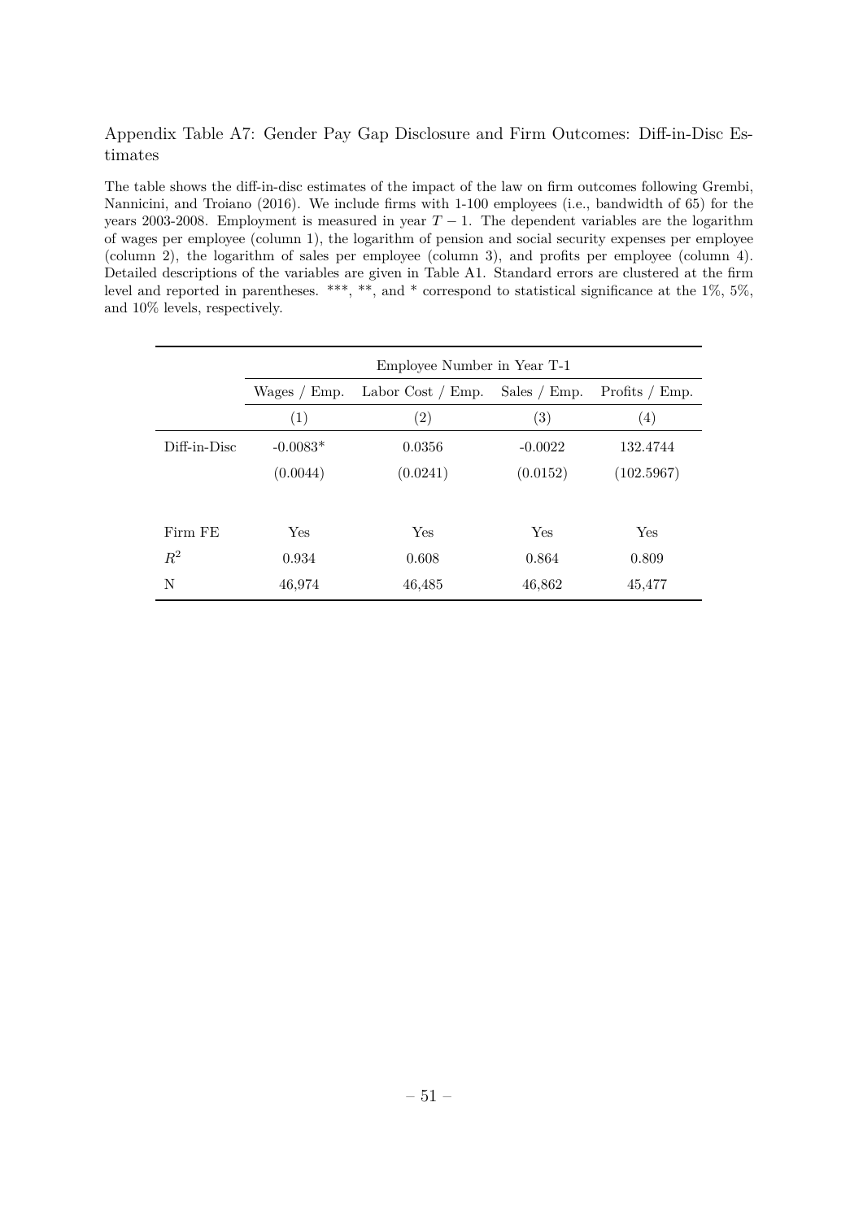Appendix Table A7: Gender Pay Gap Disclosure and Firm Outcomes: Diff-in-Disc Estimates

The table shows the diff-in-disc estimates of the impact of the law on firm outcomes following Grembi, Nannicini, and Troiano (2016). We include firms with 1-100 employees (i.e., bandwidth of 65) for the years 2003-2008. Employment is measured in year $T-1$. The dependent variables are the logarithm of wages per employee (column 1), the logarithm of pension and social security expenses per employee (column 2), the logarithm of sales per employee (column 3), and profits per employee (column 4). Detailed descriptions of the variables are given in Table A1. Standard errors are clustered at the firm level and reported in parentheses. ***, **, and * correspond to statistical significance at the 1%, 5%, and 10% levels, respectively.

| | Employee Number in Year T-1 | | | |
|---|---|---|---|---|
| | Wages / Emp. | Labor Cost / Emp. | Sales / Emp. | Profits / Emp. |
| | (1) | (2) | (3) | (4) |
| Diff-in-Disc | -0.0083* | 0.0356 | -0.0022 | 132.4744 |
| | (0.0044) | (0.0241) | (0.0152) | (102.5967) |
| | | | | |
| Firm FE | Yes | Yes | Yes | Yes |
| $R^2$ | 0.934 | 0.608 | 0.864 | 0.809 |
| N | 46,974 | 46,485 | 46,862 | 45,477 |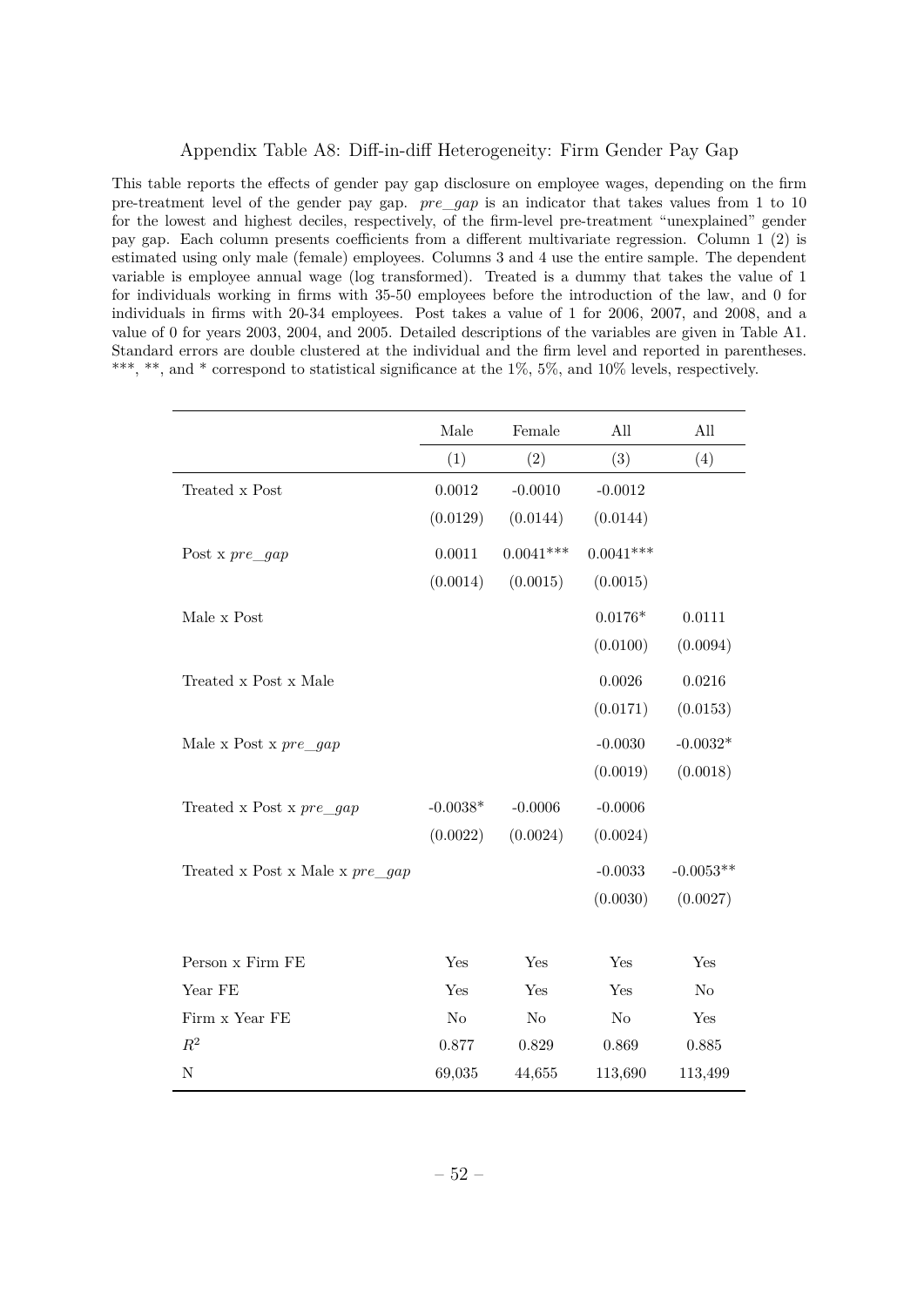Appendix Table A8: Diff-in-diff Heterogeneity: Firm Gender Pay Gap

This table reports the effects of gender pay gap disclosure on employee wages, depending on the firm pre-treatment level of the gender pay gap. *pre_gap* is an indicator that takes values from 1 to 10 for the lowest and highest deciles, respectively, of the firm-level pre-treatment "unexplained" gender pay gap. Each column presents coefficients from a different multivariate regression. Column 1 (2) is estimated using only male (female) employees. Columns 3 and 4 use the entire sample. The dependent variable is employee annual wage (log transformed). Treated is a dummy that takes the value of 1 for individuals working in firms with 35-50 employees before the introduction of the law, and 0 for individuals in firms with 20-34 employees. Post takes a value of 1 for 2006, 2007, and 2008, and a value of 0 for years 2003, 2004, and 2005. Detailed descriptions of the variables are given in Table A1. Standard errors are double clustered at the individual and the firm level and reported in parentheses. ***, **, and * correspond to statistical significance at the 1%, 5%, and 10% levels, respectively.

| | Male | Female | All | All |
|---|---|---|---|---|
| | (1) | (2) | (3) | (4) |
| Treated x Post | 0.0012 | -0.0010 | -0.0012 | |
| | (0.0129) | (0.0144) | (0.0144) | |
| Post x *pre_gap* | 0.0011 | 0.0041*** | 0.0041*** | |
| | (0.0014) | (0.0015) | (0.0015) | |
| Male x Post | | | 0.0176* | 0.0111 |
| | | | (0.0100) | (0.0094) |
| Treated x Post x Male | | | 0.0026 | 0.0216 |
| | | | (0.0171) | (0.0153) |
| Male x Post x *pre_gap* | | | -0.0030 | -0.0032* |
| | | | (0.0019) | (0.0018) |
| Treated x Post x *pre_gap* | -0.0038* | -0.0006 | -0.0006 | |
| | (0.0022) | (0.0024) | (0.0024) | |
| Treated x Post x Male x *pre_gap* | | | -0.0033 | -0.0053** |
| | | | (0.0030) | (0.0027) |
| Person x Firm FE | Yes | Yes | Yes | Yes |
| Year FE | Yes | Yes | Yes | No |
| Firm x Year FE | No | No | No | Yes |
| $R^2$ | 0.877 | 0.829 | 0.869 | 0.885 |
| N | 69,035 | 44,655 | 113,690 | 113,499 |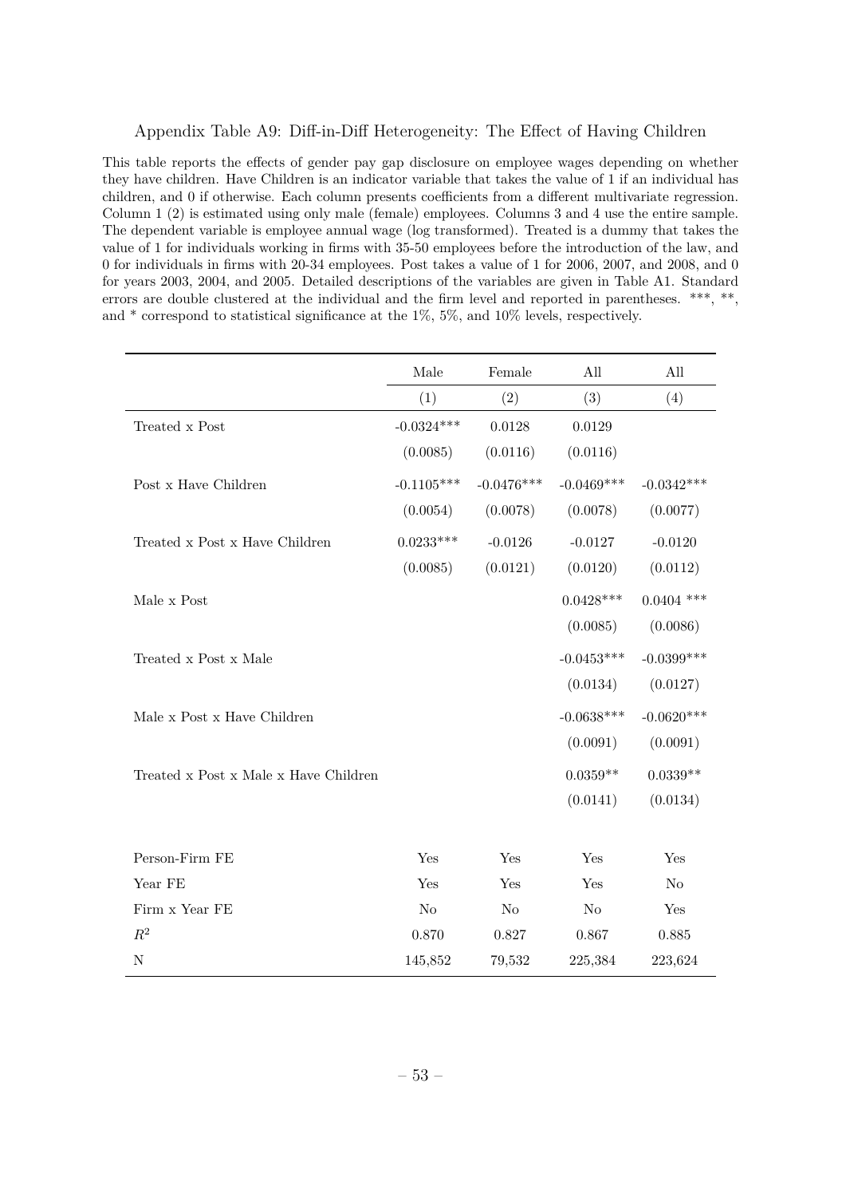Appendix Table A9: Diff-in-Diff Heterogeneity: The Effect of Having Children

This table reports the effects of gender pay gap disclosure on employee wages depending on whether they have children. Have Children is an indicator variable that takes the value of 1 if an individual has children, and 0 if otherwise. Each column presents coefficients from a different multivariate regression. Column 1 (2) is estimated using only male (female) employees. Columns 3 and 4 use the entire sample. The dependent variable is employee annual wage (log transformed). Treated is a dummy that takes the value of 1 for individuals working in firms with 35-50 employees before the introduction of the law, and 0 for individuals in firms with 20-34 employees. Post takes a value of 1 for 2006, 2007, and 2008, and 0 for years 2003, 2004, and 2005. Detailed descriptions of the variables are given in Table A1. Standard errors are double clustered at the individual and the firm level and reported in parentheses. ***, **, and * correspond to statistical significance at the 1%, 5%, and 10% levels, respectively.

| | Male | Female | All | All |
|---|---|---|---|---|
| | (1) | (2) | (3) | (4) |
| Treated x Post | -0.0324*** | 0.0128 | 0.0129 | |
| | (0.0085) | (0.0116) | (0.0116) | |
| Post x Have Children | -0.1105*** | -0.0476*** | -0.0469*** | -0.0342*** |
| | (0.0054) | (0.0078) | (0.0078) | (0.0077) |
| Treated x Post x Have Children | 0.0233*** | -0.0126 | -0.0127 | -0.0120 |
| | (0.0085) | (0.0121) | (0.0120) | (0.0112) |
| Male x Post | | | 0.0428*** | 0.0404 *** |
| | | | (0.0085) | (0.0086) |
| Treated x Post x Male | | | -0.0453*** | -0.0399*** |
| | | | (0.0134) | (0.0127) |
| Male x Post x Have Children | | | -0.0638*** | -0.0620*** |
| | | | (0.0091) | (0.0091) |
| Treated x Post x Male x Have Children | | | 0.0359** | 0.0339** |
| | | | (0.0141) | (0.0134) |
| Person-Firm FE | Yes | Yes | Yes | Yes |
| Year FE | Yes | Yes | Yes | No |
| Firm x Year FE | No | No | No | Yes |
| $R^2$ | 0.870 | 0.827 | 0.867 | 0.885 |
| N | 145,852 | 79,532 | 225,384 | 223,624 |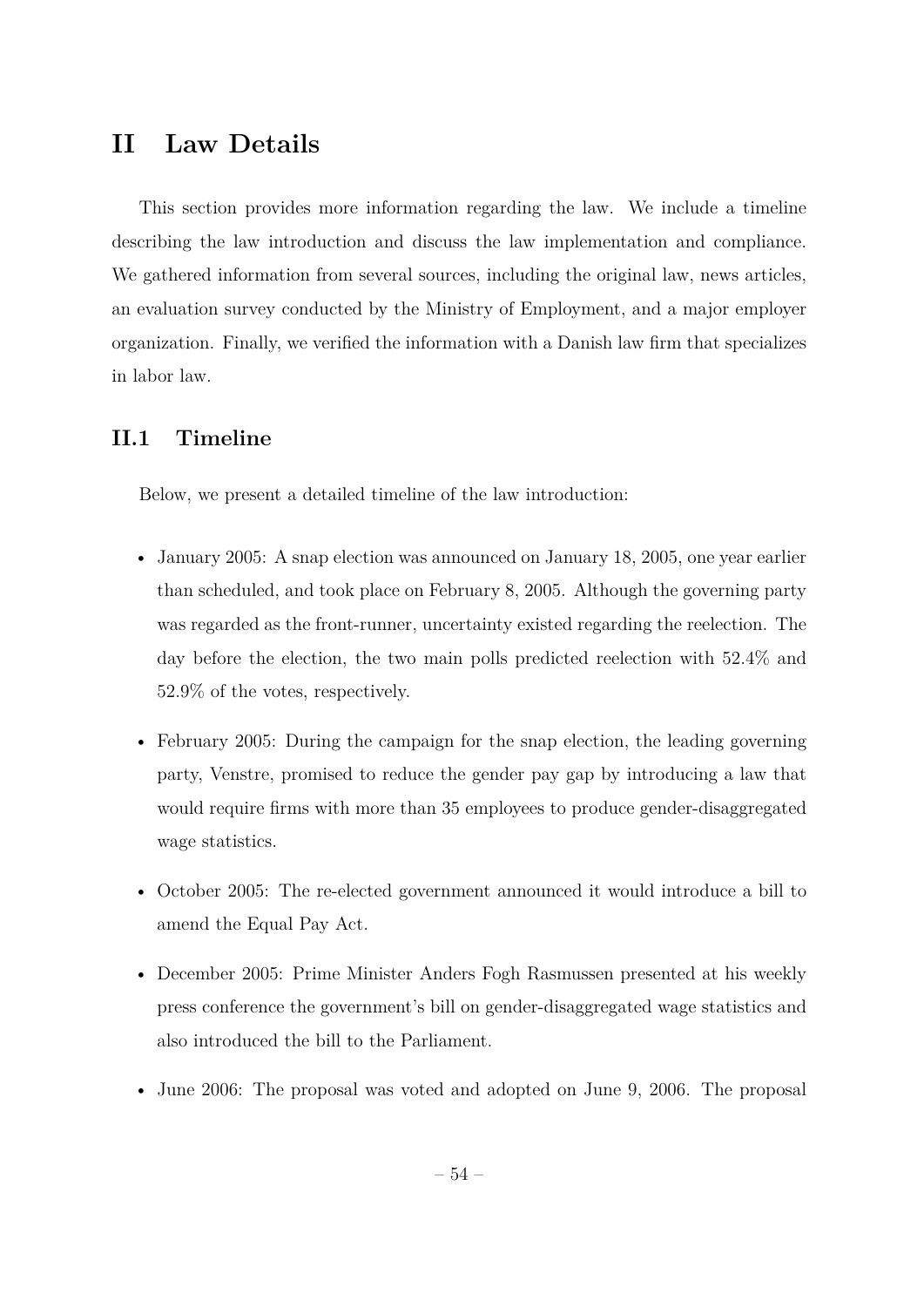# II Law Details

This section provides more information regarding the law. We include a timeline describing the law introduction and discuss the law implementation and compliance. We gathered information from several sources, including the original law, news articles, an evaluation survey conducted by the Ministry of Employment, and a major employer organization. Finally, we verified the information with a Danish law firm that specializes in labor law.

## II.1 Timeline

Below, we present a detailed timeline of the law introduction:

- January 2005: A snap election was announced on January 18, 2005, one year earlier than scheduled, and took place on February 8, 2005. Although the governing party was regarded as the front-runner, uncertainty existed regarding the reelection. The day before the election, the two main polls predicted reelection with 52.4% and 52.9% of the votes, respectively.
- February 2005: During the campaign for the snap election, the leading governing party, Venstre, promised to reduce the gender pay gap by introducing a law that would require firms with more than 35 employees to produce gender-disaggregated wage statistics.
- October 2005: The re-elected government announced it would introduce a bill to amend the Equal Pay Act.
- December 2005: Prime Minister Anders Fogh Rasmussen presented at his weekly press conference the government's bill on gender-disaggregated wage statistics and also introduced the bill to the Parliament.
- June 2006: The proposal was voted and adopted on June 9, 2006. The proposal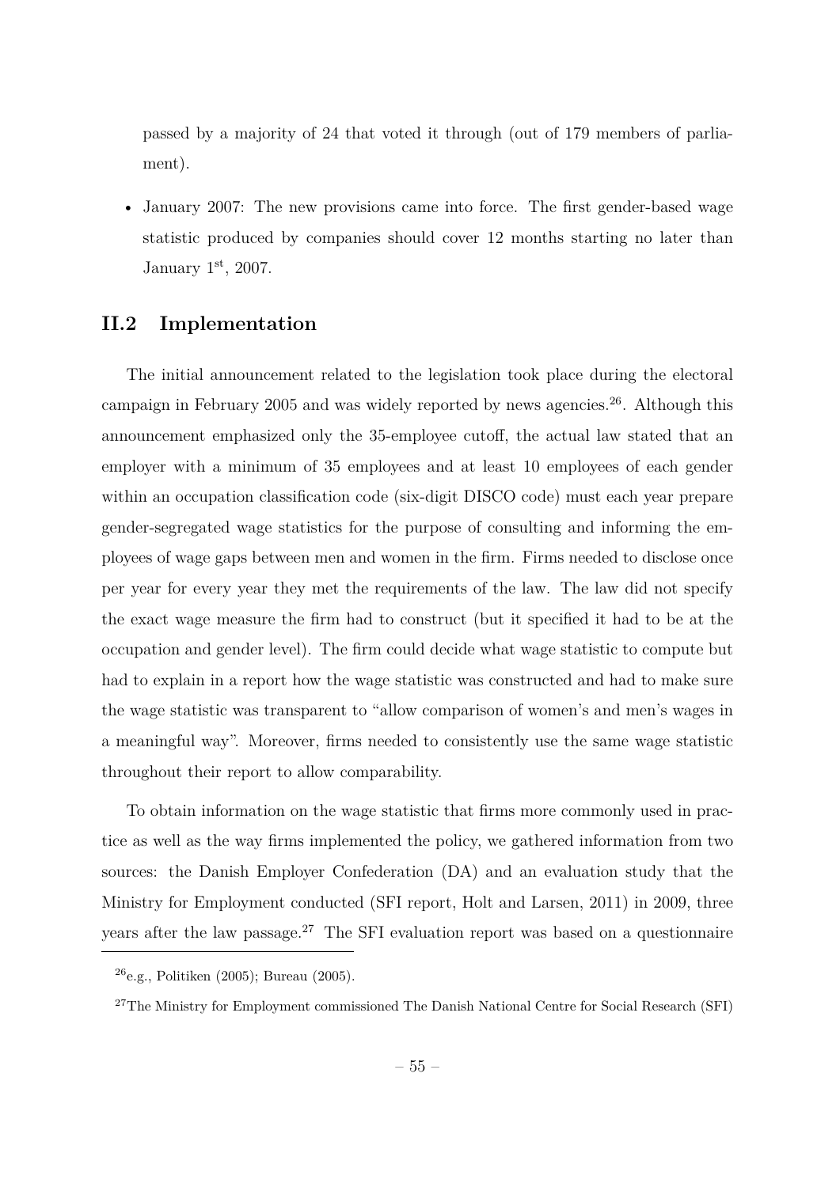passed by a majority of 24 that voted it through (out of 179 members of parliament).

- January 2007: The new provisions came into force. The first gender-based wage statistic produced by companies should cover 12 months starting no later than January 1st, 2007.

## II.2 Implementation

The initial announcement related to the legislation took place during the electoral campaign in February 2005 and was widely reported by news agencies.[26]. Although this announcement emphasized only the 35-employee cutoff, the actual law stated that an employer with a minimum of 35 employees and at least 10 employees of each gender within an occupation classification code (six-digit DISCO code) must each year prepare gender-segregated wage statistics for the purpose of consulting and informing the employees of wage gaps between men and women in the firm. Firms needed to disclose once per year for every year they met the requirements of the law. The law did not specify the exact wage measure the firm had to construct (but it specified it had to be at the occupation and gender level). The firm could decide what wage statistic to compute but had to explain in a report how the wage statistic was constructed and had to make sure the wage statistic was transparent to "allow comparison of women's and men's wages in a meaningful way". Moreover, firms needed to consistently use the same wage statistic throughout their report to allow comparability.

To obtain information on the wage statistic that firms more commonly used in practice as well as the way firms implemented the policy, we gathered information from two sources: the Danish Employer Confederation (DA) and an evaluation study that the Ministry for Employment conducted (SFI report, Holt and Larsen, 2011) in 2009, three years after the law passage.[27] The SFI evaluation report was based on a questionnaire

[26]e.g., Politiken (2005); Bureau (2005).

[27]The Ministry for Employment commissioned The Danish National Centre for Social Research (SFI)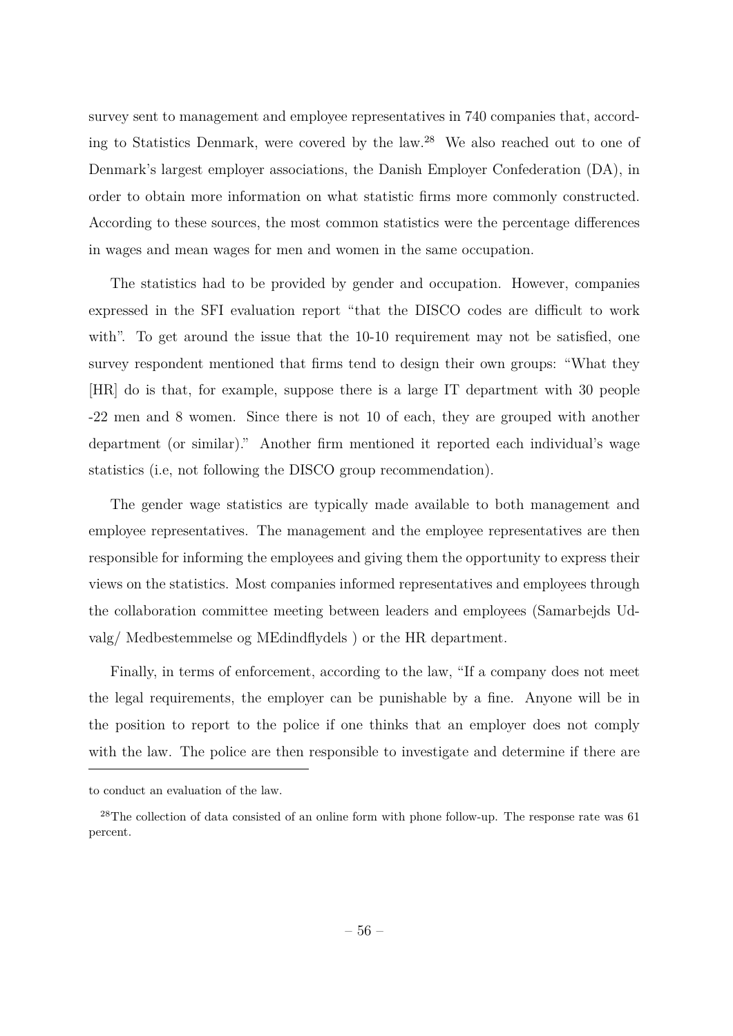survey sent to management and employee representatives in 740 companies that, according to Statistics Denmark, were covered by the law.[28] We also reached out to one of Denmark's largest employer associations, the Danish Employer Confederation (DA), in order to obtain more information on what statistic firms more commonly constructed. According to these sources, the most common statistics were the percentage differences in wages and mean wages for men and women in the same occupation.

The statistics had to be provided by gender and occupation. However, companies expressed in the SFI evaluation report "that the DISCO codes are difficult to work with". To get around the issue that the 10-10 requirement may not be satisfied, one survey respondent mentioned that firms tend to design their own groups: "What they [HR] do is that, for example, suppose there is a large IT department with 30 people -22 men and 8 women. Since there is not 10 of each, they are grouped with another department (or similar)." Another firm mentioned it reported each individual's wage statistics (i.e, not following the DISCO group recommendation).

The gender wage statistics are typically made available to both management and employee representatives. The management and the employee representatives are then responsible for informing the employees and giving them the opportunity to express their views on the statistics. Most companies informed representatives and employees through the collaboration committee meeting between leaders and employees (Samarbejds Udvalg/ Medbestemmelse og MEdindflydels ) or the HR department.

Finally, in terms of enforcement, according to the law, "If a company does not meet the legal requirements, the employer can be punishable by a fine. Anyone will be in the position to report to the police if one thinks that an employer does not comply with the law. The police are then responsible to investigate and determine if there are

---

to conduct an evaluation of the law.

[28]The collection of data consisted of an online form with phone follow-up. The response rate was 61 percent.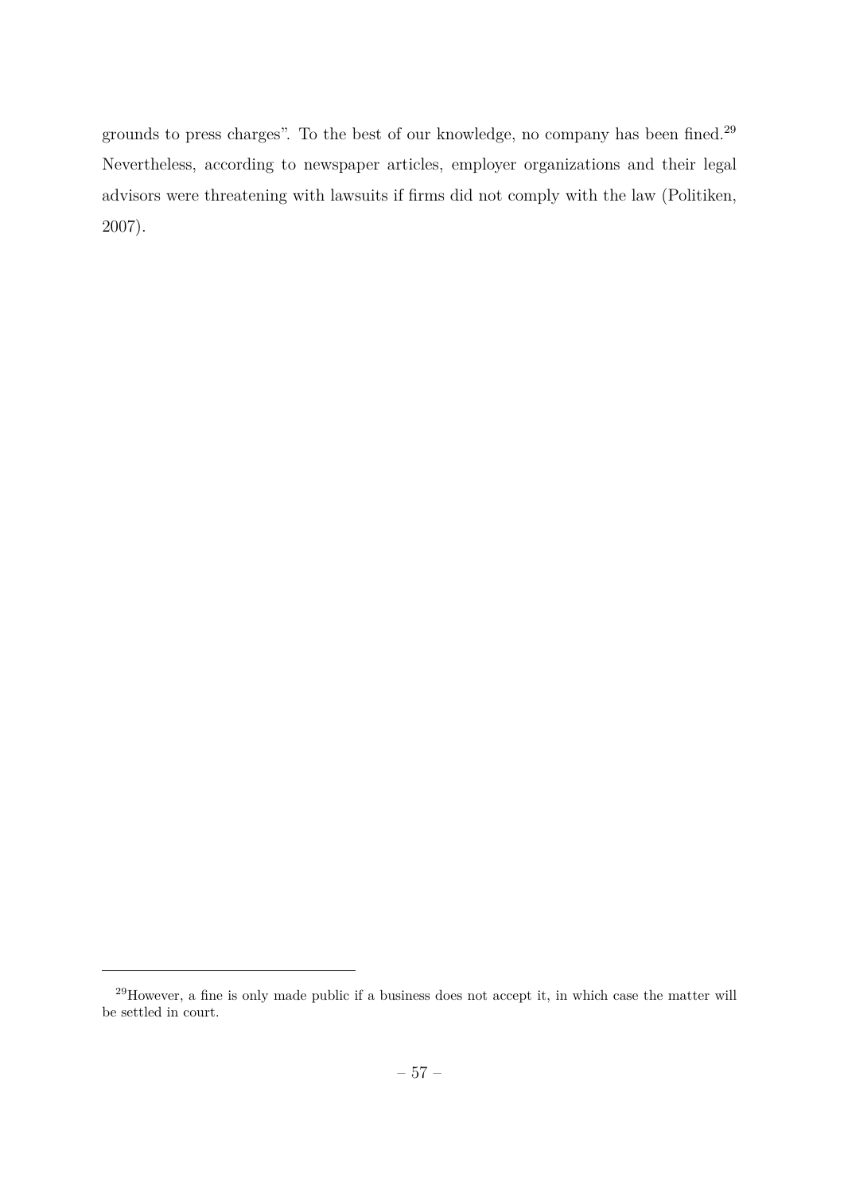grounds to press charges". To the best of our knowledge, no company has been fined.[29] Nevertheless, according to newspaper articles, employer organizations and their legal advisors were threatening with lawsuits if firms did not comply with the law (Politiken, 2007).

[29] However, a fine is only made public if a business does not accept it, in which case the matter will be settled in court.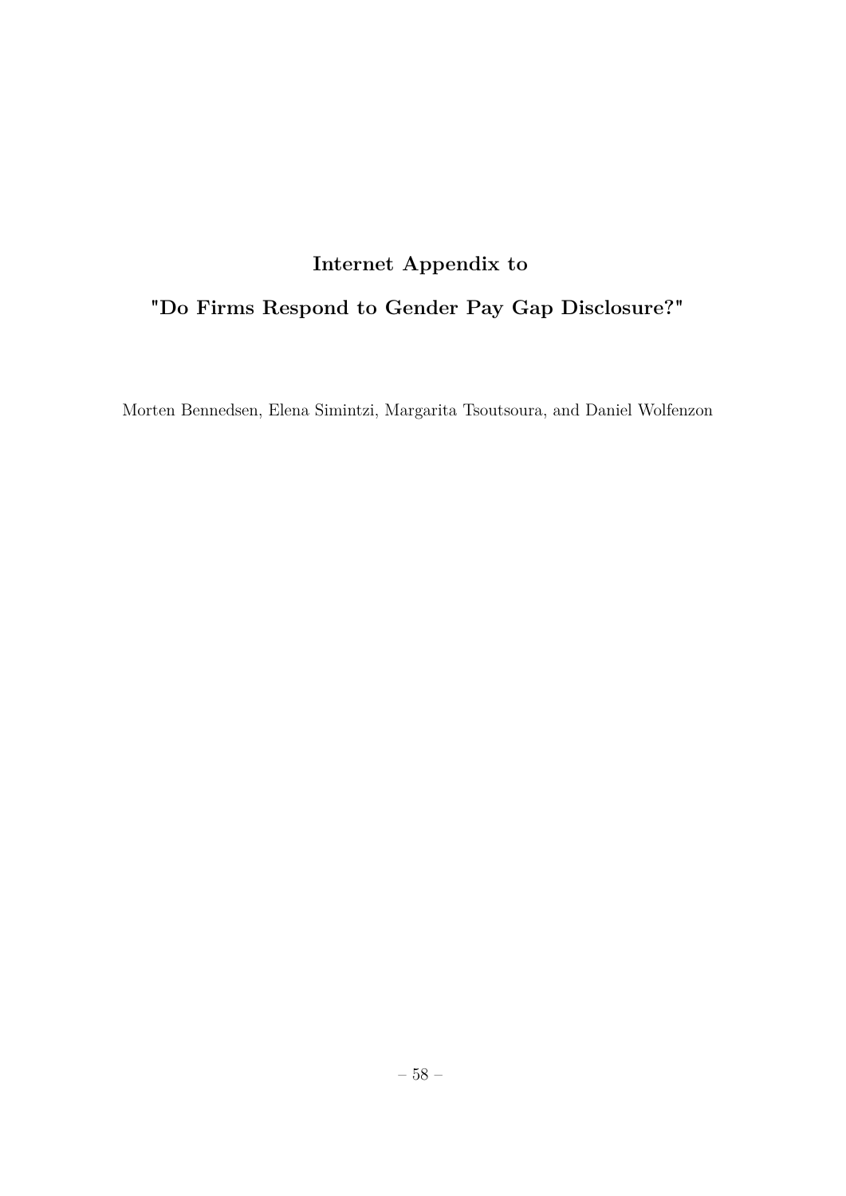**Internet Appendix to**

**"Do Firms Respond to Gender Pay Gap Disclosure?"**

Morten Bennedsen, Elena Simintzi, Margarita Tsoutsoura, and Daniel Wolfenzon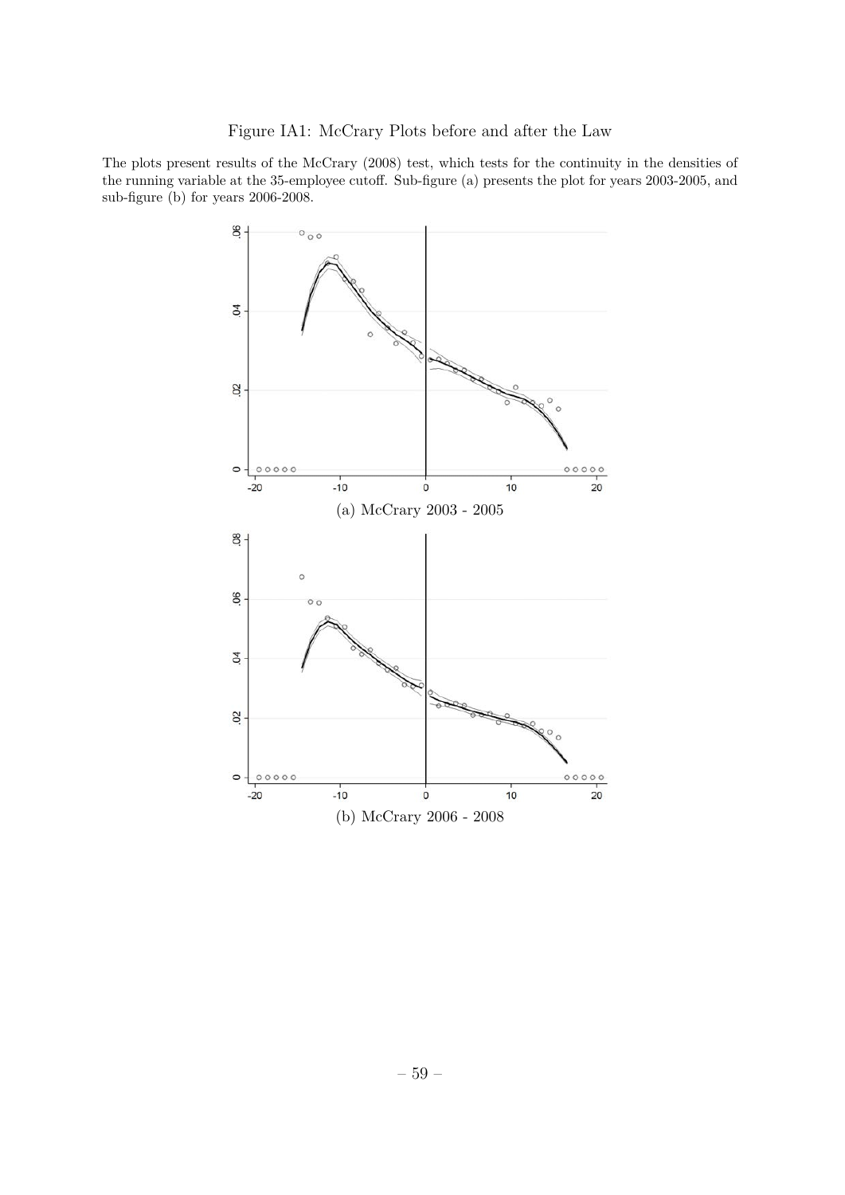Figure IA1: McCrary Plots before and after the Law

The plots present results of the McCrary (2008) test, which tests for the continuity in the densities of the running variable at the 35-employee cutoff. Sub-figure (a) presents the plot for years 2003-2005, and sub-figure (b) for years 2006-2008.

(a) McCrary 2003 - 2005

(b) McCrary 2006 - 2008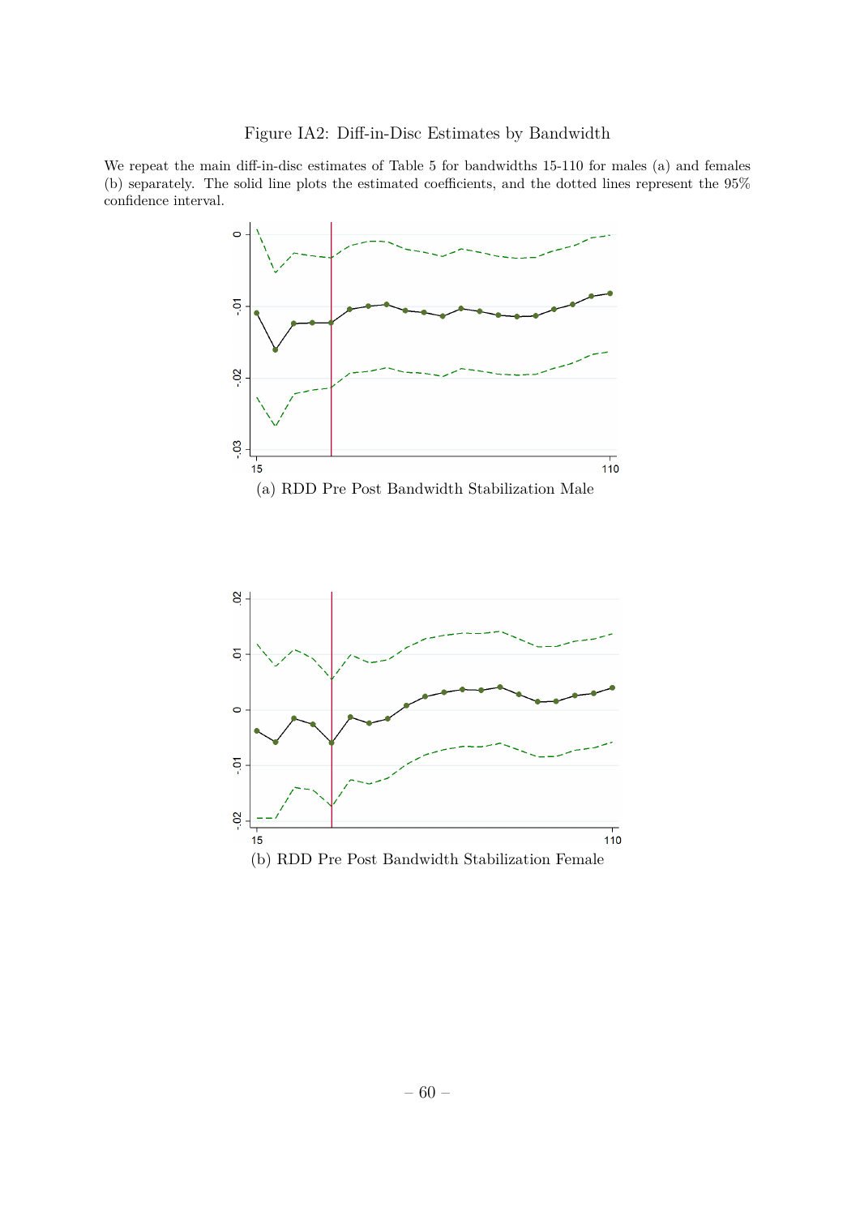Figure IA2: Diff-in-Disc Estimates by Bandwidth

We repeat the main diff-in-disc estimates of Table 5 for bandwidths 15-110 for males (a) and females (b) separately. The solid line plots the estimated coefficients, and the dotted lines represent the 95% confidence interval.

(a) RDD Pre Post Bandwidth Stabilization Male

(b) RDD Pre Post Bandwidth Stabilization Female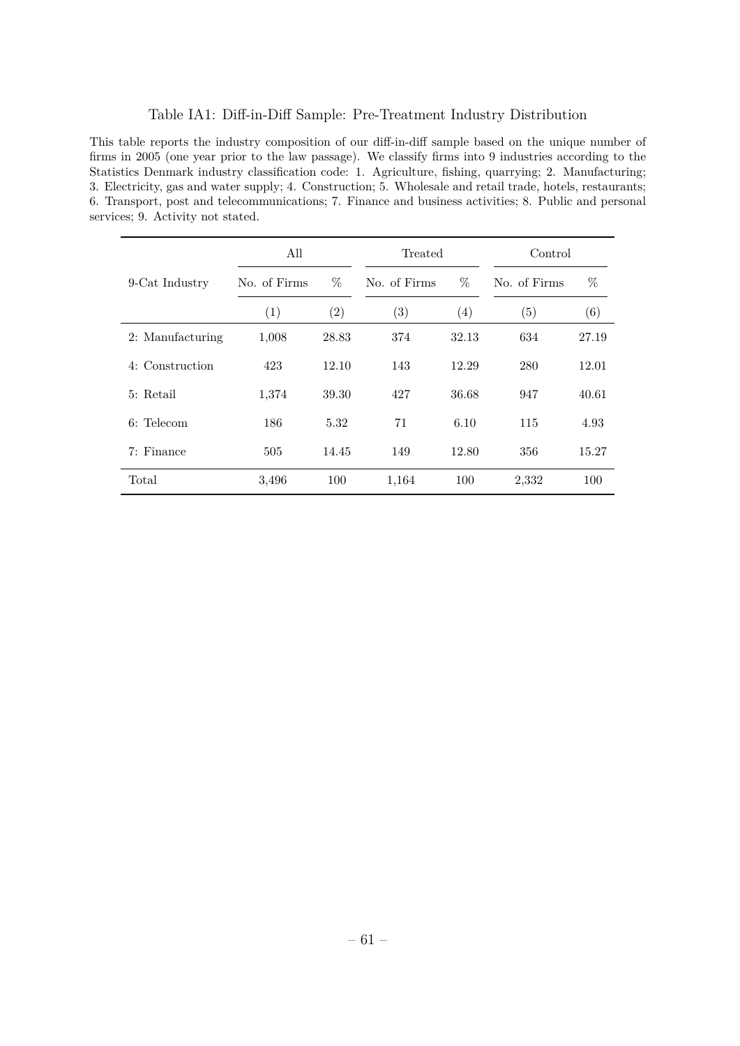Table IA1: Diff-in-Diff Sample: Pre-Treatment Industry Distribution

This table reports the industry composition of our diff-in-diff sample based on the unique number of firms in 2005 (one year prior to the law passage). We classify firms into 9 industries according to the Statistics Denmark industry classification code: 1. Agriculture, fishing, quarrying; 2. Manufacturing; 3. Electricity, gas and water supply; 4. Construction; 5. Wholesale and retail trade, hotels, restaurants; 6. Transport, post and telecommunications; 7. Finance and business activities; 8. Public and personal services; 9. Activity not stated.

| | All | | Treated | | Control | |
|---|---|---|---|---|---|---|
| 9-Cat Industry | No. of Firms | % | No. of Firms | % | No. of Firms | % |
| | (1) | (2) | (3) | (4) | (5) | (6) |
| 2: Manufacturing | 1,008 | 28.83 | 374 | 32.13 | 634 | 27.19 |
| 4: Construction | 423 | 12.10 | 143 | 12.29 | 280 | 12.01 |
| 5: Retail | 1,374 | 39.30 | 427 | 36.68 | 947 | 40.61 |
| 6: Telecom | 186 | 5.32 | 71 | 6.10 | 115 | 4.93 |
| 7: Finance | 505 | 14.45 | 149 | 12.80 | 356 | 15.27 |
| Total | 3,496 | 100 | 1,164 | 100 | 2,332 | 100 |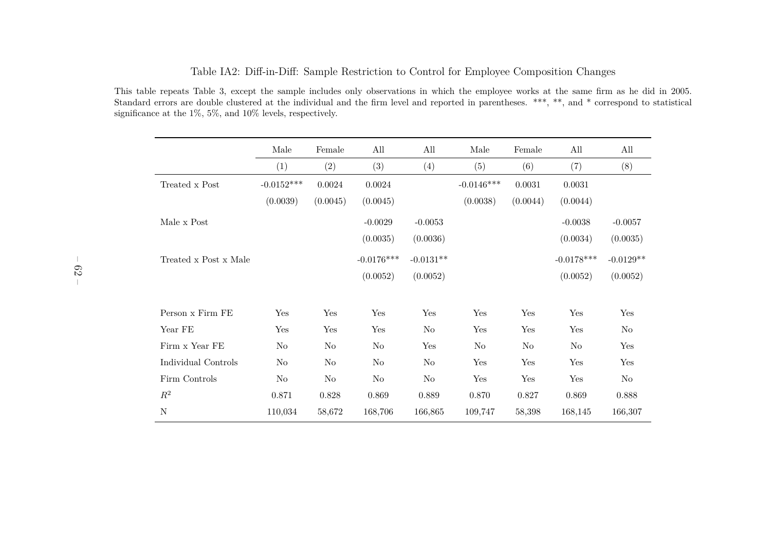Table IA2: Diff-in-Diff: Sample Restriction to Control for Employee Composition Changes

This table repeats Table 3, except the sample includes only observations in which the employee works at the same firm as he did in 2005. Standard errors are double clustered at the individual and the firm level and reported in parentheses. ***, **, and * correspond to statistical significance at the 1%, 5%, and 10% levels, respectively.

| | Male | Female | All | All | Male | Female | All | All |
|---|---|---|---|---|---|---|---|---|
| | (1) | (2) | (3) | (4) | (5) | (6) | (7) | (8) |
| Treated x Post | -0.0152*** | 0.0024 | 0.0024 | | -0.0146*** | 0.0031 | 0.0031 | |
| | (0.0039) | (0.0045) | (0.0045) | | (0.0038) | (0.0044) | (0.0044) | |
| Male x Post | | | -0.0029 | -0.0053 | | | -0.0038 | -0.0057 |
| | | | (0.0035) | (0.0036) | | | (0.0034) | (0.0035) |
| Treated x Post x Male | | | -0.0176*** | -0.0131** | | | -0.0178*** | -0.0129** |
| | | | (0.0052) | (0.0052) | | | (0.0052) | (0.0052) |
| Person x Firm FE | Yes | Yes | Yes | Yes | Yes | Yes | Yes | Yes |
| Year FE | Yes | Yes | Yes | No | Yes | Yes | Yes | No |
| Firm x Year FE | No | No | No | Yes | No | No | No | Yes |
| Individual Controls | No | No | No | No | Yes | Yes | Yes | Yes |
| Firm Controls | No | No | No | No | Yes | Yes | Yes | No |
| $R^2$ | 0.871 | 0.828 | 0.869 | 0.889 | 0.870 | 0.827 | 0.869 | 0.888 |
| N | 110,034 | 58,672 | 168,706 | 166,865 | 109,747 | 58,398 | 168,145 | 166,307 |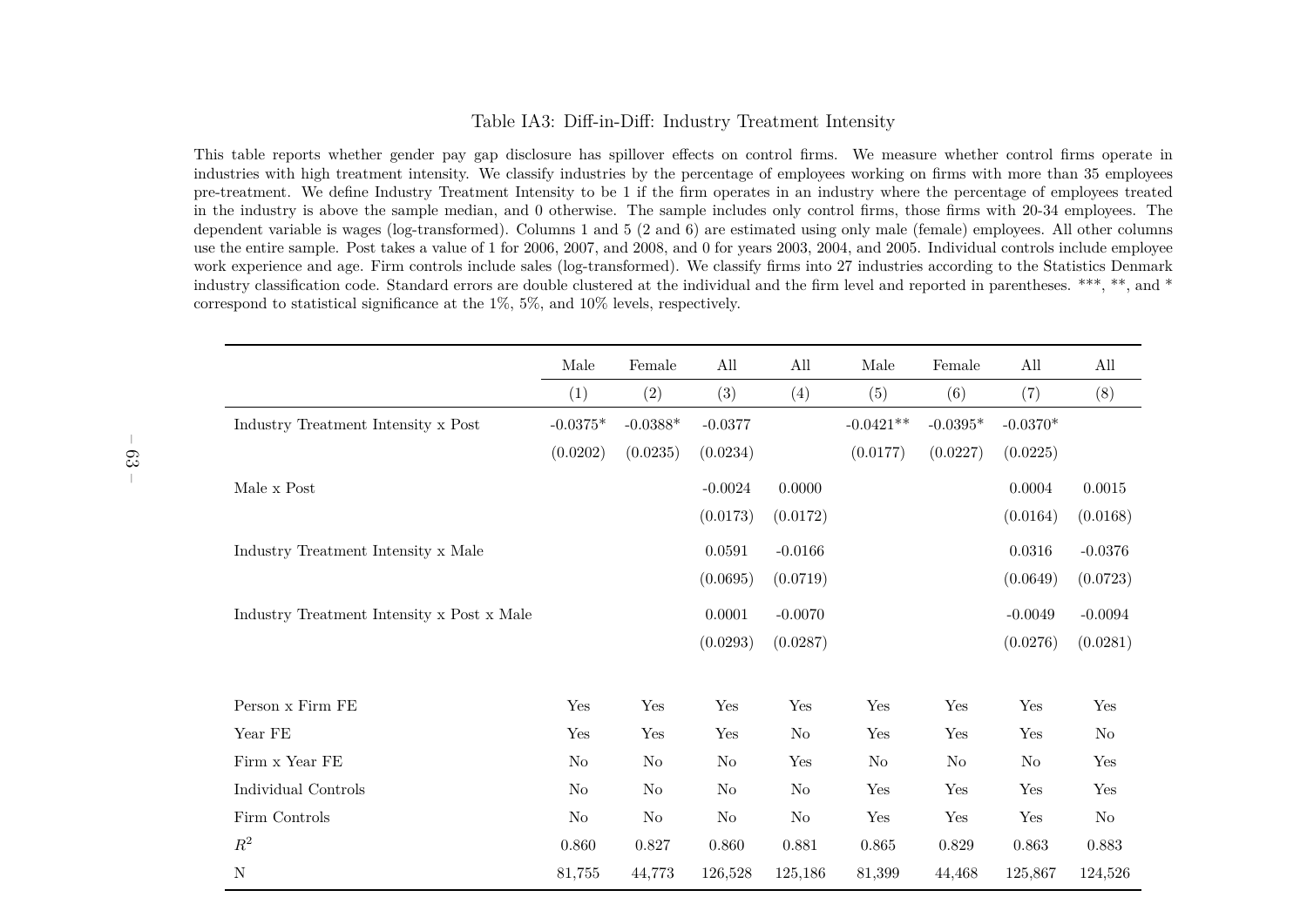# Table IA3: Diff-in-Diff: Industry Treatment Intensity

This table reports whether gender pay gap disclosure has spillover effects on control firms. We measure whether control firms operate in industries with high treatment intensity. We classify industries by the percentage of employees working on firms with more than 35 employees pre-treatment. We define Industry Treatment Intensity to be 1 if the firm operates in an industry where the percentage of employees treated in the industry is above the sample median, and 0 otherwise. The sample includes only control firms, those firms with 20-34 employees. The dependent variable is wages (log-transformed). Columns 1 and 5 (2 and 6) are estimated using only male (female) employees. All other columns use the entire sample. Post takes a value of 1 for 2006, 2007, and 2008, and 0 for years 2003, 2004, and 2005. Individual controls include employee work experience and age. Firm controls include sales (log-transformed). We classify firms into 27 industries according to the Statistics Denmark industry classification code. Standard errors are double clustered at the individual and the firm level and reported in parentheses. ***, **, and * correspond to statistical significance at the 1%, 5%, and 10% levels, respectively.

| | Male | Female | All | All | Male | Female | All | All |
|---|---|---|---|---|---|---|---|---|
| | (1) | (2) | (3) | (4) | (5) | (6) | (7) | (8) |
| Industry Treatment Intensity x Post | -0.0375* | -0.0388* | -0.0377 | | -0.0421** | -0.0395* | -0.0370* | |
| | (0.0202) | (0.0235) | (0.0234) | | (0.0177) | (0.0227) | (0.0225) | |
| Male x Post | | | -0.0024 | 0.0000 | | | 0.0004 | 0.0015 |
| | | | (0.0173) | (0.0172) | | | (0.0164) | (0.0168) |
| Industry Treatment Intensity x Male | | | 0.0591 | -0.0166 | | | 0.0316 | -0.0376 |
| | | | (0.0695) | (0.0719) | | | (0.0649) | (0.0723) |
| Industry Treatment Intensity x Post x Male | | | 0.0001 | -0.0070 | | | -0.0049 | -0.0094 |
| | | | (0.0293) | (0.0287) | | | (0.0276) | (0.0281) |
| Person x Firm FE | Yes | Yes | Yes | Yes | Yes | Yes | Yes | Yes |
| Year FE | Yes | Yes | Yes | No | Yes | Yes | Yes | No |
| Firm x Year FE | No | No | No | Yes | No | No | No | Yes |
| Individual Controls | No | No | No | No | Yes | Yes | Yes | Yes |
| Firm Controls | No | No | No | No | Yes | Yes | Yes | No |
| $R^2$ | 0.860 | 0.827 | 0.860 | 0.881 | 0.865 | 0.829 | 0.863 | 0.883 |
| N | 81,755 | 44,773 | 126,528 | 125,186 | 81,399 | 44,468 | 125,867 | 124,526 |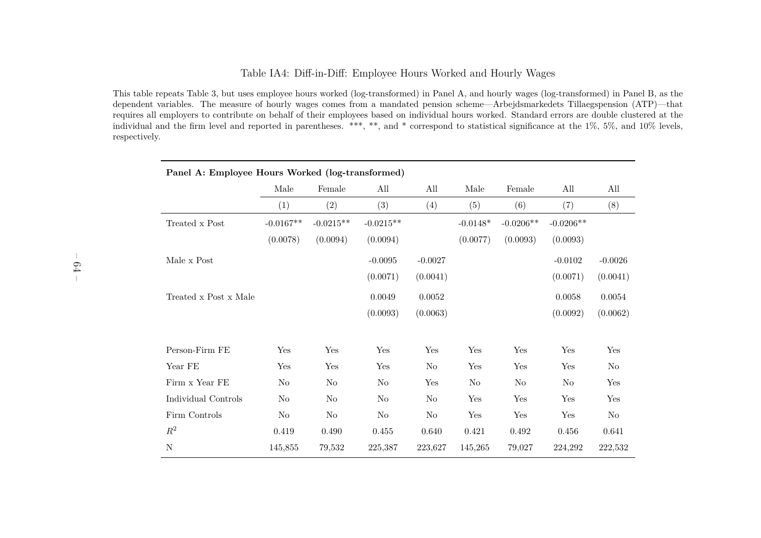Table IA4: Diff-in-Diff: Employee Hours Worked and Hourly Wages

This table repeats Table 3, but uses employee hours worked (log-transformed) in Panel A, and hourly wages (log-transformed) in Panel B, as the dependent variables. The measure of hourly wages comes from a mandated pension scheme—Arbejdsmarkedets Tillaegspension (ATP)—that requires all employers to contribute on behalf of their employees based on individual hours worked. Standard errors are double clustered at the individual and the firm level and reported in parentheses. ***, **, and * correspond to statistical significance at the 1%, 5%, and 10% levels, respectively.

| **Panel A: Employee Hours Worked (log-transformed)** | | | | | | | | |
|---|---|---|---|---|---|---|---|---|
| | Male | Female | All | All | Male | Female | All | All |
| | (1) | (2) | (3) | (4) | (5) | (6) | (7) | (8) |
| Treated x Post | -0.0167** | -0.0215** | -0.0215** | | -0.0148* | -0.0206** | -0.0206** | |
| | (0.0078) | (0.0094) | (0.0094) | | (0.0077) | (0.0093) | (0.0093) | |
| Male x Post | | | -0.0095 | -0.0027 | | | -0.0102 | -0.0026 |
| | | | (0.0071) | (0.0041) | | | (0.0071) | (0.0041) |
| Treated x Post x Male | | | 0.0049 | 0.0052 | | | 0.0058 | 0.0054 |
| | | | (0.0093) | (0.0063) | | | (0.0092) | (0.0062) |
| Person-Firm FE | Yes | Yes | Yes | Yes | Yes | Yes | Yes | Yes |
| Year FE | Yes | Yes | Yes | No | Yes | Yes | Yes | No |
| Firm x Year FE | No | No | No | Yes | No | No | No | Yes |
| Individual Controls | No | No | No | No | Yes | Yes | Yes | Yes |
| Firm Controls | No | No | No | No | Yes | Yes | Yes | No |
| $R^2$ | 0.419 | 0.490 | 0.455 | 0.640 | 0.421 | 0.492 | 0.456 | 0.641 |
| N | 145,855 | 79,532 | 225,387 | 223,627 | 145,265 | 79,027 | 224,292 | 222,532 |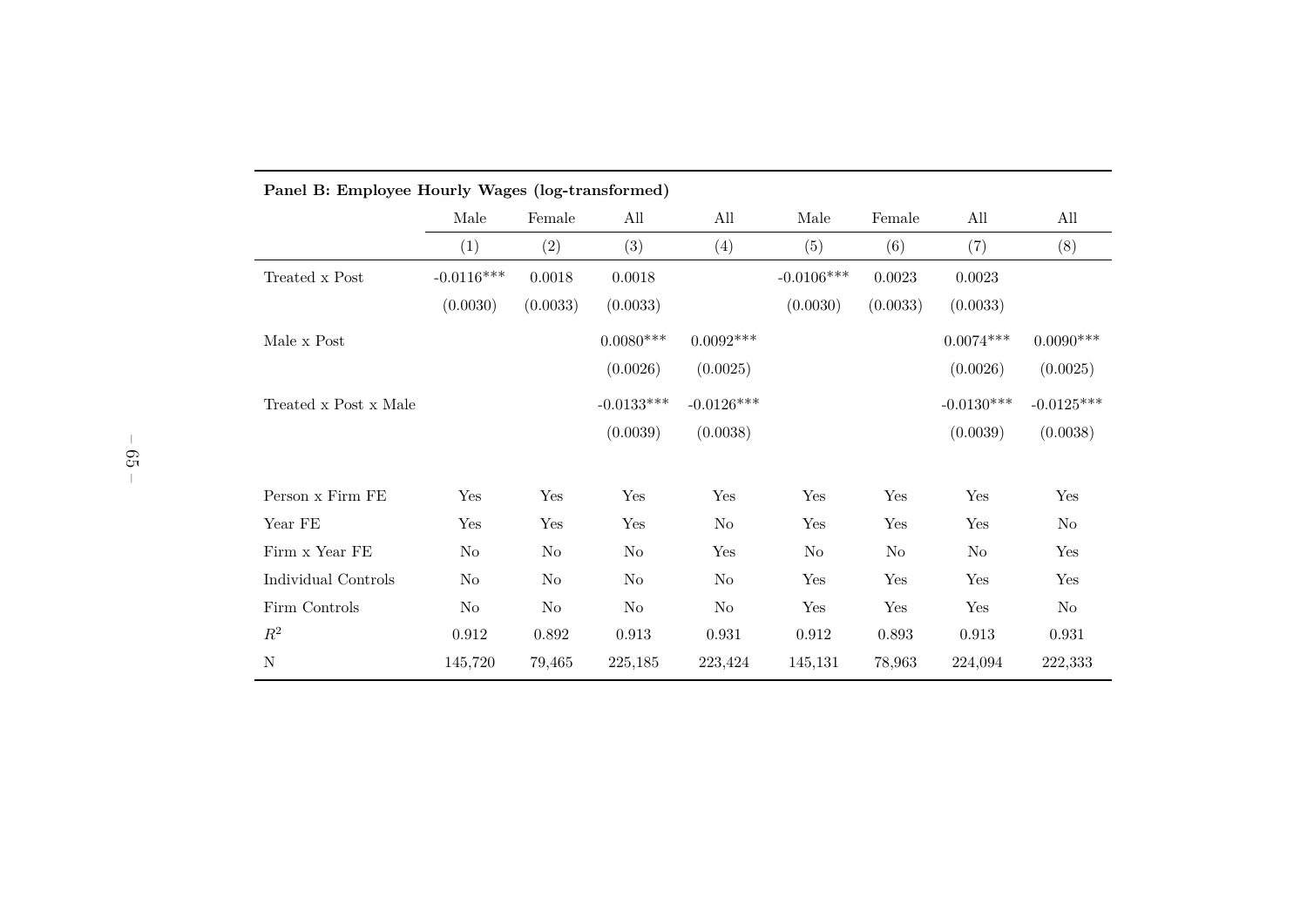**Panel B: Employee Hourly Wages (log-transformed)**

| | Male | Female | All | All | Male | Female | All | All |
|---|---|---|---|---|---|---|---|---|
| | (1) | (2) | (3) | (4) | (5) | (6) | (7) | (8) |
| Treated x Post | -0.0116*** | 0.0018 | 0.0018 | | -0.0106*** | 0.0023 | 0.0023 | |
| | (0.0030) | (0.0033) | (0.0033) | | (0.0030) | (0.0033) | (0.0033) | |
| Male x Post | | | 0.0080*** | 0.0092*** | | | 0.0074*** | 0.0090*** |
| | | | (0.0026) | (0.0025) | | | (0.0026) | (0.0025) |
| Treated x Post x Male | | | -0.0133*** | -0.0126*** | | | -0.0130*** | -0.0125*** |
| | | | (0.0039) | (0.0038) | | | (0.0039) | (0.0038) |
| Person x Firm FE | Yes | Yes | Yes | Yes | Yes | Yes | Yes | Yes |
| Year FE | Yes | Yes | Yes | No | Yes | Yes | Yes | No |
| Firm x Year FE | No | No | No | Yes | No | No | No | Yes |
| Individual Controls | No | No | No | No | Yes | Yes | Yes | Yes |
| Firm Controls | No | No | No | No | Yes | Yes | Yes | No |
| $R^2$ | 0.912 | 0.892 | 0.913 | 0.931 | 0.912 | 0.893 | 0.913 | 0.931 |
| N | 145,720 | 79,465 | 225,185 | 223,424 | 145,131 | 78,963 | 224,094 | 222,333 |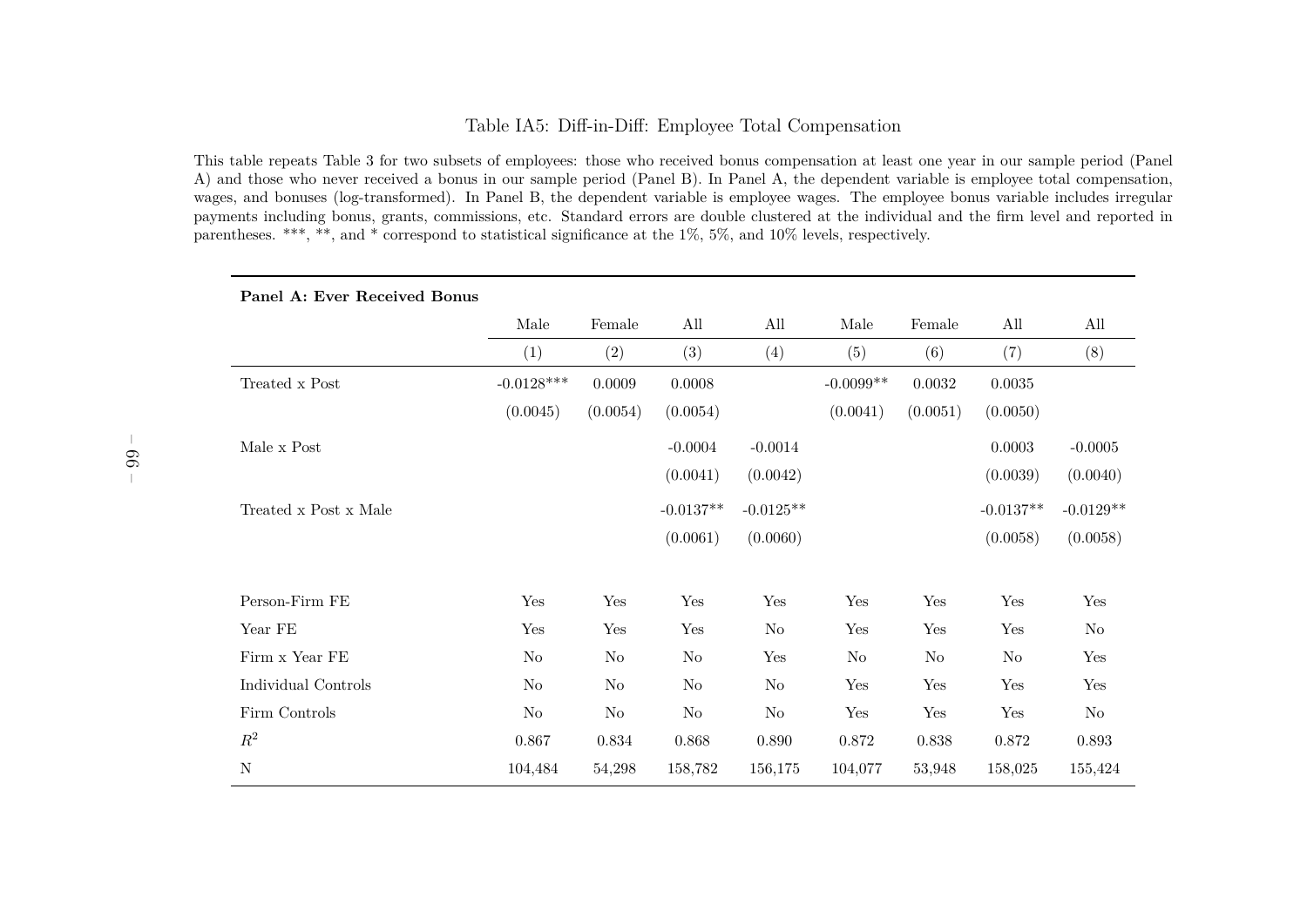Table IA5: Diff-in-Diff: Employee Total Compensation

This table repeats Table 3 for two subsets of employees: those who received bonus compensation at least one year in our sample period (Panel A) and those who never received a bonus in our sample period (Panel B). In Panel A, the dependent variable is employee total compensation, wages, and bonuses (log-transformed). In Panel B, the dependent variable is employee wages. The employee bonus variable includes irregular payments including bonus, grants, commissions, etc. Standard errors are double clustered at the individual and the firm level and reported in parentheses. ***, **, and * correspond to statistical significance at the 1%, 5%, and 10% levels, respectively.

| **Panel A: Ever Received Bonus** | Male | Female | All | All | Male | Female | All | All |
|---|---|---|---|---|---|---|---|---|
| | (1) | (2) | (3) | (4) | (5) | (6) | (7) | (8) |
| Treated x Post | -0.0128*** | 0.0009 | 0.0008 | | -0.0099** | 0.0032 | 0.0035 | |
| | (0.0045) | (0.0054) | (0.0054) | | (0.0041) | (0.0051) | (0.0050) | |
| Male x Post | | | -0.0004 | -0.0014 | | | 0.0003 | -0.0005 |
| | | | (0.0041) | (0.0042) | | | (0.0039) | (0.0040) |
| Treated x Post x Male | | | -0.0137** | -0.0125** | | | -0.0137** | -0.0129** |
| | | | (0.0061) | (0.0060) | | | (0.0058) | (0.0058) |
| Person-Firm FE | Yes | Yes | Yes | Yes | Yes | Yes | Yes | Yes |
| Year FE | Yes | Yes | Yes | No | Yes | Yes | Yes | No |
| Firm x Year FE | No | No | No | Yes | No | No | No | Yes |
| Individual Controls | No | No | No | No | Yes | Yes | Yes | Yes |
| Firm Controls | No | No | No | No | Yes | Yes | Yes | No |
| $R^2$ | 0.867 | 0.834 | 0.868 | 0.890 | 0.872 | 0.838 | 0.872 | 0.893 |
| N | 104,484 | 54,298 | 158,782 | 156,175 | 104,077 | 53,948 | 158,025 | 155,424 |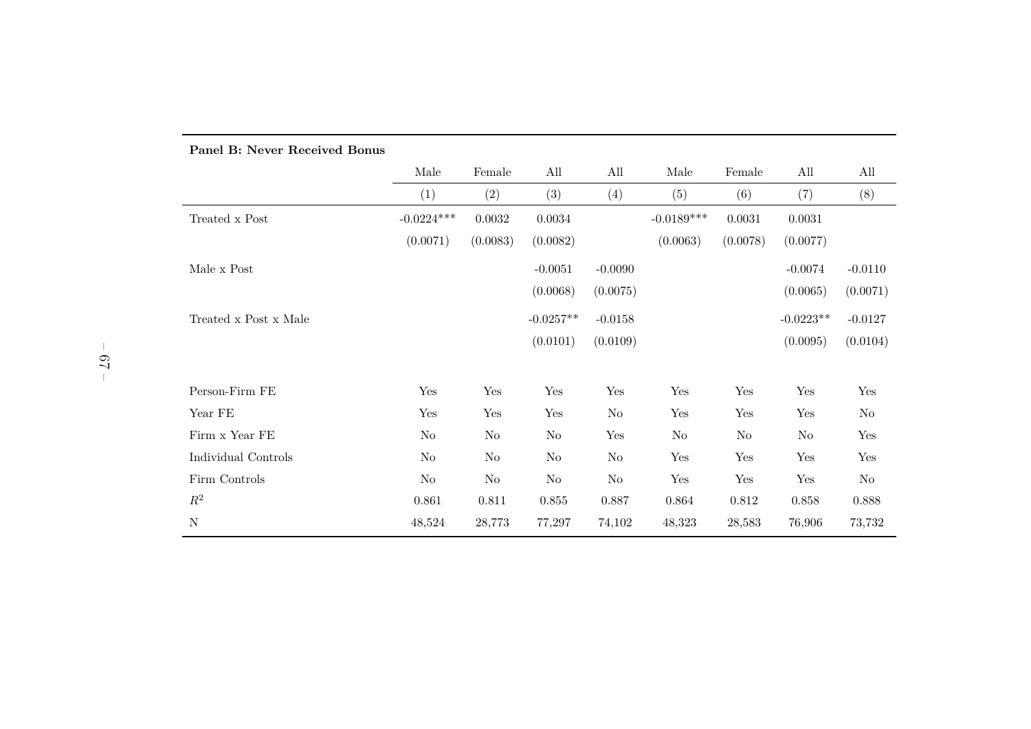**Panel B: Never Received Bonus**

| | Male | Female | All | All | Male | Female | All | All |
|---|---|---|---|---|---|---|---|---|
| | (1) | (2) | (3) | (4) | (5) | (6) | (7) | (8) |
| Treated x Post | -0.0224*** | 0.0032 | 0.0034 | | -0.0189*** | 0.0031 | 0.0031 | |
| | (0.0071) | (0.0083) | (0.0082) | | (0.0063) | (0.0078) | (0.0077) | |
| Male x Post | | | -0.0051 | -0.0090 | | | -0.0074 | -0.0110 |
| | | | (0.0068) | (0.0075) | | | (0.0065) | (0.0071) |
| Treated x Post x Male | | | -0.0257** | -0.0158 | | | -0.0223** | -0.0127 |
| | | | (0.0101) | (0.0109) | | | (0.0095) | (0.0104) |
| Person-Firm FE | Yes | Yes | Yes | Yes | Yes | Yes | Yes | Yes |
| Year FE | Yes | Yes | Yes | No | Yes | Yes | Yes | No |
| Firm x Year FE | No | No | No | Yes | No | No | No | Yes |
| Individual Controls | No | No | No | No | Yes | Yes | Yes | Yes |
| Firm Controls | No | No | No | No | Yes | Yes | Yes | No |
| $R^2$ | 0.861 | 0.811 | 0.855 | 0.887 | 0.864 | 0.812 | 0.858 | 0.888 |
| N | 48,524 | 28,773 | 77,297 | 74,102 | 48,323 | 28,583 | 76,906 | 73,732 |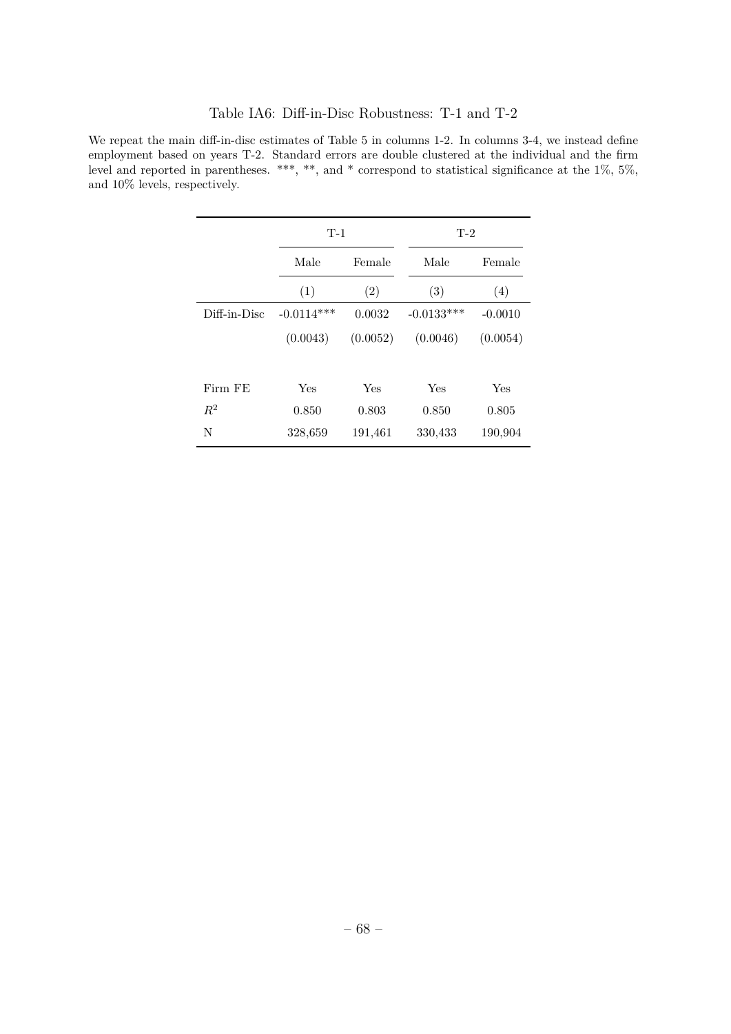Table IA6: Diff-in-Disc Robustness: T-1 and T-2

We repeat the main diff-in-disc estimates of Table 5 in columns 1-2. In columns 3-4, we instead define employment based on years T-2. Standard errors are double clustered at the individual and the firm level and reported in parentheses. ***, **, and * correspond to statistical significance at the 1%, 5%, and 10% levels, respectively.

| | T-1 | | T-2 | |
|---|---|---|---|---|
| | Male | Female | Male | Female |
| | (1) | (2) | (3) | (4) |
| Diff-in-Disc | -0.0114*** | 0.0032 | -0.0133*** | -0.0010 |
| | (0.0043) | (0.0052) | (0.0046) | (0.0054) |
| Firm FE | Yes | Yes | Yes | Yes |
| $R^2$ | 0.850 | 0.803 | 0.850 | 0.805 |
| N | 328,659 | 191,461 | 330,433 | 190,904 |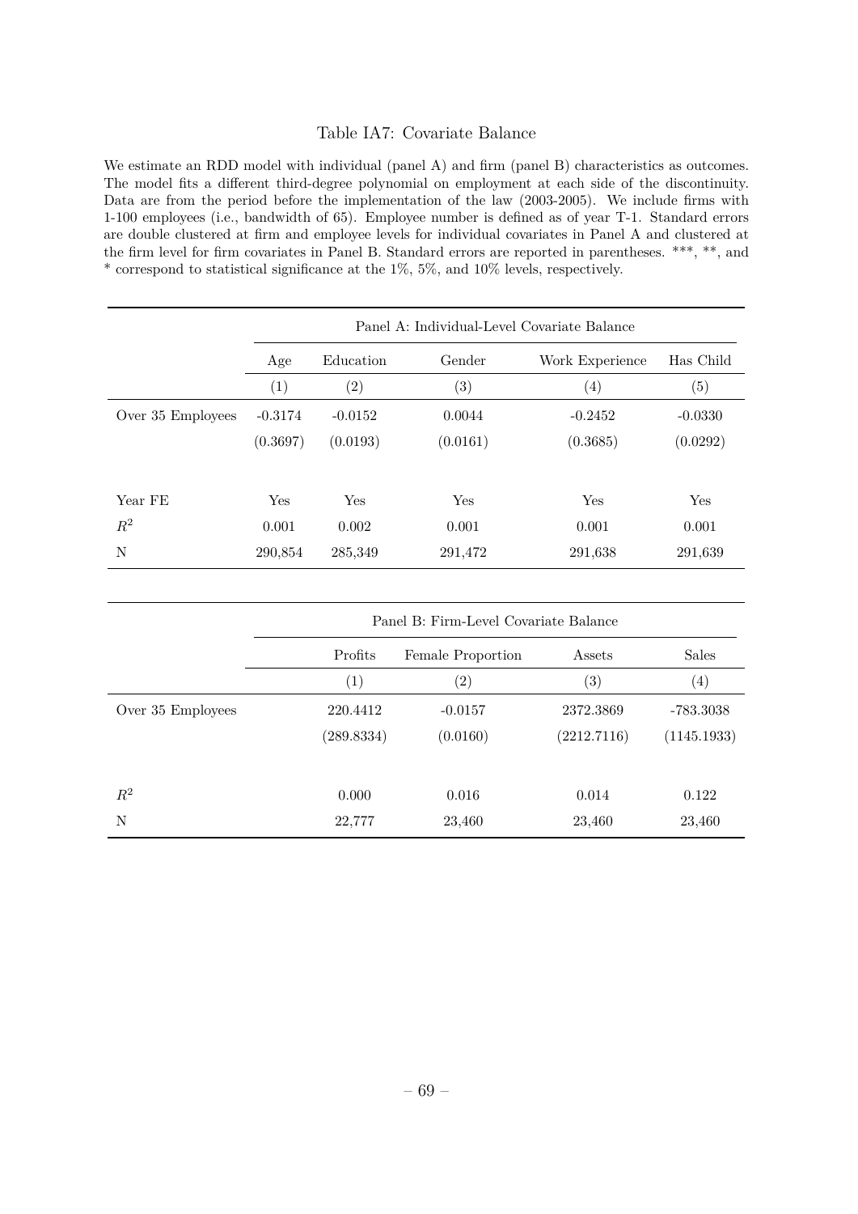Table IA7: Covariate Balance

We estimate an RDD model with individual (panel A) and firm (panel B) characteristics as outcomes. The model fits a different third-degree polynomial on employment at each side of the discontinuity. Data are from the period before the implementation of the law (2003-2005). We include firms with 1-100 employees (i.e., bandwidth of 65). Employee number is defined as of year T-1. Standard errors are double clustered at firm and employee levels for individual covariates in Panel A and clustered at the firm level for firm covariates in Panel B. Standard errors are reported in parentheses. ***, **, and * correspond to statistical significance at the 1%, 5%, and 10% levels, respectively.

| | Panel A: Individual-Level Covariate Balance | | | | |
|---|---|---|---|---|---|
| | Age | Education | Gender | Work Experience | Has Child |
| | (1) | (2) | (3) | (4) | (5) |
| Over 35 Employees | -0.3174 | -0.0152 | 0.0044 | -0.2452 | -0.0330 |
| | (0.3697) | (0.0193) | (0.0161) | (0.3685) | (0.0292) |
| Year FE | Yes | Yes | Yes | Yes | Yes |
| $R^2$ | 0.001 | 0.002 | 0.001 | 0.001 | 0.001 |
| N | 290,854 | 285,349 | 291,472 | 291,638 | 291,639 |

| | Panel B: Firm-Level Covariate Balance | | | |
|---|---|---|---|---|
| | Profits | Female Proportion | Assets | Sales |
| | (1) | (2) | (3) | (4) |
| Over 35 Employees | 220.4412 | -0.0157 | 2372.3869 | -783.3038 |
| | (289.8334) | (0.0160) | (2212.7116) | (1145.1933) |
| $R^2$ | 0.000 | 0.016 | 0.014 | 0.122 |
| N | 22,777 | 23,460 | 23,460 | 23,460 |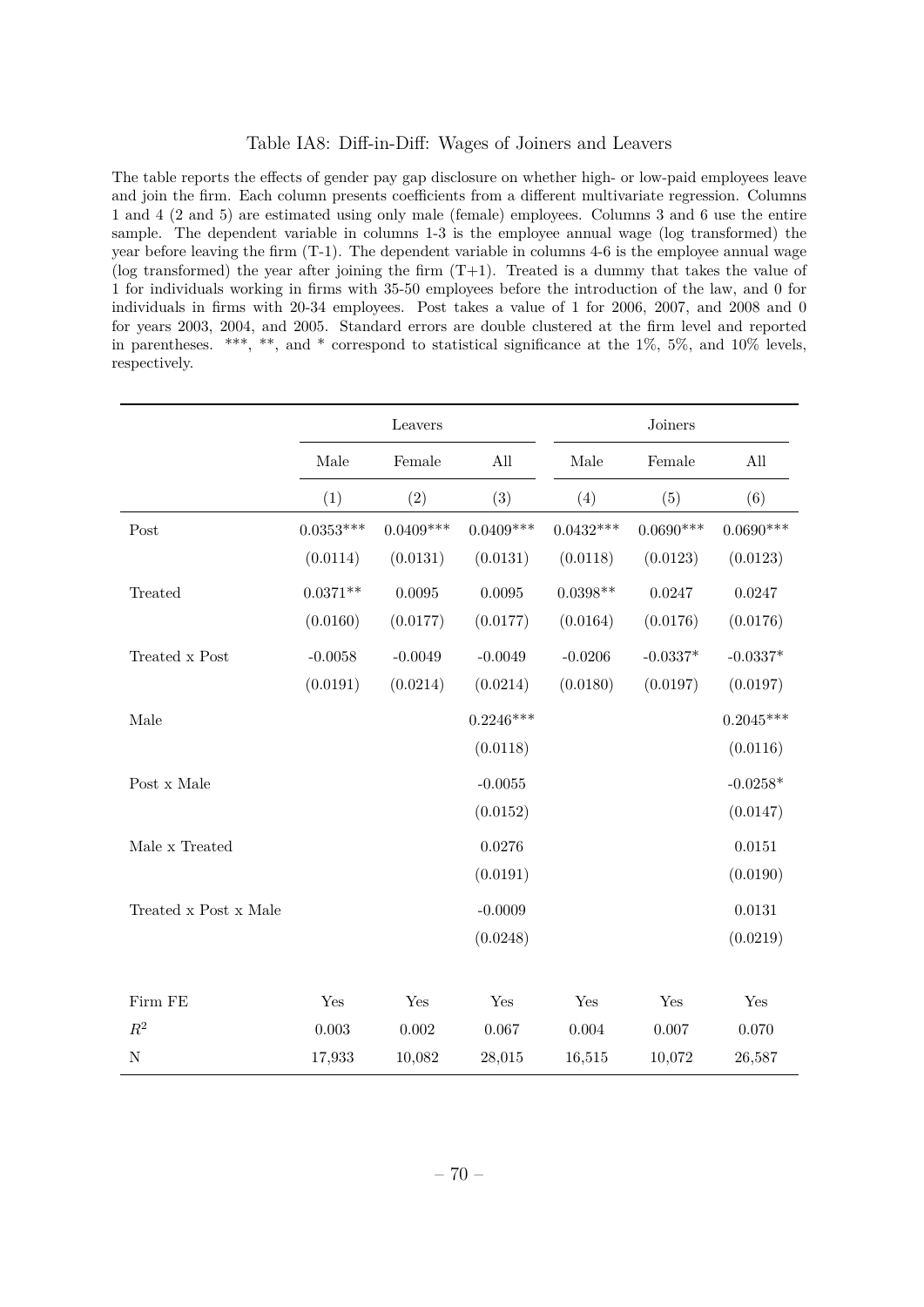## Table IA8: Diff-in-Diff: Wages of Joiners and Leavers

The table reports the effects of gender pay gap disclosure on whether high- or low-paid employees leave and join the firm. Each column presents coefficients from a different multivariate regression. Columns 1 and 4 (2 and 5) are estimated using only male (female) employees. Columns 3 and 6 use the entire sample. The dependent variable in columns 1-3 is the employee annual wage (log transformed) the year before leaving the firm (T-1). The dependent variable in columns 4-6 is the employee annual wage (log transformed) the year after joining the firm (T+1). Treated is a dummy that takes the value of 1 for individuals working in firms with 35-50 employees before the introduction of the law, and 0 for individuals in firms with 20-34 employees. Post takes a value of 1 for 2006, 2007, and 2008 and 0 for years 2003, 2004, and 2005. Standard errors are double clustered at the firm level and reported in parentheses. ***, **, and * correspond to statistical significance at the 1%, 5%, and 10% levels, respectively.

| | Leavers | | | Joiners | | |
|---|---|---|---|---|---|---|
| | Male | Female | All | Male | Female | All |
| | (1) | (2) | (3) | (4) | (5) | (6) |
| Post | 0.0353*** | 0.0409*** | 0.0409*** | 0.0432*** | 0.0690*** | 0.0690*** |
| | (0.0114) | (0.0131) | (0.0131) | (0.0118) | (0.0123) | (0.0123) |
| Treated | 0.0371** | 0.0095 | 0.0095 | 0.0398** | 0.0247 | 0.0247 |
| | (0.0160) | (0.0177) | (0.0177) | (0.0164) | (0.0176) | (0.0176) |
| Treated x Post | -0.0058 | -0.0049 | -0.0049 | -0.0206 | -0.0337* | -0.0337* |
| | (0.0191) | (0.0214) | (0.0214) | (0.0180) | (0.0197) | (0.0197) |
| Male | | | 0.2246*** | | | 0.2045*** |
| | | | (0.0118) | | | (0.0116) |
| Post x Male | | | -0.0055 | | | -0.0258* |
| | | | (0.0152) | | | (0.0147) |
| Male x Treated | | | 0.0276 | | | 0.0151 |
| | | | (0.0191) | | | (0.0190) |
| Treated x Post x Male | | | -0.0009 | | | 0.0131 |
| | | | (0.0248) | | | (0.0219) |
| Firm FE | Yes | Yes | Yes | Yes | Yes | Yes |
| $R^2$ | 0.003 | 0.002 | 0.067 | 0.004 | 0.007 | 0.070 |
| N | 17,933 | 10,082 | 28,015 | 16,515 | 10,072 | 26,587 |